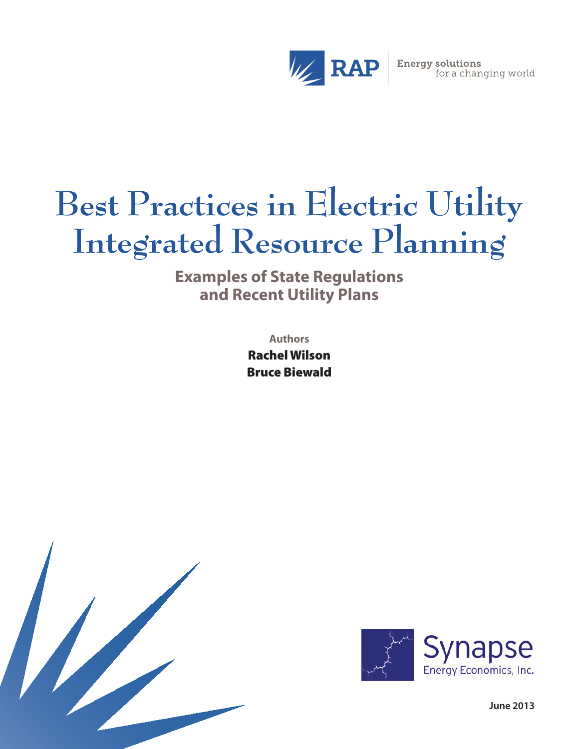RAP

Energy solutions
for a changing world

# Best Practices in Electric Utility Integrated Resource Planning

## Examples of State Regulations and Recent Utility Plans

**Authors**

**Rachel Wilson**
**Bruce Biewald**

Synapse
Energy Economics, Inc.

**June 2013**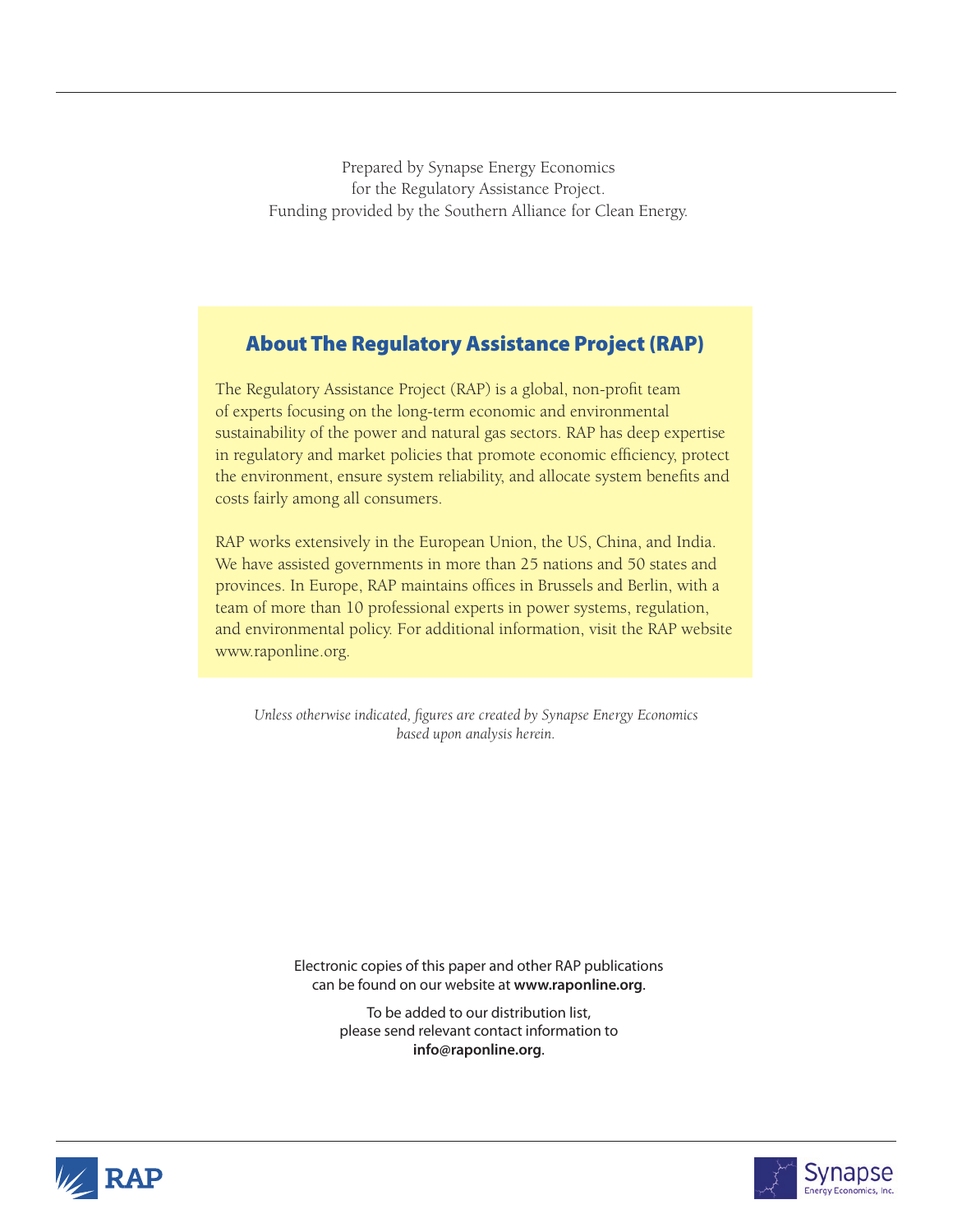Prepared by Synapse Energy Economics
for the Regulatory Assistance Project.
Funding provided by the Southern Alliance for Clean Energy.

## About The Regulatory Assistance Project (RAP)

The Regulatory Assistance Project (RAP) is a global, non-profit team of experts focusing on the long-term economic and environmental sustainability of the power and natural gas sectors. RAP has deep expertise in regulatory and market policies that promote economic efficiency, protect the environment, ensure system reliability, and allocate system benefits and costs fairly among all consumers.

RAP works extensively in the European Union, the US, China, and India. We have assisted governments in more than 25 nations and 50 states and provinces. In Europe, RAP maintains offices in Brussels and Berlin, with a team of more than 10 professional experts in power systems, regulation, and environmental policy. For additional information, visit the RAP website www.raponline.org.

*Unless otherwise indicated, figures are created by Synapse Energy Economics based upon analysis herein.*

Electronic copies of this paper and other RAP publications can be found on our website at **www.raponline.org**.

To be added to our distribution list, please send relevant contact information to **info@raponline.org**.

RAP

Synapse Energy Economics, Inc.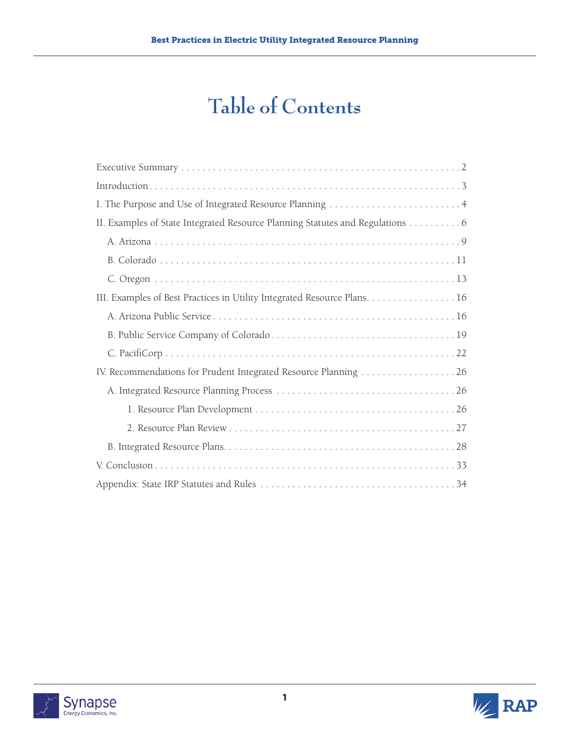# Table of Contents

Executive Summary . . . . . . . . . . . . . . . . . . . . . . . . . . . . . . . . . . . . . . . . . . . . . . . . . . . . . 2

Introduction . . . . . . . . . . . . . . . . . . . . . . . . . . . . . . . . . . . . . . . . . . . . . . . . . . . . . . . . . . 3

I. The Purpose and Use of Integrated Resource Planning . . . . . . . . . . . . . . . . . . . . . . . . . . 4

II. Examples of State Integrated Resource Planning Statutes and Regulations . . . . . . . . . . 6

- A. Arizona . . . . . . . . . . . . . . . . . . . . . . . . . . . . . . . . . . . . . . . . . . . . . . . . . . . . . . . . . . 9
- B. Colorado . . . . . . . . . . . . . . . . . . . . . . . . . . . . . . . . . . . . . . . . . . . . . . . . . . . . . . . . 11
- C. Oregon . . . . . . . . . . . . . . . . . . . . . . . . . . . . . . . . . . . . . . . . . . . . . . . . . . . . . . . . . 13

III. Examples of Best Practices in Utility Integrated Resource Plans . . . . . . . . . . . . . . . . . 16

- A. Arizona Public Service . . . . . . . . . . . . . . . . . . . . . . . . . . . . . . . . . . . . . . . . . . . . . 16
- B. Public Service Company of Colorado . . . . . . . . . . . . . . . . . . . . . . . . . . . . . . . . . . 19
- C. PacifiCorp . . . . . . . . . . . . . . . . . . . . . . . . . . . . . . . . . . . . . . . . . . . . . . . . . . . . . . 22

IV. Recommendations for Prudent Integrated Resource Planning . . . . . . . . . . . . . . . . . . 26

- A. Integrated Resource Planning Process . . . . . . . . . . . . . . . . . . . . . . . . . . . . . . . . . 26
  - 1. Resource Plan Development . . . . . . . . . . . . . . . . . . . . . . . . . . . . . . . . . . . . . . 26
  - 2. Resource Plan Review . . . . . . . . . . . . . . . . . . . . . . . . . . . . . . . . . . . . . . . . . . . 27
- B. Integrated Resource Plans . . . . . . . . . . . . . . . . . . . . . . . . . . . . . . . . . . . . . . . . . . . 28

V. Conclusion . . . . . . . . . . . . . . . . . . . . . . . . . . . . . . . . . . . . . . . . . . . . . . . . . . . . . . . . 33

Appendix: State IRP Statutes and Rules . . . . . . . . . . . . . . . . . . . . . . . . . . . . . . . . . . . . 34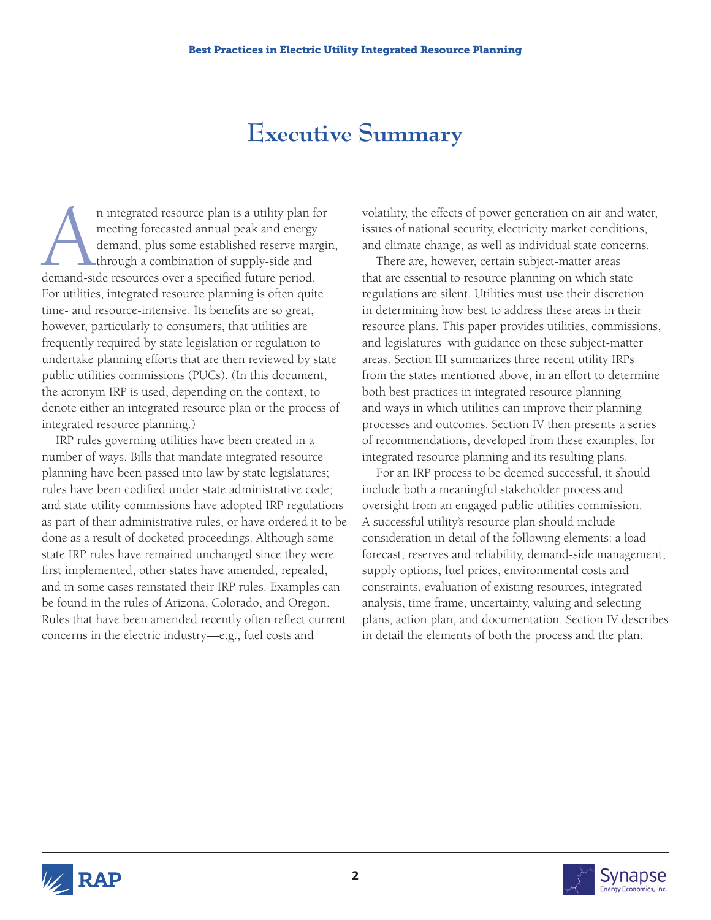# Executive Summary

An integrated resource plan is a utility plan for meeting forecasted annual peak and energy demand, plus some established reserve margin, through a combination of supply-side and demand-side resources over a specified future period. For utilities, integrated resource planning is often quite time- and resource-intensive. Its benefits are so great, however, particularly to consumers, that utilities are frequently required by state legislation or regulation to undertake planning efforts that are then reviewed by state public utilities commissions (PUCs). (In this document, the acronym IRP is used, depending on the context, to denote either an integrated resource plan or the process of integrated resource planning.)

IRP rules governing utilities have been created in a number of ways. Bills that mandate integrated resource planning have been passed into law by state legislatures; rules have been codified under state administrative code; and state utility commissions have adopted IRP regulations as part of their administrative rules, or have ordered it to be done as a result of docketed proceedings. Although some state IRP rules have remained unchanged since they were first implemented, other states have amended, repealed, and in some cases reinstated their IRP rules. Examples can be found in the rules of Arizona, Colorado, and Oregon. Rules that have been amended recently often reflect current concerns in the electric industry—e.g., fuel costs and volatility, the effects of power generation on air and water, issues of national security, electricity market conditions, and climate change, as well as individual state concerns.

There are, however, certain subject-matter areas that are essential to resource planning on which state regulations are silent. Utilities must use their discretion in determining how best to address these areas in their resource plans. This paper provides utilities, commissions, and legislatures with guidance on these subject-matter areas. Section III summarizes three recent utility IRPs from the states mentioned above, in an effort to determine both best practices in integrated resource planning and ways in which utilities can improve their planning processes and outcomes. Section IV then presents a series of recommendations, developed from these examples, for integrated resource planning and its resulting plans.

For an IRP process to be deemed successful, it should include both a meaningful stakeholder process and oversight from an engaged public utilities commission. A successful utility's resource plan should include consideration in detail of the following elements: a load forecast, reserves and reliability, demand-side management, supply options, fuel prices, environmental costs and constraints, evaluation of existing resources, integrated analysis, time frame, uncertainty, valuing and selecting plans, action plan, and documentation. Section IV describes in detail the elements of both the process and the plan.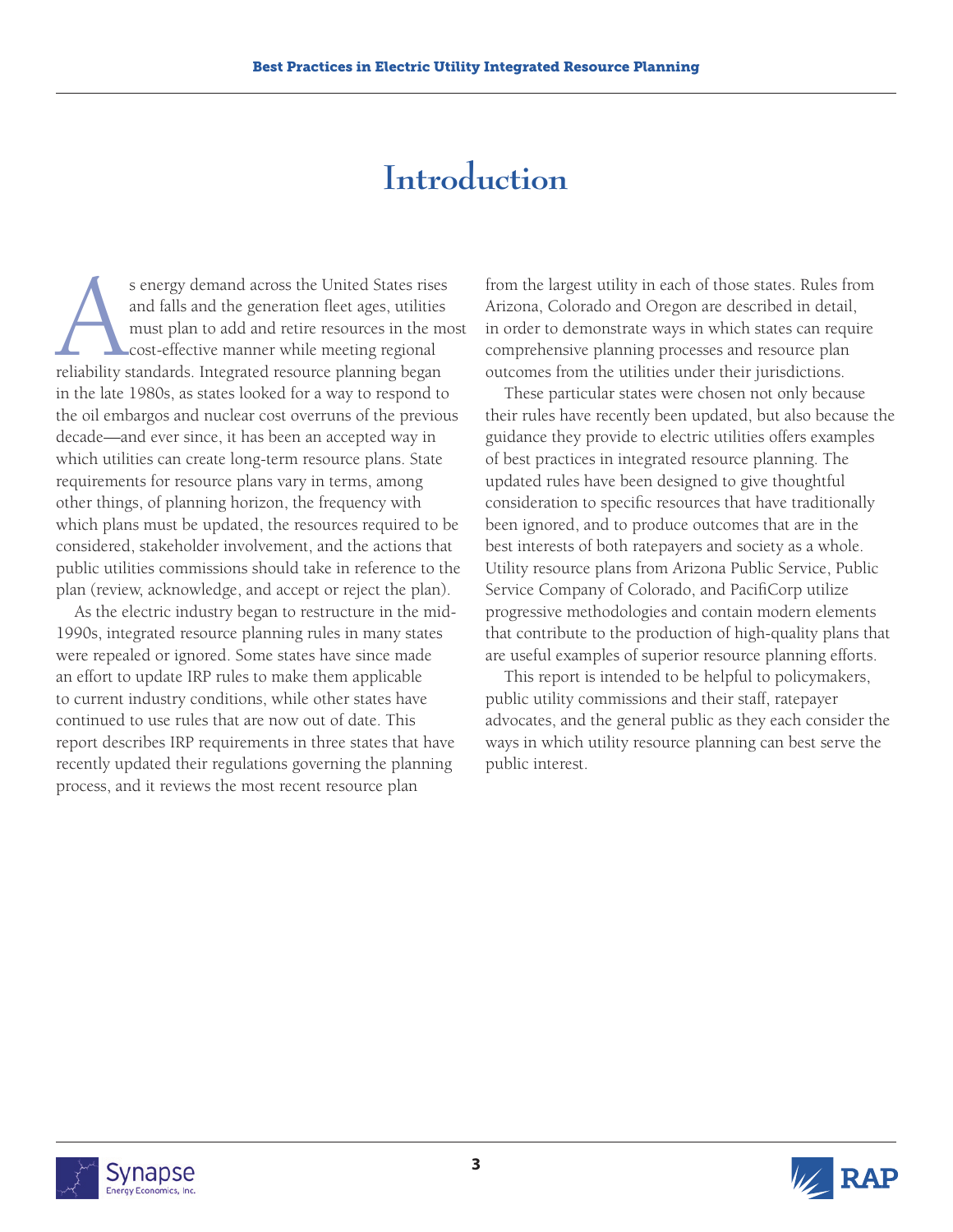# Introduction

As energy demand across the United States rises and falls and the generation fleet ages, utilities must plan to add and retire resources in the most cost-effective manner while meeting regional reliability standards. Integrated resource planning began in the late 1980s, as states looked for a way to respond to the oil embargos and nuclear cost overruns of the previous decade—and ever since, it has been an accepted way in which utilities can create long-term resource plans. State requirements for resource plans vary in terms, among other things, of planning horizon, the frequency with which plans must be updated, the resources required to be considered, stakeholder involvement, and the actions that public utilities commissions should take in reference to the plan (review, acknowledge, and accept or reject the plan).

As the electric industry began to restructure in the mid-1990s, integrated resource planning rules in many states were repealed or ignored. Some states have since made an effort to update IRP rules to make them applicable to current industry conditions, while other states have continued to use rules that are now out of date. This report describes IRP requirements in three states that have recently updated their regulations governing the planning process, and it reviews the most recent resource plan from the largest utility in each of those states. Rules from Arizona, Colorado and Oregon are described in detail, in order to demonstrate ways in which states can require comprehensive planning processes and resource plan outcomes from the utilities under their jurisdictions.

These particular states were chosen not only because their rules have recently been updated, but also because the guidance they provide to electric utilities offers examples of best practices in integrated resource planning. The updated rules have been designed to give thoughtful consideration to specific resources that have traditionally been ignored, and to produce outcomes that are in the best interests of both ratepayers and society as a whole. Utility resource plans from Arizona Public Service, Public Service Company of Colorado, and PacifiCorp utilize progressive methodologies and contain modern elements that contribute to the production of high-quality plans that are useful examples of superior resource planning efforts.

This report is intended to be helpful to policymakers, public utility commissions and their staff, ratepayer advocates, and the general public as they each consider the ways in which utility resource planning can best serve the public interest.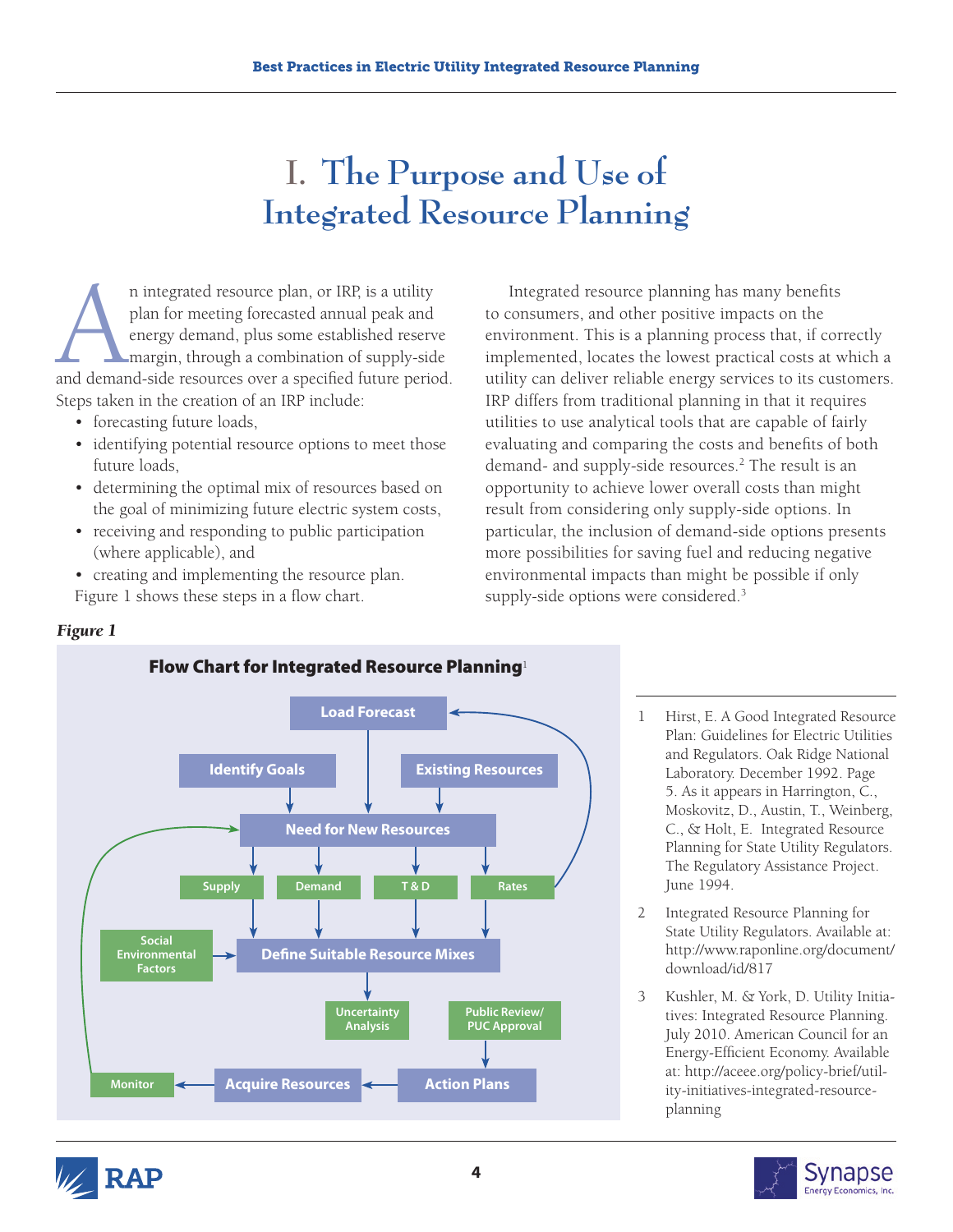# I. The Purpose and Use of Integrated Resource Planning

An integrated resource plan, or IRP, is a utility plan for meeting forecasted annual peak and energy demand, plus some established reserve margin, through a combination of supply-side and demand-side resources over a specified future period. Steps taken in the creation of an IRP include:

- forecasting future loads,
- identifying potential resource options to meet those future loads,
- determining the optimal mix of resources based on the goal of minimizing future electric system costs,
- receiving and responding to public participation (where applicable), and
- creating and implementing the resource plan.

Figure 1 shows these steps in a flow chart.

Integrated resource planning has many benefits to consumers, and other positive impacts on the environment. This is a planning process that, if correctly implemented, locates the lowest practical costs at which a utility can deliver reliable energy services to its customers. IRP differs from traditional planning in that it requires utilities to use analytical tools that are capable of fairly evaluating and comparing the costs and benefits of both demand- and supply-side resources.[2] The result is an opportunity to achieve lower overall costs than might result from considering only supply-side options. In particular, the inclusion of demand-side options presents more possibilities for saving fuel and reducing negative environmental impacts than might be possible if only supply-side options were considered.[3]

*Figure 1*

**Flow Chart for Integrated Resource Planning**[1]

Load Forecast
Identify Goals
Existing Resources
Need for New Resources
Supply
Demand
T & D
Rates
Social Environmental Factors
Define Suitable Resource Mixes
Uncertainty Analysis
Public Review/ PUC Approval
Action Plans
Acquire Resources
Monitor

1 Hirst, E. A Good Integrated Resource Plan: Guidelines for Electric Utilities and Regulators. Oak Ridge National Laboratory. December 1992. Page 5. As it appears in Harrington, C., Moskovitz, D., Austin, T., Weinberg, C., & Holt, E. Integrated Resource Planning for State Utility Regulators. The Regulatory Assistance Project. June 1994.

2 Integrated Resource Planning for State Utility Regulators. Available at: http://www.raponline.org/document/download/id/817

3 Kushler, M. & York, D. Utility Initiatives: Integrated Resource Planning. July 2010. American Council for an Energy-Efficient Economy. Available at: http://aceee.org/policy-brief/utility-initiatives-integrated-resource-planning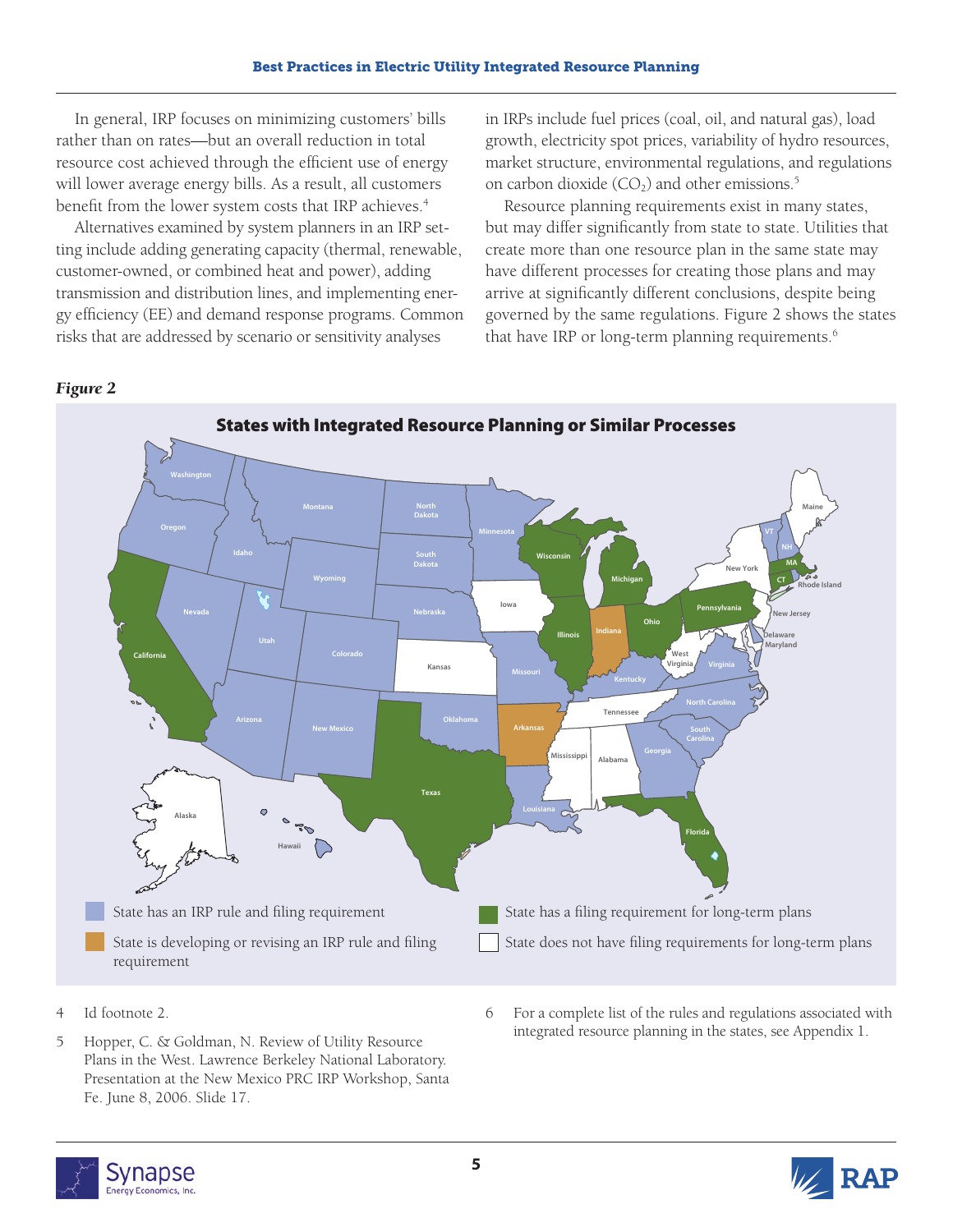In general, IRP focuses on minimizing customers' bills rather than on rates—but an overall reduction in total resource cost achieved through the efficient use of energy will lower average energy bills. As a result, all customers benefit from the lower system costs that IRP achieves.[4]

Alternatives examined by system planners in an IRP setting include adding generating capacity (thermal, renewable, customer-owned, or combined heat and power), adding transmission and distribution lines, and implementing energy efficiency (EE) and demand response programs. Common risks that are addressed by scenario or sensitivity analyses in IRPs include fuel prices (coal, oil, and natural gas), load growth, electricity spot prices, variability of hydro resources, market structure, environmental regulations, and regulations on carbon dioxide ($CO_2$) and other emissions.[5]

Resource planning requirements exist in many states, but may differ significantly from state to state. Utilities that create more than one resource plan in the same state may have different processes for creating those plans and may arrive at significantly different conclusions, despite being governed by the same regulations. Figure 2 shows the states that have IRP or long-term planning requirements.[6]

*Figure 2*

**States with Integrated Resource Planning or Similar Processes**

State has an IRP rule and filing requirement

State has a filing requirement for long-term plans

State is developing or revising an IRP rule and filing requirement

State does not have filing requirements for long-term plans

4 Id footnote 2.

5 Hopper, C. & Goldman, N. Review of Utility Resource Plans in the West. Lawrence Berkeley National Laboratory. Presentation at the New Mexico PRC IRP Workshop, Santa Fe. June 8, 2006. Slide 17.

6 For a complete list of the rules and regulations associated with integrated resource planning in the states, see Appendix 1.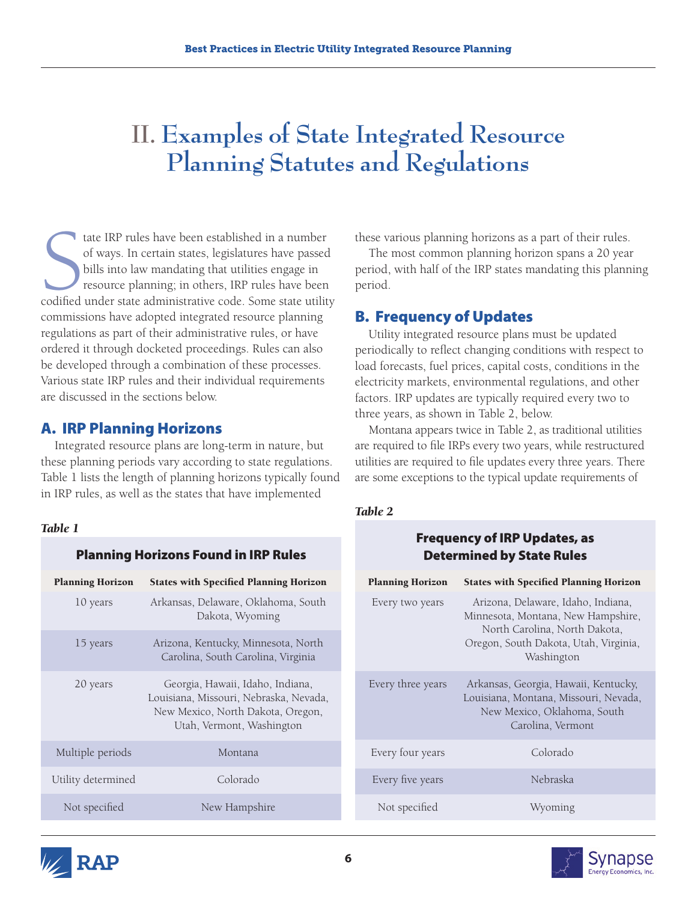# II. Examples of State Integrated Resource Planning Statutes and Regulations

State IRP rules have been established in a number of ways. In certain states, legislatures have passed bills into law mandating that utilities engage in resource planning; in others, IRP rules have been codified under state administrative code. Some state utility commissions have adopted integrated resource planning regulations as part of their administrative rules, or have ordered it through docketed proceedings. Rules can also be developed through a combination of these processes. Various state IRP rules and their individual requirements are discussed in the sections below.

## A. IRP Planning Horizons

Integrated resource plans are long-term in nature, but these planning periods vary according to state regulations. Table 1 lists the length of planning horizons typically found in IRP rules, as well as the states that have implemented these various planning horizons as a part of their rules.

The most common planning horizon spans a 20 year period, with half of the IRP states mandating this planning period.

*Table 1*

**Planning Horizons Found in IRP Rules**

| Planning Horizon | States with Specified Planning Horizon |
|---|---|
| 10 years | Arkansas, Delaware, Oklahoma, South Dakota, Wyoming |
| 15 years | Arizona, Kentucky, Minnesota, North Carolina, South Carolina, Virginia |
| 20 years | Georgia, Hawaii, Idaho, Indiana, Louisiana, Missouri, Nebraska, Nevada, New Mexico, North Dakota, Oregon, Utah, Vermont, Washington |
| Multiple periods | Montana |
| Utility determined | Colorado |
| Not specified | New Hampshire |

## B. Frequency of Updates

Utility integrated resource plans must be updated periodically to reflect changing conditions with respect to load forecasts, fuel prices, capital costs, conditions in the electricity markets, environmental regulations, and other factors. IRP updates are typically required every two to three years, as shown in Table 2, below.

Montana appears twice in Table 2, as traditional utilities are required to file IRPs every two years, while restructured utilities are required to file updates every three years. There are some exceptions to the typical update requirements of

*Table 2*

**Frequency of IRP Updates, as Determined by State Rules**

| Planning Horizon | States with Specified Planning Horizon |
|---|---|
| Every two years | Arizona, Delaware, Idaho, Indiana, Minnesota, Montana, New Hampshire, North Carolina, North Dakota, Oregon, South Dakota, Utah, Virginia, Washington |
| Every three years | Arkansas, Georgia, Hawaii, Kentucky, Louisiana, Montana, Missouri, Nevada, New Mexico, Oklahoma, South Carolina, Vermont |
| Every four years | Colorado |
| Every five years | Nebraska |
| Not specified | Wyoming |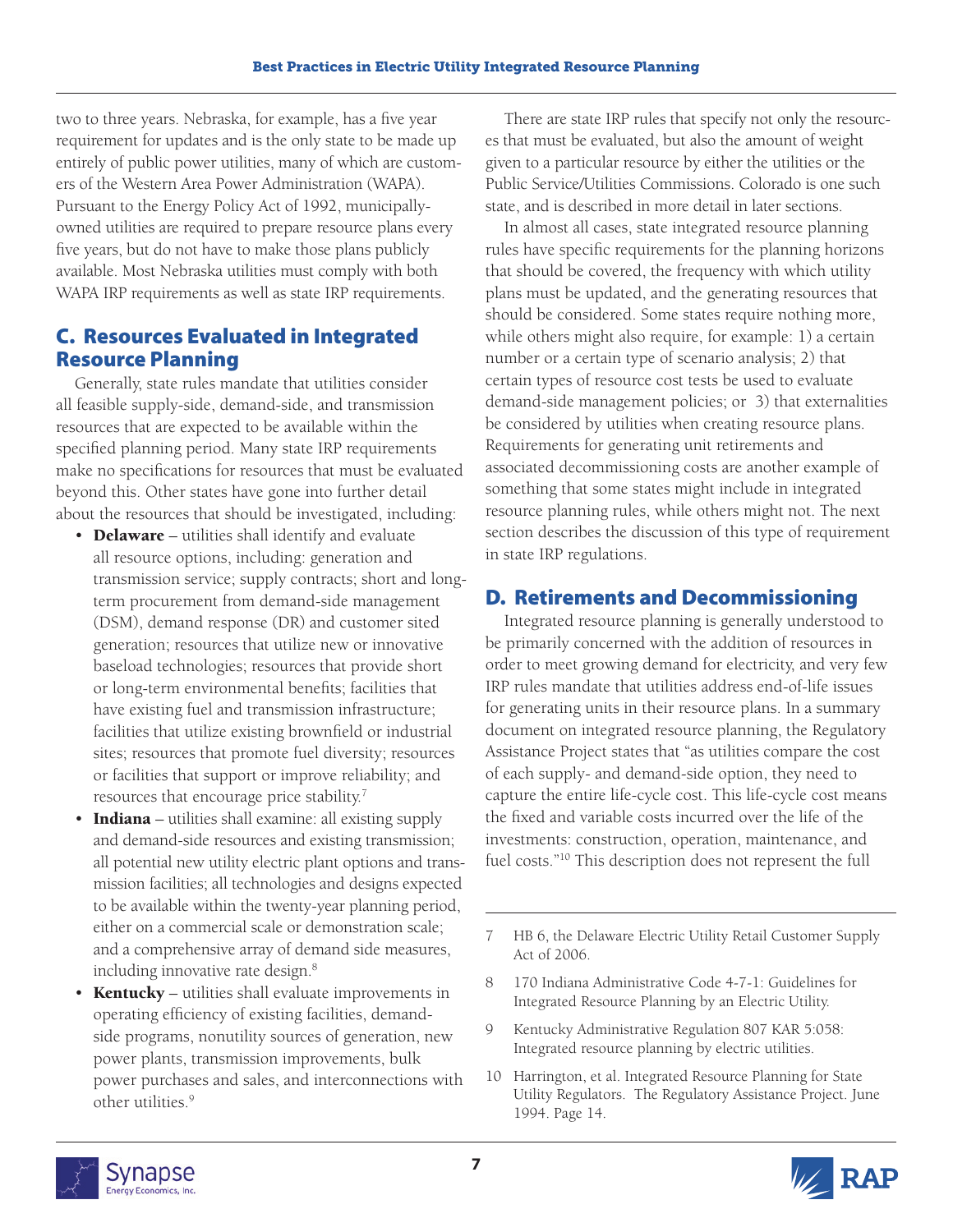two to three years. Nebraska, for example, has a five year requirement for updates and is the only state to be made up entirely of public power utilities, many of which are customers of the Western Area Power Administration (WAPA). Pursuant to the Energy Policy Act of 1992, municipally-owned utilities are required to prepare resource plans every five years, but do not have to make those plans publicly available. Most Nebraska utilities must comply with both WAPA IRP requirements as well as state IRP requirements.

## C. Resources Evaluated in Integrated Resource Planning

Generally, state rules mandate that utilities consider all feasible supply-side, demand-side, and transmission resources that are expected to be available within the specified planning period. Many state IRP requirements make no specifications for resources that must be evaluated beyond this. Other states have gone into further detail about the resources that should be investigated, including:

- **Delaware** – utilities shall identify and evaluate all resource options, including: generation and transmission service; supply contracts; short and long-term procurement from demand-side management (DSM), demand response (DR) and customer sited generation; resources that utilize new or innovative baseload technologies; resources that provide short or long-term environmental benefits; facilities that have existing fuel and transmission infrastructure; facilities that utilize existing brownfield or industrial sites; resources that promote fuel diversity; resources or facilities that support or improve reliability; and resources that encourage price stability.[7]
- **Indiana** – utilities shall examine: all existing supply and demand-side resources and existing transmission; all potential new utility electric plant options and transmission facilities; all technologies and designs expected to be available within the twenty-year planning period, either on a commercial scale or demonstration scale; and a comprehensive array of demand side measures, including innovative rate design.[8]
- **Kentucky** – utilities shall evaluate improvements in operating efficiency of existing facilities, demand-side programs, nonutility sources of generation, new power plants, transmission improvements, bulk power purchases and sales, and interconnections with other utilities.[9]

There are state IRP rules that specify not only the resources that must be evaluated, but also the amount of weight given to a particular resource by either the utilities or the Public Service/Utilities Commissions. Colorado is one such state, and is described in more detail in later sections.

In almost all cases, state integrated resource planning rules have specific requirements for the planning horizons that should be covered, the frequency with which utility plans must be updated, and the generating resources that should be considered. Some states require nothing more, while others might also require, for example: 1) a certain number or a certain type of scenario analysis; 2) that certain types of resource cost tests be used to evaluate demand-side management policies; or 3) that externalities be considered by utilities when creating resource plans. Requirements for generating unit retirements and associated decommissioning costs are another example of something that some states might include in integrated resource planning rules, while others might not. The next section describes the discussion of this type of requirement in state IRP regulations.

## D. Retirements and Decommissioning

Integrated resource planning is generally understood to be primarily concerned with the addition of resources in order to meet growing demand for electricity, and very few IRP rules mandate that utilities address end-of-life issues for generating units in their resource plans. In a summary document on integrated resource planning, the Regulatory Assistance Project states that "as utilities compare the cost of each supply- and demand-side option, they need to capture the entire life-cycle cost. This life-cycle cost means the fixed and variable costs incurred over the life of the investments: construction, operation, maintenance, and fuel costs."[10] This description does not represent the full

---

7 HB 6, the Delaware Electric Utility Retail Customer Supply Act of 2006.

8 170 Indiana Administrative Code 4-7-1: Guidelines for Integrated Resource Planning by an Electric Utility.

9 Kentucky Administrative Regulation 807 KAR 5:058: Integrated resource planning by electric utilities.

10 Harrington, et al. Integrated Resource Planning for State Utility Regulators. The Regulatory Assistance Project. June 1994. Page 14.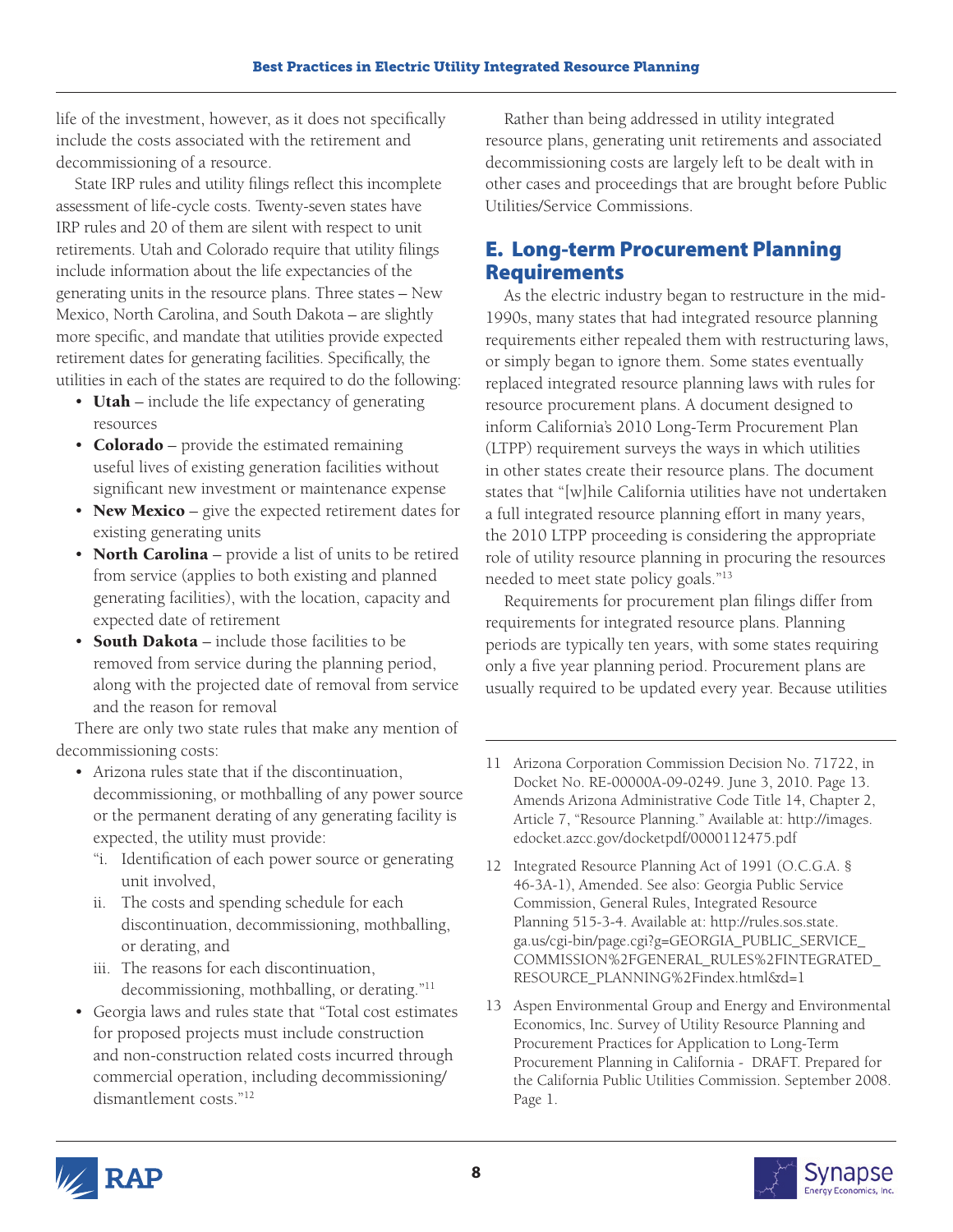life of the investment, however, as it does not specifically include the costs associated with the retirement and decommissioning of a resource.

State IRP rules and utility filings reflect this incomplete assessment of life-cycle costs. Twenty-seven states have IRP rules and 20 of them are silent with respect to unit retirements. Utah and Colorado require that utility filings include information about the life expectancies of the generating units in the resource plans. Three states – New Mexico, North Carolina, and South Dakota – are slightly more specific, and mandate that utilities provide expected retirement dates for generating facilities. Specifically, the utilities in each of the states are required to do the following:

- **Utah** – include the life expectancy of generating resources
- **Colorado** – provide the estimated remaining useful lives of existing generation facilities without significant new investment or maintenance expense
- **New Mexico** – give the expected retirement dates for existing generating units
- **North Carolina** – provide a list of units to be retired from service (applies to both existing and planned generating facilities), with the location, capacity and expected date of retirement
- **South Dakota** – include those facilities to be removed from service during the planning period, along with the projected date of removal from service and the reason for removal

There are only two state rules that make any mention of decommissioning costs:

- Arizona rules state that if the discontinuation, decommissioning, or mothballing of any power source or the permanent derating of any generating facility is expected, the utility must provide:
  "i. Identification of each power source or generating unit involved,
  ii. The costs and spending schedule for each discontinuation, decommissioning, mothballing, or derating, and
  iii. The reasons for each discontinuation, decommissioning, mothballing, or derating."[11]
- Georgia laws and rules state that "Total cost estimates for proposed projects must include construction and non-construction related costs incurred through commercial operation, including decommissioning/dismantlement costs."[12]

Rather than being addressed in utility integrated resource plans, generating unit retirements and associated decommissioning costs are largely left to be dealt with in other cases and proceedings that are brought before Public Utilities/Service Commissions.

## E. Long-term Procurement Planning Requirements

As the electric industry began to restructure in the mid-1990s, many states that had integrated resource planning requirements either repealed them with restructuring laws, or simply began to ignore them. Some states eventually replaced integrated resource planning laws with rules for resource procurement plans. A document designed to inform California's 2010 Long-Term Procurement Plan (LTPP) requirement surveys the ways in which utilities in other states create their resource plans. The document states that "[w]hile California utilities have not undertaken a full integrated resource planning effort in many years, the 2010 LTPP proceeding is considering the appropriate role of utility resource planning in procuring the resources needed to meet state policy goals."[13]

Requirements for procurement plan filings differ from requirements for integrated resource plans. Planning periods are typically ten years, with some states requiring only a five year planning period. Procurement plans are usually required to be updated every year. Because utilities

---

11 Arizona Corporation Commission Decision No. 71722, in Docket No. RE-00000A-09-0249. June 3, 2010. Page 13. Amends Arizona Administrative Code Title 14, Chapter 2, Article 7, "Resource Planning." Available at: http://images.edocket.azcc.gov/docketpdf/0000112475.pdf

12 Integrated Resource Planning Act of 1991 (O.C.G.A. § 46-3A-1), Amended. See also: Georgia Public Service Commission, General Rules, Integrated Resource Planning 515-3-4. Available at: http://rules.sos.state.ga.us/cgi-bin/page.cgi?g=GEORGIA_PUBLIC_SERVICE_COMMISSION%2FGENERAL_RULES%2FINTEGRATED_RESOURCE_PLANNING%2Findex.html&d=1

13 Aspen Environmental Group and Energy and Environmental Economics, Inc. Survey of Utility Resource Planning and Procurement Practices for Application to Long-Term Procurement Planning in California - DRAFT. Prepared for the California Public Utilities Commission. September 2008. Page 1.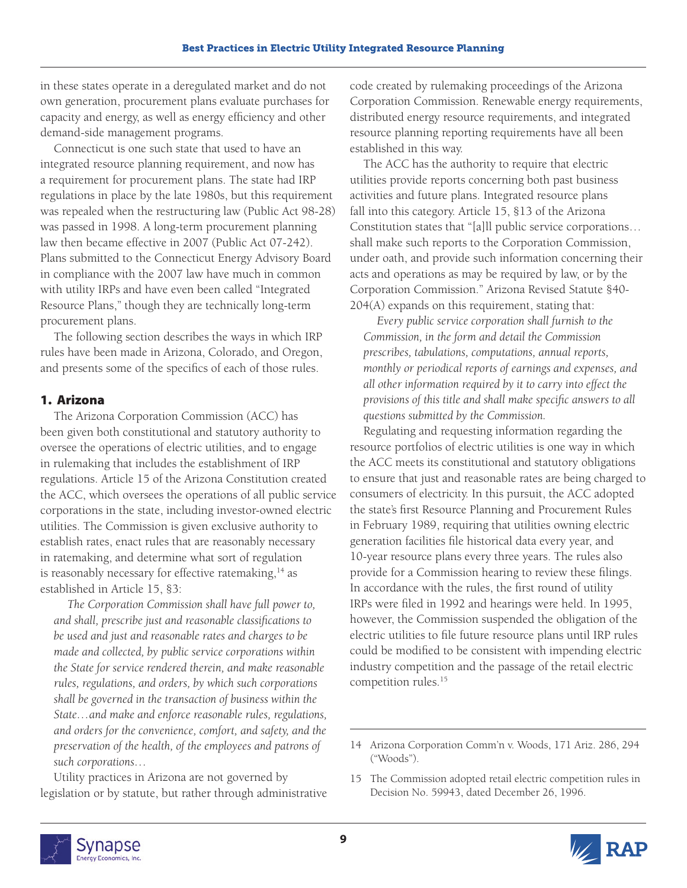in these states operate in a deregulated market and do not own generation, procurement plans evaluate purchases for capacity and energy, as well as energy efficiency and other demand-side management programs.

Connecticut is one such state that used to have an integrated resource planning requirement, and now has a requirement for procurement plans. The state had IRP regulations in place by the late 1980s, but this requirement was repealed when the restructuring law (Public Act 98-28) was passed in 1998. A long-term procurement planning law then became effective in 2007 (Public Act 07-242). Plans submitted to the Connecticut Energy Advisory Board in compliance with the 2007 law have much in common with utility IRPs and have even been called "Integrated Resource Plans," though they are technically long-term procurement plans.

The following section describes the ways in which IRP rules have been made in Arizona, Colorado, and Oregon, and presents some of the specifics of each of those rules.

## 1. Arizona

The Arizona Corporation Commission (ACC) has been given both constitutional and statutory authority to oversee the operations of electric utilities, and to engage in rulemaking that includes the establishment of IRP regulations. Article 15 of the Arizona Constitution created the ACC, which oversees the operations of all public service corporations in the state, including investor-owned electric utilities. The Commission is given exclusive authority to establish rates, enact rules that are reasonably necessary in ratemaking, and determine what sort of regulation is reasonably necessary for effective ratemaking,[14] as established in Article 15, §3:

> *The Corporation Commission shall have full power to, and shall, prescribe just and reasonable classifications to be used and just and reasonable rates and charges to be made and collected, by public service corporations within the State for service rendered therein, and make reasonable rules, regulations, and orders, by which such corporations shall be governed in the transaction of business within the State…and make and enforce reasonable rules, regulations, and orders for the convenience, comfort, and safety, and the preservation of the health, of the employees and patrons of such corporations…*

Utility practices in Arizona are not governed by legislation or by statute, but rather through administrative code created by rulemaking proceedings of the Arizona Corporation Commission. Renewable energy requirements, distributed energy resource requirements, and integrated resource planning reporting requirements have all been established in this way.

The ACC has the authority to require that electric utilities provide reports concerning both past business activities and future plans. Integrated resource plans fall into this category. Article 15, §13 of the Arizona Constitution states that "[a]ll public service corporations… shall make such reports to the Corporation Commission, under oath, and provide such information concerning their acts and operations as may be required by law, or by the Corporation Commission." Arizona Revised Statute §40-204(A) expands on this requirement, stating that:

> *Every public service corporation shall furnish to the Commission, in the form and detail the Commission prescribes, tabulations, computations, annual reports, monthly or periodical reports of earnings and expenses, and all other information required by it to carry into effect the provisions of this title and shall make specific answers to all questions submitted by the Commission.*

Regulating and requesting information regarding the resource portfolios of electric utilities is one way in which the ACC meets its constitutional and statutory obligations to ensure that just and reasonable rates are being charged to consumers of electricity. In this pursuit, the ACC adopted the state's first Resource Planning and Procurement Rules in February 1989, requiring that utilities owning electric generation facilities file historical data every year, and 10-year resource plans every three years. The rules also provide for a Commission hearing to review these filings. In accordance with the rules, the first round of utility IRPs were filed in 1992 and hearings were held. In 1995, however, the Commission suspended the obligation of the electric utilities to file future resource plans until IRP rules could be modified to be consistent with impending electric industry competition and the passage of the retail electric competition rules.[15]

---

14 Arizona Corporation Comm'n v. Woods, 171 Ariz. 286, 294 ("Woods").

15 The Commission adopted retail electric competition rules in Decision No. 59943, dated December 26, 1996.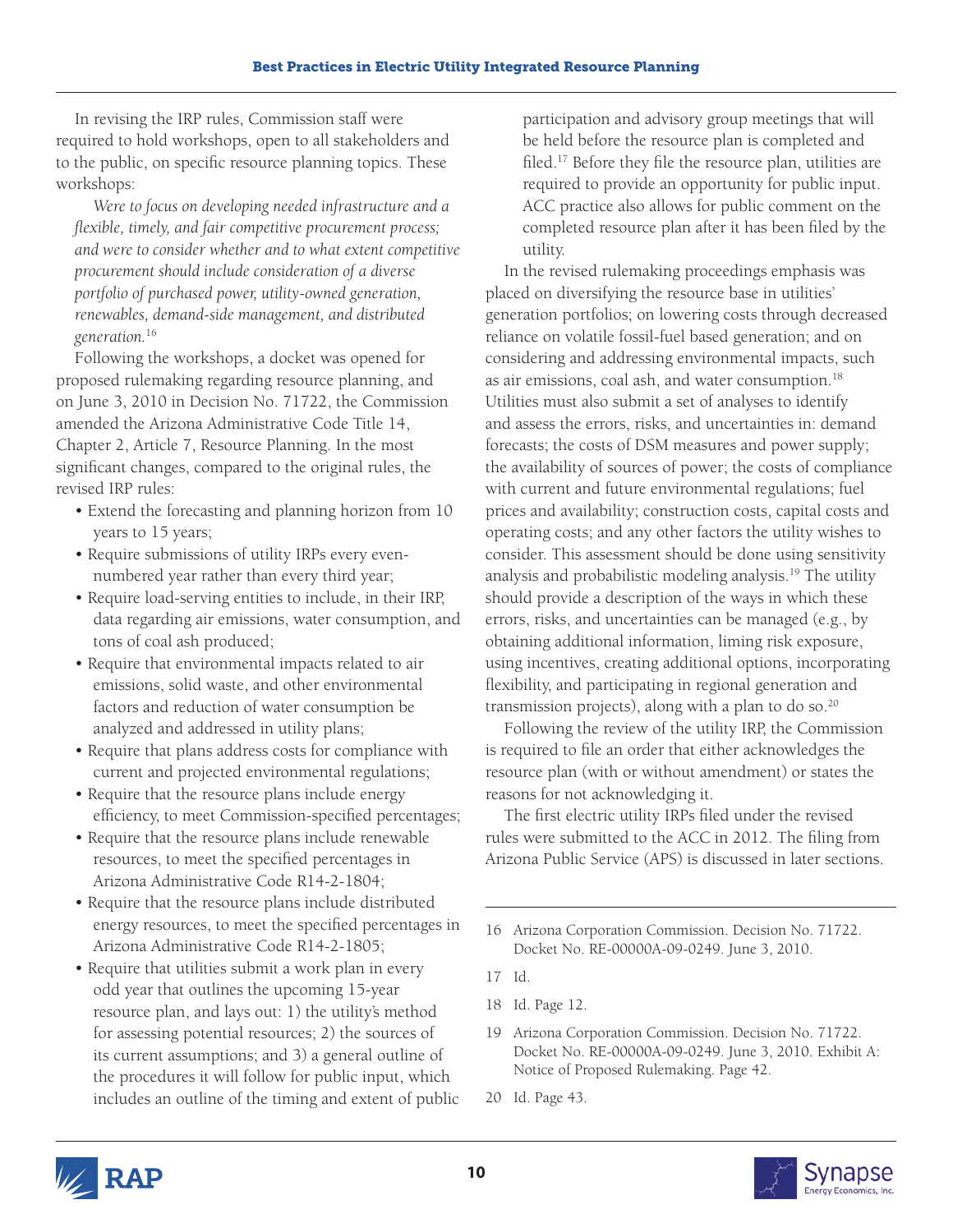In revising the IRP rules, Commission staff were required to hold workshops, open to all stakeholders and to the public, on specific resource planning topics. These workshops:

> *Were to focus on developing needed infrastructure and a flexible, timely, and fair competitive procurement process; and were to consider whether and to what extent competitive procurement should include consideration of a diverse portfolio of purchased power, utility-owned generation, renewables, demand-side management, and distributed generation.*[16]

Following the workshops, a docket was opened for proposed rulemaking regarding resource planning, and on June 3, 2010 in Decision No. 71722, the Commission amended the Arizona Administrative Code Title 14, Chapter 2, Article 7, Resource Planning. In the most significant changes, compared to the original rules, the revised IRP rules:

- Extend the forecasting and planning horizon from 10 years to 15 years;
- Require submissions of utility IRPs every even-numbered year rather than every third year;
- Require load-serving entities to include, in their IRP, data regarding air emissions, water consumption, and tons of coal ash produced;
- Require that environmental impacts related to air emissions, solid waste, and other environmental factors and reduction of water consumption be analyzed and addressed in utility plans;
- Require that plans address costs for compliance with current and projected environmental regulations;
- Require that the resource plans include energy efficiency, to meet Commission-specified percentages;
- Require that the resource plans include renewable resources, to meet the specified percentages in Arizona Administrative Code R14-2-1804;
- Require that the resource plans include distributed energy resources, to meet the specified percentages in Arizona Administrative Code R14-2-1805;
- Require that utilities submit a work plan in every odd year that outlines the upcoming 15-year resource plan, and lays out: 1) the utility's method for assessing potential resources; 2) the sources of its current assumptions; and 3) a general outline of the procedures it will follow for public input, which includes an outline of the timing and extent of public participation and advisory group meetings that will be held before the resource plan is completed and filed.[17] Before they file the resource plan, utilities are required to provide an opportunity for public input. ACC practice also allows for public comment on the completed resource plan after it has been filed by the utility.

In the revised rulemaking proceedings emphasis was placed on diversifying the resource base in utilities' generation portfolios; on lowering costs through decreased reliance on volatile fossil-fuel based generation; and on considering and addressing environmental impacts, such as air emissions, coal ash, and water consumption.[18] Utilities must also submit a set of analyses to identify and assess the errors, risks, and uncertainties in: demand forecasts; the costs of DSM measures and power supply; the availability of sources of power; the costs of compliance with current and future environmental regulations; fuel prices and availability; construction costs, capital costs and operating costs; and any other factors the utility wishes to consider. This assessment should be done using sensitivity analysis and probabilistic modeling analysis.[19] The utility should provide a description of the ways in which these errors, risks, and uncertainties can be managed (e.g., by obtaining additional information, liming risk exposure, using incentives, creating additional options, incorporating flexibility, and participating in regional generation and transmission projects), along with a plan to do so.[20]

Following the review of the utility IRP, the Commission is required to file an order that either acknowledges the resource plan (with or without amendment) or states the reasons for not acknowledging it.

The first electric utility IRPs filed under the revised rules were submitted to the ACC in 2012. The filing from Arizona Public Service (APS) is discussed in later sections.

---

16 Arizona Corporation Commission. Decision No. 71722. Docket No. RE-00000A-09-0249. June 3, 2010.

17 Id.

18 Id. Page 12.

19 Arizona Corporation Commission. Decision No. 71722. Docket No. RE-00000A-09-0249. June 3, 2010. Exhibit A: Notice of Proposed Rulemaking. Page 42.

20 Id. Page 43.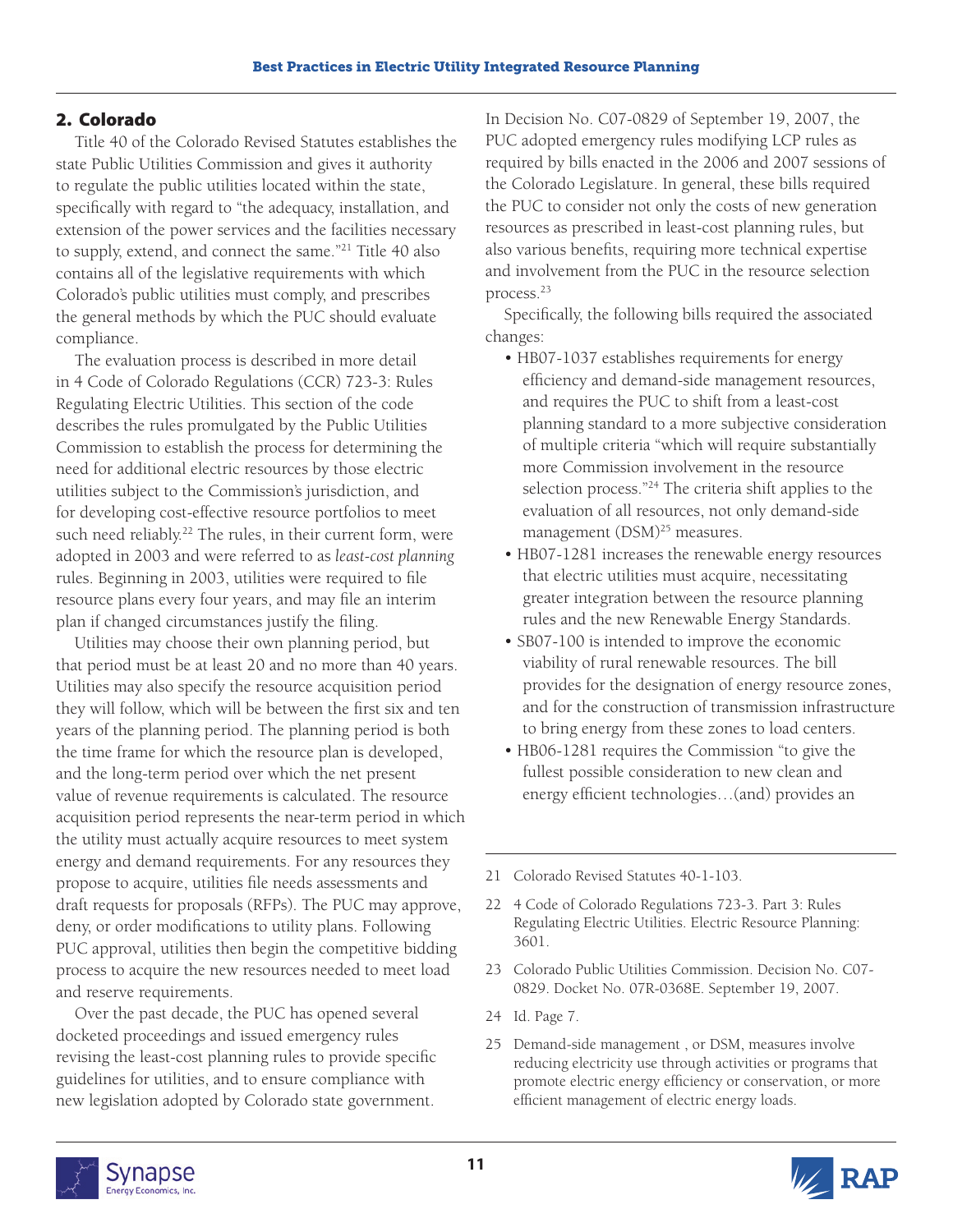## 2. Colorado

Title 40 of the Colorado Revised Statutes establishes the state Public Utilities Commission and gives it authority to regulate the public utilities located within the state, specifically with regard to "the adequacy, installation, and extension of the power services and the facilities necessary to supply, extend, and connect the same."[21] Title 40 also contains all of the legislative requirements with which Colorado's public utilities must comply, and prescribes the general methods by which the PUC should evaluate compliance.

The evaluation process is described in more detail in 4 Code of Colorado Regulations (CCR) 723-3: Rules Regulating Electric Utilities. This section of the code describes the rules promulgated by the Public Utilities Commission to establish the process for determining the need for additional electric resources by those electric utilities subject to the Commission's jurisdiction, and for developing cost-effective resource portfolios to meet such need reliably.[22] The rules, in their current form, were adopted in 2003 and were referred to as *least-cost planning* rules. Beginning in 2003, utilities were required to file resource plans every four years, and may file an interim plan if changed circumstances justify the filing.

Utilities may choose their own planning period, but that period must be at least 20 and no more than 40 years. Utilities may also specify the resource acquisition period they will follow, which will be between the first six and ten years of the planning period. The planning period is both the time frame for which the resource plan is developed, and the long-term period over which the net present value of revenue requirements is calculated. The resource acquisition period represents the near-term period in which the utility must actually acquire resources to meet system energy and demand requirements. For any resources they propose to acquire, utilities file needs assessments and draft requests for proposals (RFPs). The PUC may approve, deny, or order modifications to utility plans. Following PUC approval, utilities then begin the competitive bidding process to acquire the new resources needed to meet load and reserve requirements.

Over the past decade, the PUC has opened several docketed proceedings and issued emergency rules revising the least-cost planning rules to provide specific guidelines for utilities, and to ensure compliance with new legislation adopted by Colorado state government. In Decision No. C07-0829 of September 19, 2007, the PUC adopted emergency rules modifying LCP rules as required by bills enacted in the 2006 and 2007 sessions of the Colorado Legislature. In general, these bills required the PUC to consider not only the costs of new generation resources as prescribed in least-cost planning rules, but also various benefits, requiring more technical expertise and involvement from the PUC in the resource selection process.[23]

Specifically, the following bills required the associated changes:

- HB07-1037 establishes requirements for energy efficiency and demand-side management resources, and requires the PUC to shift from a least-cost planning standard to a more subjective consideration of multiple criteria "which will require substantially more Commission involvement in the resource selection process."[24] The criteria shift applies to the evaluation of all resources, not only demand-side management (DSM)[25] measures.
- HB07-1281 increases the renewable energy resources that electric utilities must acquire, necessitating greater integration between the resource planning rules and the new Renewable Energy Standards.
- SB07-100 is intended to improve the economic viability of rural renewable resources. The bill provides for the designation of energy resource zones, and for the construction of transmission infrastructure to bring energy from these zones to load centers.
- HB06-1281 requires the Commission "to give the fullest possible consideration to new clean and energy efficient technologies…(and) provides an

---

21 Colorado Revised Statutes 40-1-103.

22 4 Code of Colorado Regulations 723-3. Part 3: Rules Regulating Electric Utilities. Electric Resource Planning: 3601.

23 Colorado Public Utilities Commission. Decision No. C07-0829. Docket No. 07R-0368E. September 19, 2007.

24 Id. Page 7.

25 Demand-side management , or DSM, measures involve reducing electricity use through activities or programs that promote electric energy efficiency or conservation, or more efficient management of electric energy loads.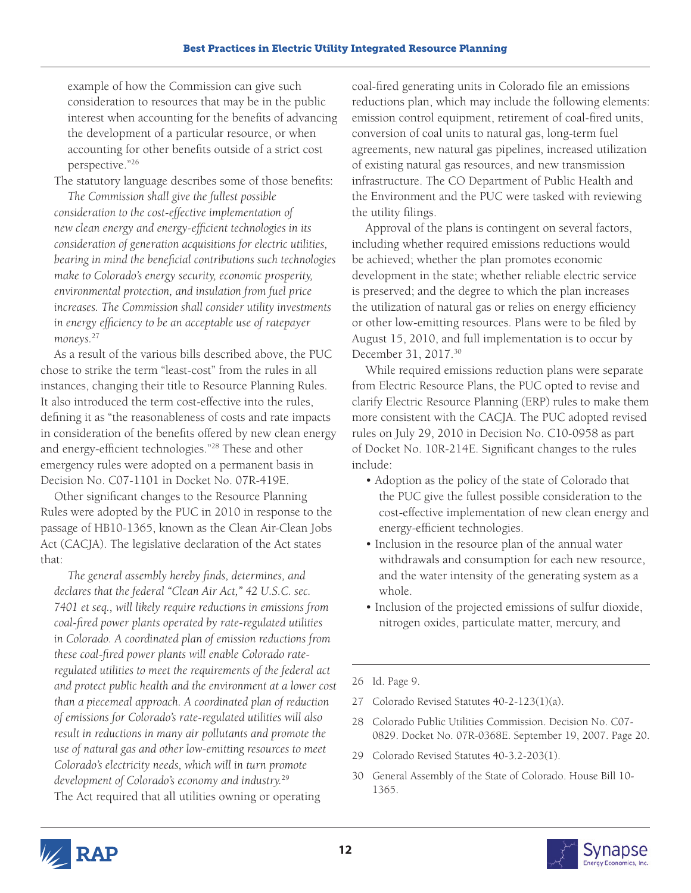example of how the Commission can give such consideration to resources that may be in the public interest when accounting for the benefits of advancing the development of a particular resource, or when accounting for other benefits outside of a strict cost perspective."[26]

The statutory language describes some of those benefits:

> *The Commission shall give the fullest possible consideration to the cost-effective implementation of new clean energy and energy-efficient technologies in its consideration of generation acquisitions for electric utilities, bearing in mind the beneficial contributions such technologies make to Colorado's energy security, economic prosperity, environmental protection, and insulation from fuel price increases. The Commission shall consider utility investments in energy efficiency to be an acceptable use of ratepayer moneys.*[27]

As a result of the various bills described above, the PUC chose to strike the term "least-cost" from the rules in all instances, changing their title to Resource Planning Rules. It also introduced the term cost-effective into the rules, defining it as "the reasonableness of costs and rate impacts in consideration of the benefits offered by new clean energy and energy-efficient technologies."[28] These and other emergency rules were adopted on a permanent basis in Decision No. C07-1101 in Docket No. 07R-419E.

Other significant changes to the Resource Planning Rules were adopted by the PUC in 2010 in response to the passage of HB10-1365, known as the Clean Air-Clean Jobs Act (CACJA). The legislative declaration of the Act states that:

> *The general assembly hereby finds, determines, and declares that the federal "Clean Air Act," 42 U.S.C. sec. 7401 et seq., will likely require reductions in emissions from coal-fired power plants operated by rate-regulated utilities in Colorado. A coordinated plan of emission reductions from these coal-fired power plants will enable Colorado rate-regulated utilities to meet the requirements of the federal act and protect public health and the environment at a lower cost than a piecemeal approach. A coordinated plan of reduction of emissions for Colorado's rate-regulated utilities will also result in reductions in many air pollutants and promote the use of natural gas and other low-emitting resources to meet Colorado's electricity needs, which will in turn promote development of Colorado's economy and industry.*[29]

The Act required that all utilities owning or operating coal-fired generating units in Colorado file an emissions reductions plan, which may include the following elements: emission control equipment, retirement of coal-fired units, conversion of coal units to natural gas, long-term fuel agreements, new natural gas pipelines, increased utilization of existing natural gas resources, and new transmission infrastructure. The CO Department of Public Health and the Environment and the PUC were tasked with reviewing the utility filings.

Approval of the plans is contingent on several factors, including whether required emissions reductions would be achieved; whether the plan promotes economic development in the state; whether reliable electric service is preserved; and the degree to which the plan increases the utilization of natural gas or relies on energy efficiency or other low-emitting resources. Plans were to be filed by August 15, 2010, and full implementation is to occur by December 31, 2017.[30]

While required emissions reduction plans were separate from Electric Resource Plans, the PUC opted to revise and clarify Electric Resource Planning (ERP) rules to make them more consistent with the CACJA. The PUC adopted revised rules on July 29, 2010 in Decision No. C10-0958 as part of Docket No. 10R-214E. Significant changes to the rules include:

- Adoption as the policy of the state of Colorado that the PUC give the fullest possible consideration to the cost-effective implementation of new clean energy and energy-efficient technologies.
- Inclusion in the resource plan of the annual water withdrawals and consumption for each new resource, and the water intensity of the generating system as a whole.
- Inclusion of the projected emissions of sulfur dioxide, nitrogen oxides, particulate matter, mercury, and

---

26 Id. Page 9.

27 Colorado Revised Statutes 40-2-123(1)(a).

28 Colorado Public Utilities Commission. Decision No. C07-0829. Docket No. 07R-0368E. September 19, 2007. Page 20.

29 Colorado Revised Statutes 40-3.2-203(1).

30 General Assembly of the State of Colorado. House Bill 10-1365.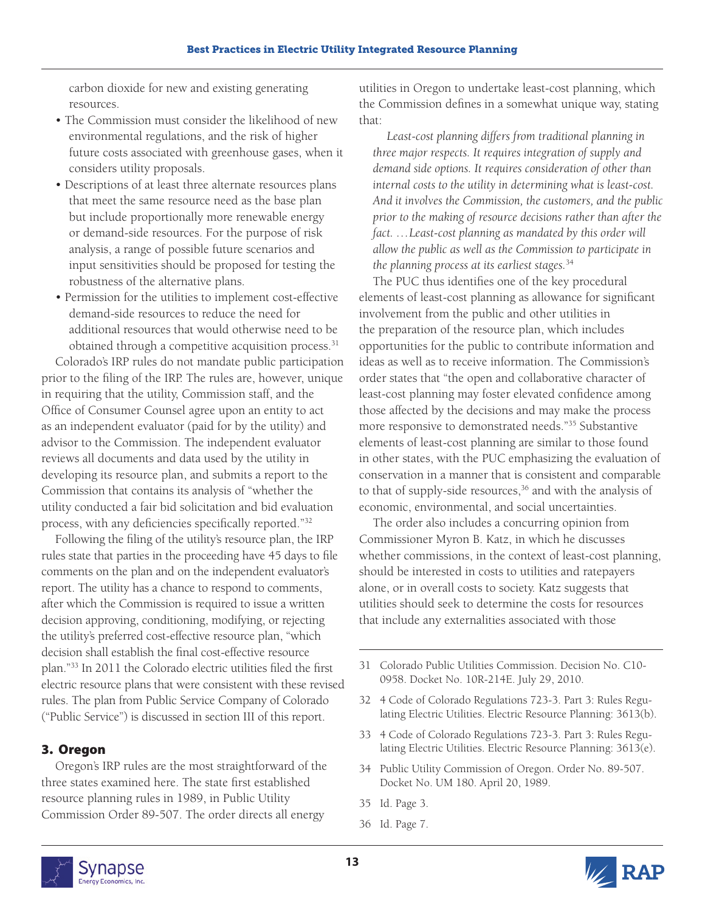carbon dioxide for new and existing generating resources.

- The Commission must consider the likelihood of new environmental regulations, and the risk of higher future costs associated with greenhouse gases, when it considers utility proposals.
- Descriptions of at least three alternate resources plans that meet the same resource need as the base plan but include proportionally more renewable energy or demand-side resources. For the purpose of risk analysis, a range of possible future scenarios and input sensitivities should be proposed for testing the robustness of the alternative plans.
- Permission for the utilities to implement cost-effective demand-side resources to reduce the need for additional resources that would otherwise need to be obtained through a competitive acquisition process.[31]

Colorado's IRP rules do not mandate public participation prior to the filing of the IRP. The rules are, however, unique in requiring that the utility, Commission staff, and the Office of Consumer Counsel agree upon an entity to act as an independent evaluator (paid for by the utility) and advisor to the Commission. The independent evaluator reviews all documents and data used by the utility in developing its resource plan, and submits a report to the Commission that contains its analysis of "whether the utility conducted a fair bid solicitation and bid evaluation process, with any deficiencies specifically reported."[32]

Following the filing of the utility's resource plan, the IRP rules state that parties in the proceeding have 45 days to file comments on the plan and on the independent evaluator's report. The utility has a chance to respond to comments, after which the Commission is required to issue a written decision approving, conditioning, modifying, or rejecting the utility's preferred cost-effective resource plan, "which decision shall establish the final cost-effective resource plan."[33] In 2011 the Colorado electric utilities filed the first electric resource plans that were consistent with these revised rules. The plan from Public Service Company of Colorado ("Public Service") is discussed in section III of this report.

### 3. Oregon

Oregon's IRP rules are the most straightforward of the three states examined here. The state first established resource planning rules in 1989, in Public Utility Commission Order 89-507. The order directs all energy utilities in Oregon to undertake least-cost planning, which the Commission defines in a somewhat unique way, stating that:

> *Least-cost planning differs from traditional planning in three major respects. It requires integration of supply and demand side options. It requires consideration of other than internal costs to the utility in determining what is least-cost. And it involves the Commission, the customers, and the public prior to the making of resource decisions rather than after the fact. …Least-cost planning as mandated by this order will allow the public as well as the Commission to participate in the planning process at its earliest stages.*[34]

The PUC thus identifies one of the key procedural elements of least-cost planning as allowance for significant involvement from the public and other utilities in the preparation of the resource plan, which includes opportunities for the public to contribute information and ideas as well as to receive information. The Commission's order states that "the open and collaborative character of least-cost planning may foster elevated confidence among those affected by the decisions and may make the process more responsive to demonstrated needs."[35] Substantive elements of least-cost planning are similar to those found in other states, with the PUC emphasizing the evaluation of conservation in a manner that is consistent and comparable to that of supply-side resources,[36] and with the analysis of economic, environmental, and social uncertainties.

The order also includes a concurring opinion from Commissioner Myron B. Katz, in which he discusses whether commissions, in the context of least-cost planning, should be interested in costs to utilities and ratepayers alone, or in overall costs to society. Katz suggests that utilities should seek to determine the costs for resources that include any externalities associated with those

---

31 Colorado Public Utilities Commission. Decision No. C10-0958. Docket No. 10R-214E. July 29, 2010.

32 4 Code of Colorado Regulations 723-3. Part 3: Rules Regulating Electric Utilities. Electric Resource Planning: 3613(b).

33 4 Code of Colorado Regulations 723-3. Part 3: Rules Regulating Electric Utilities. Electric Resource Planning: 3613(e).

34 Public Utility Commission of Oregon. Order No. 89-507. Docket No. UM 180. April 20, 1989.

35 Id. Page 3.

36 Id. Page 7.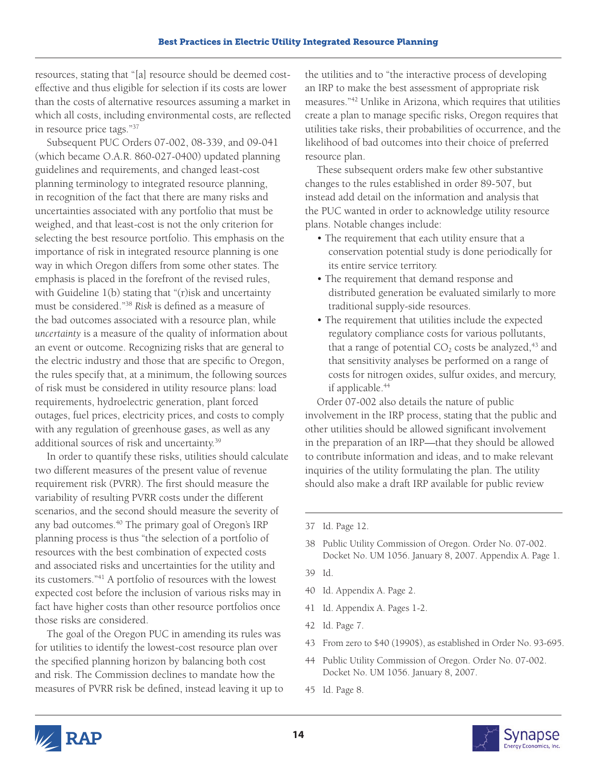resources, stating that "[a] resource should be deemed cost-effective and thus eligible for selection if its costs are lower than the costs of alternative resources assuming a market in which all costs, including environmental costs, are reflected in resource price tags."[37]

Subsequent PUC Orders 07-002, 08-339, and 09-041 (which became O.A.R. 860-027-0400) updated planning guidelines and requirements, and changed least-cost planning terminology to integrated resource planning, in recognition of the fact that there are many risks and uncertainties associated with any portfolio that must be weighed, and that least-cost is not the only criterion for selecting the best resource portfolio. This emphasis on the importance of risk in integrated resource planning is one way in which Oregon differs from some other states. The emphasis is placed in the forefront of the revised rules, with Guideline 1(b) stating that "(r)isk and uncertainty must be considered."[38] *Risk* is defined as a measure of the bad outcomes associated with a resource plan, while *uncertainty* is a measure of the quality of information about an event or outcome. Recognizing risks that are general to the electric industry and those that are specific to Oregon, the rules specify that, at a minimum, the following sources of risk must be considered in utility resource plans: load requirements, hydroelectric generation, plant forced outages, fuel prices, electricity prices, and costs to comply with any regulation of greenhouse gases, as well as any additional sources of risk and uncertainty.[39]

In order to quantify these risks, utilities should calculate two different measures of the present value of revenue requirement risk (PVRR). The first should measure the variability of resulting PVRR costs under the different scenarios, and the second should measure the severity of any bad outcomes.[40] The primary goal of Oregon's IRP planning process is thus "the selection of a portfolio of resources with the best combination of expected costs and associated risks and uncertainties for the utility and its customers."[41] A portfolio of resources with the lowest expected cost before the inclusion of various risks may in fact have higher costs than other resource portfolios once those risks are considered.

The goal of the Oregon PUC in amending its rules was for utilities to identify the lowest-cost resource plan over the specified planning horizon by balancing both cost and risk. The Commission declines to mandate how the measures of PVRR risk be defined, instead leaving it up to the utilities and to "the interactive process of developing an IRP to make the best assessment of appropriate risk measures."[42] Unlike in Arizona, which requires that utilities create a plan to manage specific risks, Oregon requires that utilities take risks, their probabilities of occurrence, and the likelihood of bad outcomes into their choice of preferred resource plan.

These subsequent orders make few other substantive changes to the rules established in order 89-507, but instead add detail on the information and analysis that the PUC wanted in order to acknowledge utility resource plans. Notable changes include:

- The requirement that each utility ensure that a conservation potential study is done periodically for its entire service territory.
- The requirement that demand response and distributed generation be evaluated similarly to more traditional supply-side resources.
- The requirement that utilities include the expected regulatory compliance costs for various pollutants, that a range of potential $CO_2$ costs be analyzed,[43] and that sensitivity analyses be performed on a range of costs for nitrogen oxides, sulfur oxides, and mercury, if applicable.[44]

Order 07-002 also details the nature of public involvement in the IRP process, stating that the public and other utilities should be allowed significant involvement in the preparation of an IRP—that they should be allowed to contribute information and ideas, and to make relevant inquiries of the utility formulating the plan. The utility should also make a draft IRP available for public review

---

37 Id. Page 12.

38 Public Utility Commission of Oregon. Order No. 07-002. Docket No. UM 1056. January 8, 2007. Appendix A. Page 1.

39 Id.

40 Id. Appendix A. Page 2.

41 Id. Appendix A. Pages 1-2.

42 Id. Page 7.

43 From zero to $40 (1990$), as established in Order No. 93-695.

44 Public Utility Commission of Oregon. Order No. 07-002. Docket No. UM 1056. January 8, 2007.

45 Id. Page 8.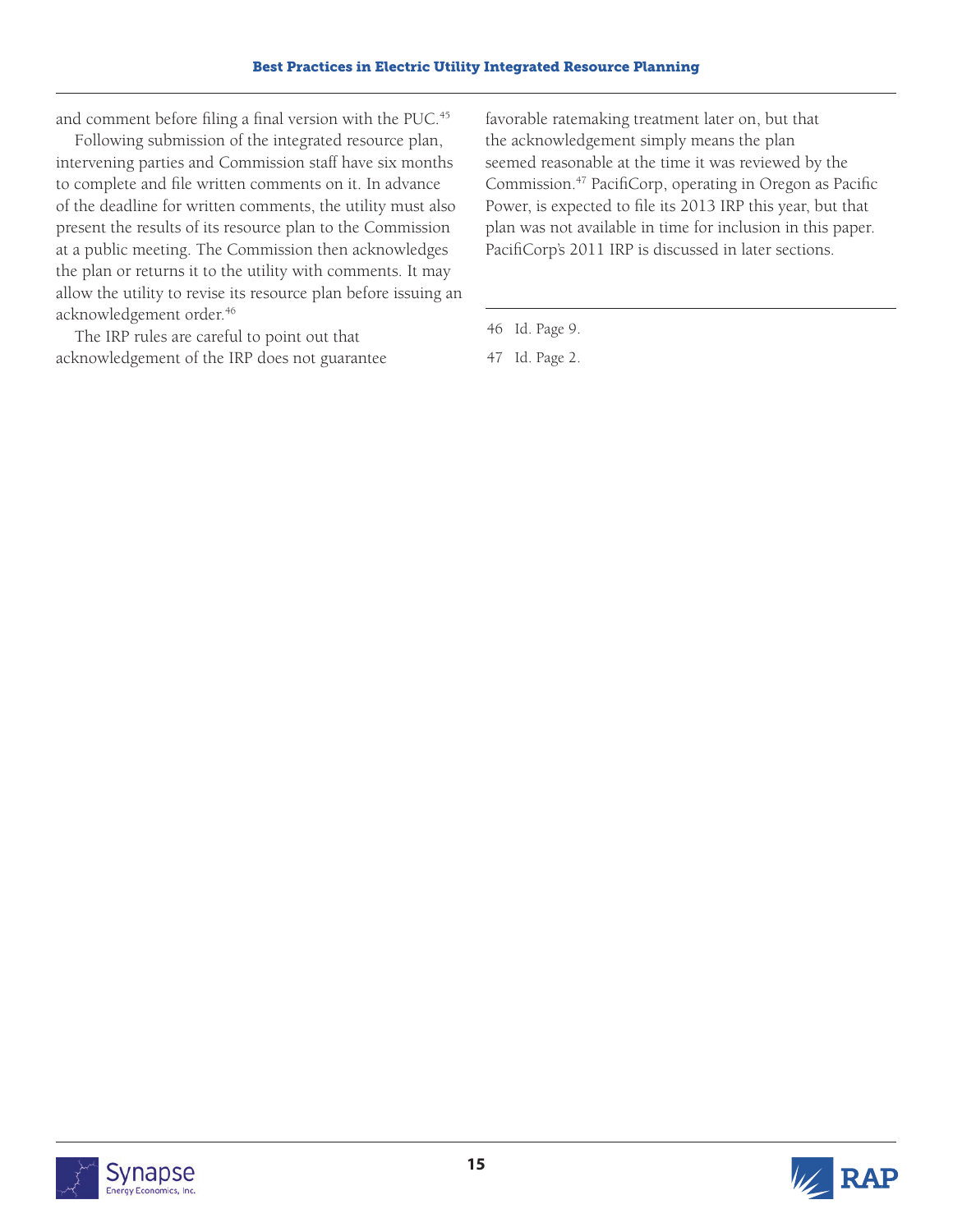and comment before filing a final version with the PUC.[45]

Following submission of the integrated resource plan, intervening parties and Commission staff have six months to complete and file written comments on it. In advance of the deadline for written comments, the utility must also present the results of its resource plan to the Commission at a public meeting. The Commission then acknowledges the plan or returns it to the utility with comments. It may allow the utility to revise its resource plan before issuing an acknowledgement order.[46]

The IRP rules are careful to point out that acknowledgement of the IRP does not guarantee favorable ratemaking treatment later on, but that the acknowledgement simply means the plan seemed reasonable at the time it was reviewed by the Commission.[47] PacifiCorp, operating in Oregon as Pacific Power, is expected to file its 2013 IRP this year, but that plan was not available in time for inclusion in this paper. PacifiCorp's 2011 IRP is discussed in later sections.

---

46 Id. Page 9.

47 Id. Page 2.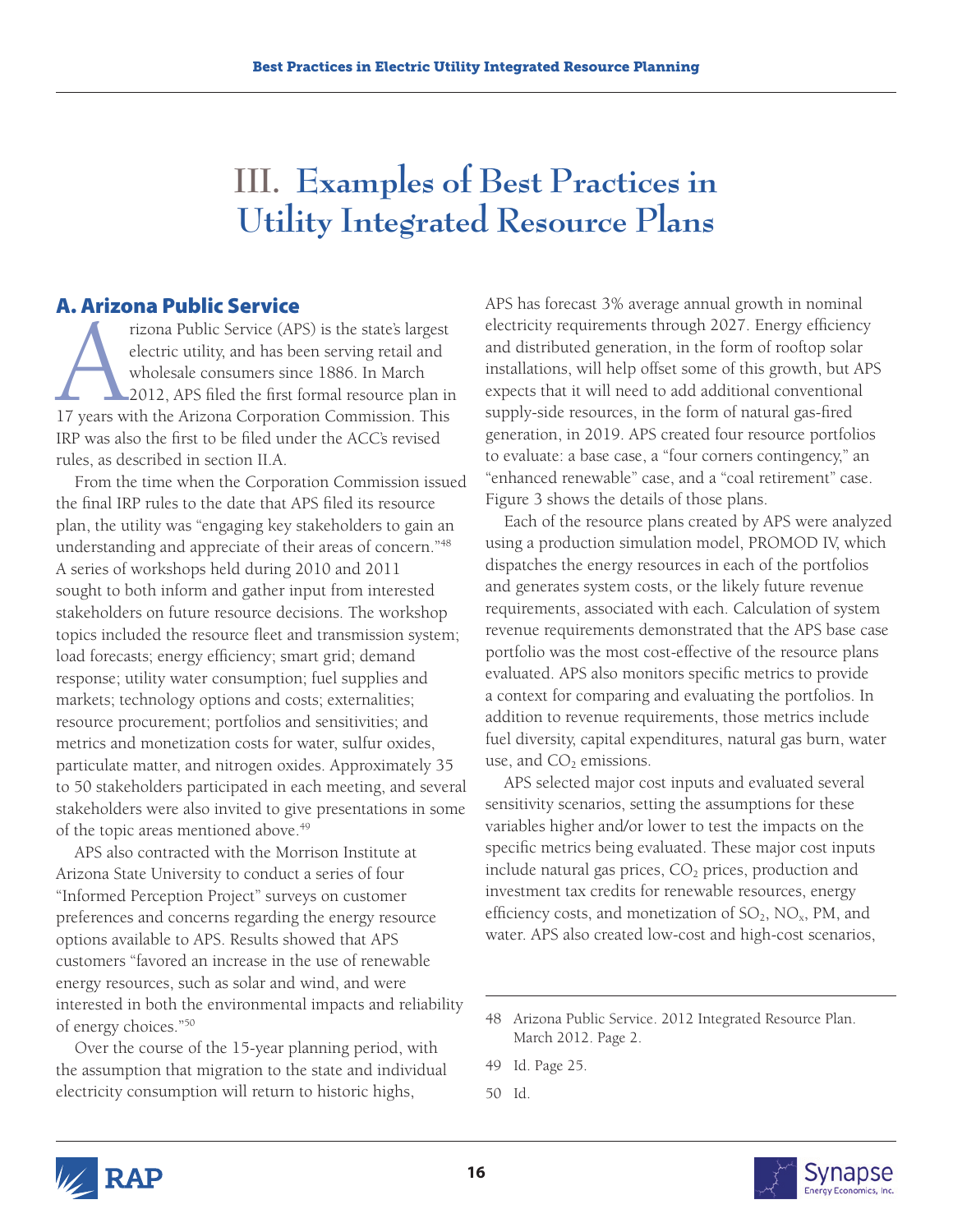# III. Examples of Best Practices in Utility Integrated Resource Plans

## A. Arizona Public Service

Arizona Public Service (APS) is the state's largest electric utility, and has been serving retail and wholesale consumers since 1886. In March 2012, APS filed the first formal resource plan in 17 years with the Arizona Corporation Commission. This IRP was also the first to be filed under the ACC's revised rules, as described in section II.A.

From the time when the Corporation Commission issued the final IRP rules to the date that APS filed its resource plan, the utility was "engaging key stakeholders to gain an understanding and appreciate of their areas of concern."[48] A series of workshops held during 2010 and 2011 sought to both inform and gather input from interested stakeholders on future resource decisions. The workshop topics included the resource fleet and transmission system; load forecasts; energy efficiency; smart grid; demand response; utility water consumption; fuel supplies and markets; technology options and costs; externalities; resource procurement; portfolios and sensitivities; and metrics and monetization costs for water, sulfur oxides, particulate matter, and nitrogen oxides. Approximately 35 to 50 stakeholders participated in each meeting, and several stakeholders were also invited to give presentations in some of the topic areas mentioned above.[49]

APS also contracted with the Morrison Institute at Arizona State University to conduct a series of four "Informed Perception Project" surveys on customer preferences and concerns regarding the energy resource options available to APS. Results showed that APS customers "favored an increase in the use of renewable energy resources, such as solar and wind, and were interested in both the environmental impacts and reliability of energy choices."[50]

Over the course of the 15-year planning period, with the assumption that migration to the state and individual electricity consumption will return to historic highs, APS has forecast 3% average annual growth in nominal electricity requirements through 2027. Energy efficiency and distributed generation, in the form of rooftop solar installations, will help offset some of this growth, but APS expects that it will need to add additional conventional supply-side resources, in the form of natural gas-fired generation, in 2019. APS created four resource portfolios to evaluate: a base case, a "four corners contingency," an "enhanced renewable" case, and a "coal retirement" case. Figure 3 shows the details of those plans.

Each of the resource plans created by APS were analyzed using a production simulation model, PROMOD IV, which dispatches the energy resources in each of the portfolios and generates system costs, or the likely future revenue requirements, associated with each. Calculation of system revenue requirements demonstrated that the APS base case portfolio was the most cost-effective of the resource plans evaluated. APS also monitors specific metrics to provide a context for comparing and evaluating the portfolios. In addition to revenue requirements, those metrics include fuel diversity, capital expenditures, natural gas burn, water use, and $CO_2$ emissions.

APS selected major cost inputs and evaluated several sensitivity scenarios, setting the assumptions for these variables higher and/or lower to test the impacts on the specific metrics being evaluated. These major cost inputs include natural gas prices, $CO_2$ prices, production and investment tax credits for renewable resources, energy efficiency costs, and monetization of $SO_2$, $NO_x$, PM, and water. APS also created low-cost and high-cost scenarios,

48 Arizona Public Service. 2012 Integrated Resource Plan. March 2012. Page 2.

49 Id. Page 25.

50 Id.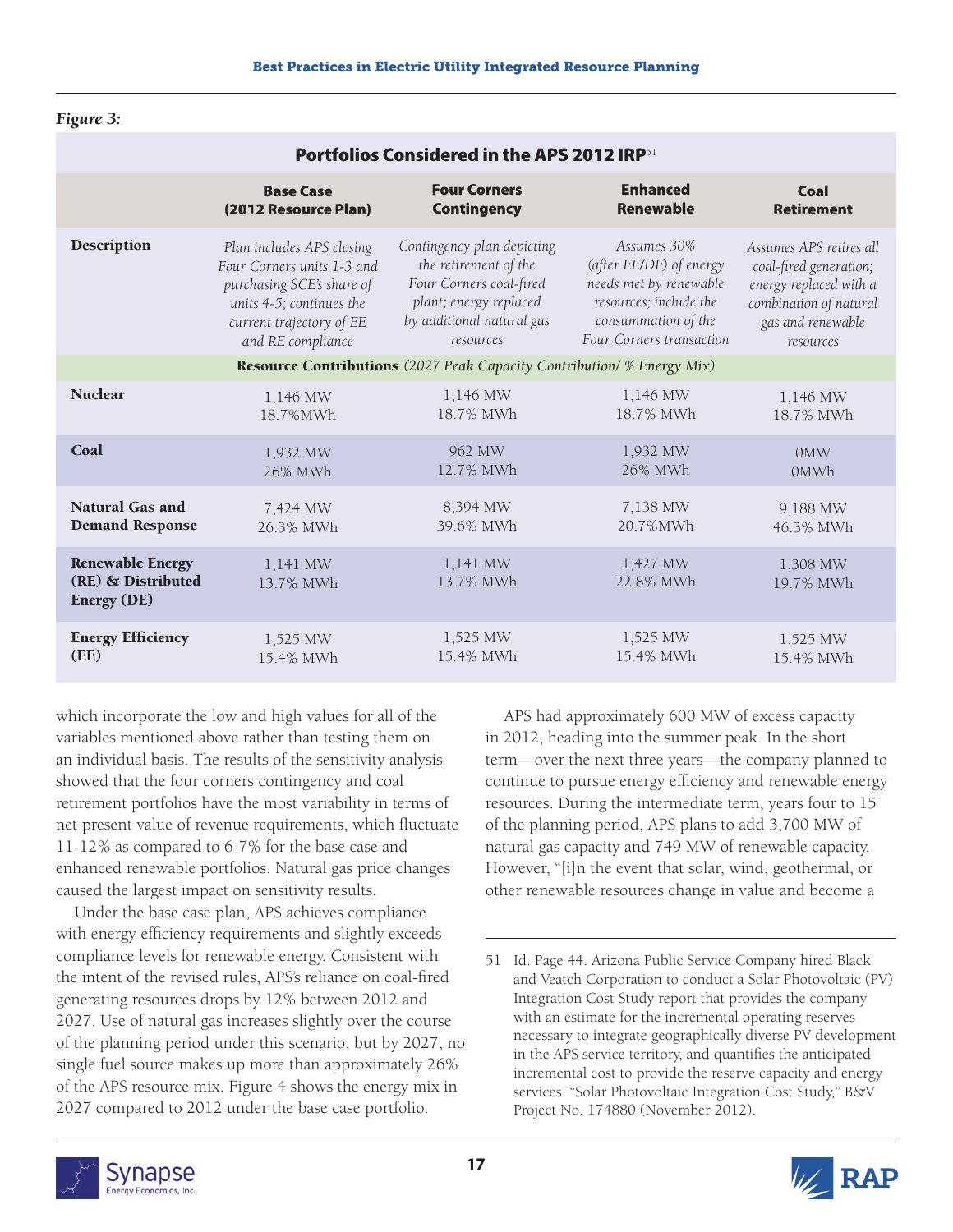*Figure 3:*

| Portfolios Considered in the APS 2012 IRP[51] | | | | |
|---|---|---|---|---|
| | **Base Case (2012 Resource Plan)** | **Four Corners Contingency** | **Enhanced Renewable** | **Coal Retirement** |
| **Description** | *Plan includes APS closing Four Corners units 1-3 and purchasing SCE's share of units 4-5; continues the current trajectory of EE and RE compliance* | *Contingency plan depicting the retirement of the Four Corners coal-fired plant; energy replaced by additional natural gas resources* | *Assumes 30% (after EE/DE) of energy needs met by renewable resources; include the consummation of the Four Corners transaction* | *Assumes APS retires all coal-fired generation; energy replaced with a combination of natural gas and renewable resources* |
| **Resource Contributions** *(2027 Peak Capacity Contribution/ % Energy Mix)* | | | | |
| **Nuclear** | 1,146 MW 18.7%MWh | 1,146 MW 18.7% MWh | 1,146 MW 18.7% MWh | 1,146 MW 18.7% MWh |
| **Coal** | 1,932 MW 26% MWh | 962 MW 12.7% MWh | 1,932 MW 26% MWh | 0MW 0MWh |
| **Natural Gas and Demand Response** | 7,424 MW 26.3% MWh | 8,394 MW 39.6% MWh | 7,138 MW 20.7%MWh | 9,188 MW 46.3% MWh |
| **Renewable Energy (RE) & Distributed Energy (DE)** | 1,141 MW 13.7% MWh | 1,141 MW 13.7% MWh | 1,427 MW 22.8% MWh | 1,308 MW 19.7% MWh |
| **Energy Efficiency (EE)** | 1,525 MW 15.4% MWh | 1,525 MW 15.4% MWh | 1,525 MW 15.4% MWh | 1,525 MW 15.4% MWh |

which incorporate the low and high values for all of the variables mentioned above rather than testing them on an individual basis. The results of the sensitivity analysis showed that the four corners contingency and coal retirement portfolios have the most variability in terms of net present value of revenue requirements, which fluctuate 11-12% as compared to 6-7% for the base case and enhanced renewable portfolios. Natural gas price changes caused the largest impact on sensitivity results.

Under the base case plan, APS achieves compliance with energy efficiency requirements and slightly exceeds compliance levels for renewable energy. Consistent with the intent of the revised rules, APS's reliance on coal-fired generating resources drops by 12% between 2012 and 2027. Use of natural gas increases slightly over the course of the planning period under this scenario, but by 2027, no single fuel source makes up more than approximately 26% of the APS resource mix. Figure 4 shows the energy mix in 2027 compared to 2012 under the base case portfolio.

APS had approximately 600 MW of excess capacity in 2012, heading into the summer peak. In the short term—over the next three years—the company planned to continue to pursue energy efficiency and renewable energy resources. During the intermediate term, years four to 15 of the planning period, APS plans to add 3,700 MW of natural gas capacity and 749 MW of renewable capacity. However, "[i]n the event that solar, wind, geothermal, or other renewable resources change in value and become a

51 Id. Page 44. Arizona Public Service Company hired Black and Veatch Corporation to conduct a Solar Photovoltaic (PV) Integration Cost Study report that provides the company with an estimate for the incremental operating reserves necessary to integrate geographically diverse PV development in the APS service territory, and quantifies the anticipated incremental cost to provide the reserve capacity and energy services. "Solar Photovoltaic Integration Cost Study," B&V Project No. 174880 (November 2012).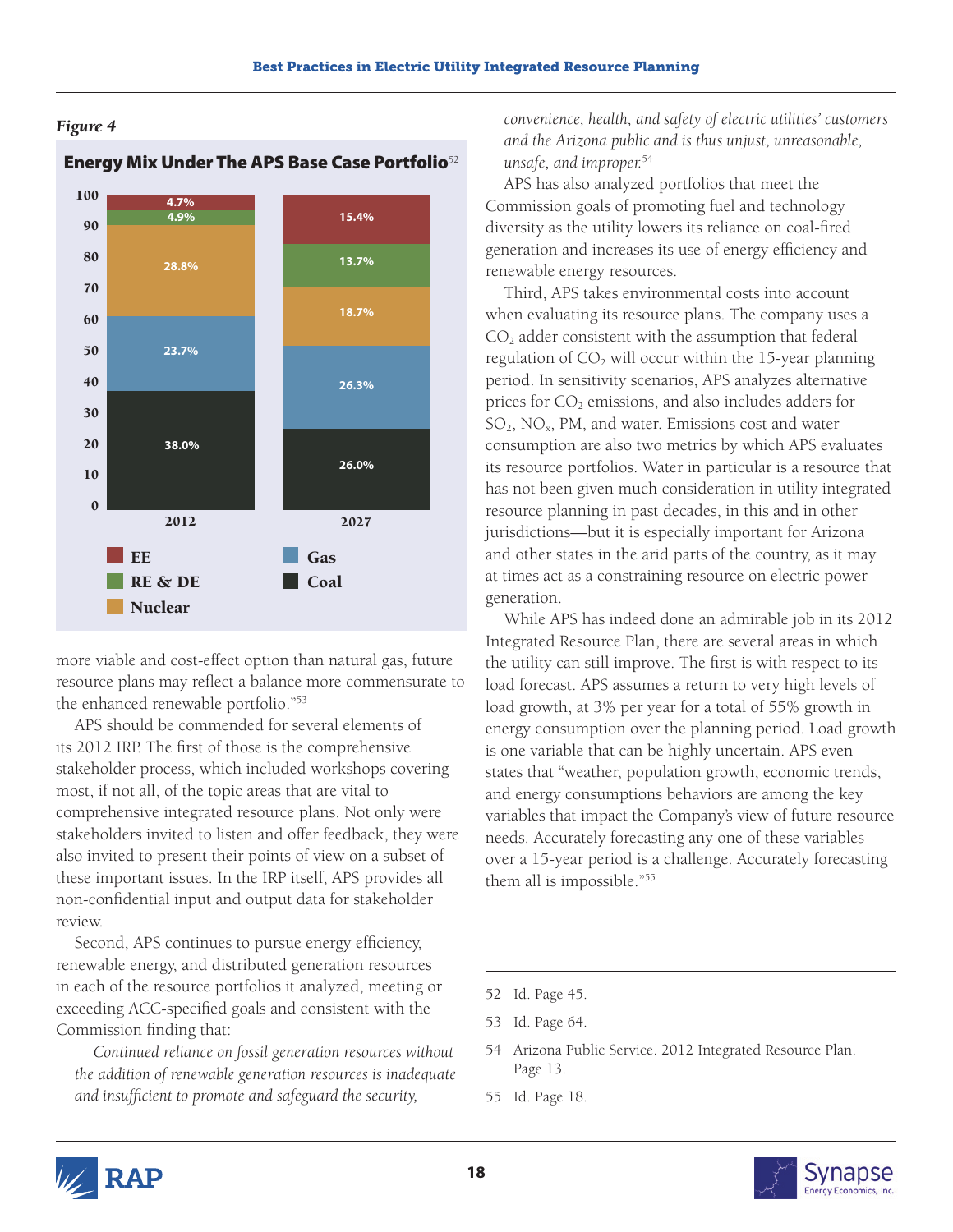*Figure 4*

**Energy Mix Under The APS Base Case Portfolio**[52]

100
90
80
70
60
50
40
30
20
10
0

2012: 4.7%, 4.9%, 28.8%, 23.7%, 38.0%

2027: 15.4%, 13.7%, 18.7%, 26.3%, 26.0%

EE
RE & DE
Nuclear
Gas
Coal

more viable and cost-effect option than natural gas, future resource plans may reflect a balance more commensurate to the enhanced renewable portfolio."[53]

APS should be commended for several elements of its 2012 IRP. The first of those is the comprehensive stakeholder process, which included workshops covering most, if not all, of the topic areas that are vital to comprehensive integrated resource plans. Not only were stakeholders invited to listen and offer feedback, they were also invited to present their points of view on a subset of these important issues. In the IRP itself, APS provides all non-confidential input and output data for stakeholder review.

Second, APS continues to pursue energy efficiency, renewable energy, and distributed generation resources in each of the resource portfolios it analyzed, meeting or exceeding ACC-specified goals and consistent with the Commission finding that:

> *Continued reliance on fossil generation resources without the addition of renewable generation resources is inadequate and insufficient to promote and safeguard the security, convenience, health, and safety of electric utilities' customers and the Arizona public and is thus unjust, unreasonable, unsafe, and improper.*[54]

APS has also analyzed portfolios that meet the Commission goals of promoting fuel and technology diversity as the utility lowers its reliance on coal-fired generation and increases its use of energy efficiency and renewable energy resources.

Third, APS takes environmental costs into account when evaluating its resource plans. The company uses a $CO_2$ adder consistent with the assumption that federal regulation of $CO_2$ will occur within the 15-year planning period. In sensitivity scenarios, APS analyzes alternative prices for $CO_2$ emissions, and also includes adders for $SO_2$, $NO_x$, PM, and water. Emissions cost and water consumption are also two metrics by which APS evaluates its resource portfolios. Water in particular is a resource that has not been given much consideration in utility integrated resource planning in past decades, in this and in other jurisdictions—but it is especially important for Arizona and other states in the arid parts of the country, as it may at times act as a constraining resource on electric power generation.

While APS has indeed done an admirable job in its 2012 Integrated Resource Plan, there are several areas in which the utility can still improve. The first is with respect to its load forecast. APS assumes a return to very high levels of load growth, at 3% per year for a total of 55% growth in energy consumption over the planning period. Load growth is one variable that can be highly uncertain. APS even states that "weather, population growth, economic trends, and energy consumptions behaviors are among the key variables that impact the Company's view of future resource needs. Accurately forecasting any one of these variables over a 15-year period is a challenge. Accurately forecasting them all is impossible."[55]

---

52 Id. Page 45.

53 Id. Page 64.

54 Arizona Public Service. 2012 Integrated Resource Plan. Page 13.

55 Id. Page 18.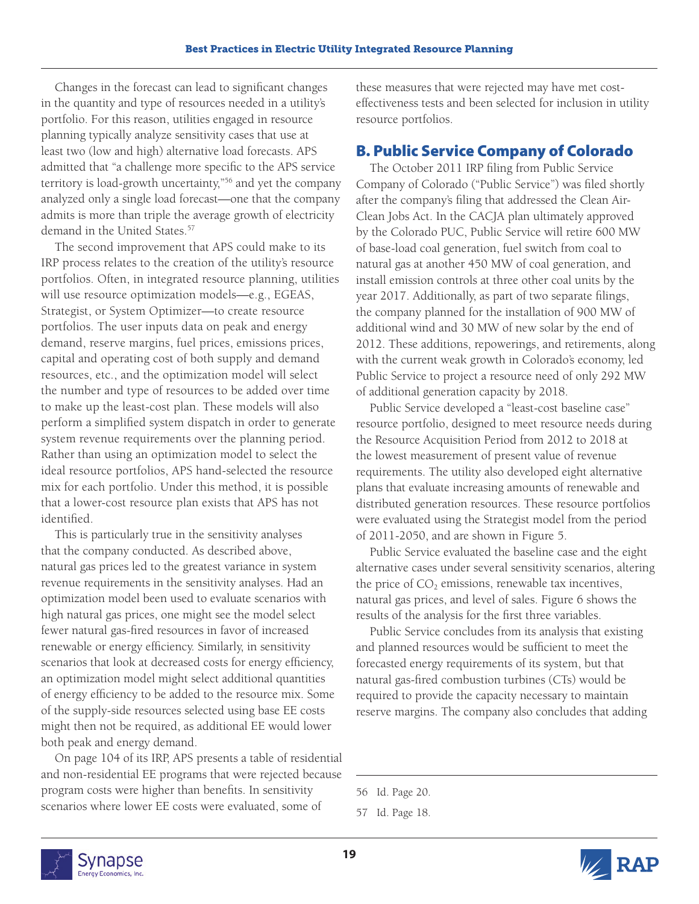Changes in the forecast can lead to significant changes in the quantity and type of resources needed in a utility's portfolio. For this reason, utilities engaged in resource planning typically analyze sensitivity cases that use at least two (low and high) alternative load forecasts. APS admitted that "a challenge more specific to the APS service territory is load-growth uncertainty,"[56] and yet the company analyzed only a single load forecast—one that the company admits is more than triple the average growth of electricity demand in the United States.[57]

The second improvement that APS could make to its IRP process relates to the creation of the utility's resource portfolios. Often, in integrated resource planning, utilities will use resource optimization models—e.g., EGEAS, Strategist, or System Optimizer—to create resource portfolios. The user inputs data on peak and energy demand, reserve margins, fuel prices, emissions prices, capital and operating cost of both supply and demand resources, etc., and the optimization model will select the number and type of resources to be added over time to make up the least-cost plan. These models will also perform a simplified system dispatch in order to generate system revenue requirements over the planning period. Rather than using an optimization model to select the ideal resource portfolios, APS hand-selected the resource mix for each portfolio. Under this method, it is possible that a lower-cost resource plan exists that APS has not identified.

This is particularly true in the sensitivity analyses that the company conducted. As described above, natural gas prices led to the greatest variance in system revenue requirements in the sensitivity analyses. Had an optimization model been used to evaluate scenarios with high natural gas prices, one might see the model select fewer natural gas-fired resources in favor of increased renewable or energy efficiency. Similarly, in sensitivity scenarios that look at decreased costs for energy efficiency, an optimization model might select additional quantities of energy efficiency to be added to the resource mix. Some of the supply-side resources selected using base EE costs might then not be required, as additional EE would lower both peak and energy demand.

On page 104 of its IRP, APS presents a table of residential and non-residential EE programs that were rejected because program costs were higher than benefits. In sensitivity scenarios where lower EE costs were evaluated, some of these measures that were rejected may have met cost-effectiveness tests and been selected for inclusion in utility resource portfolios.

## B. Public Service Company of Colorado

The October 2011 IRP filing from Public Service Company of Colorado ("Public Service") was filed shortly after the company's filing that addressed the Clean Air-Clean Jobs Act. In the CACJA plan ultimately approved by the Colorado PUC, Public Service will retire 600 MW of base-load coal generation, fuel switch from coal to natural gas at another 450 MW of coal generation, and install emission controls at three other coal units by the year 2017. Additionally, as part of two separate filings, the company planned for the installation of 900 MW of additional wind and 30 MW of new solar by the end of 2012. These additions, repowerings, and retirements, along with the current weak growth in Colorado's economy, led Public Service to project a resource need of only 292 MW of additional generation capacity by 2018.

Public Service developed a "least-cost baseline case" resource portfolio, designed to meet resource needs during the Resource Acquisition Period from 2012 to 2018 at the lowest measurement of present value of revenue requirements. The utility also developed eight alternative plans that evaluate increasing amounts of renewable and distributed generation resources. These resource portfolios were evaluated using the Strategist model from the period of 2011-2050, and are shown in Figure 5.

Public Service evaluated the baseline case and the eight alternative cases under several sensitivity scenarios, altering the price of $CO_2$ emissions, renewable tax incentives, natural gas prices, and level of sales. Figure 6 shows the results of the analysis for the first three variables.

Public Service concludes from its analysis that existing and planned resources would be sufficient to meet the forecasted energy requirements of its system, but that natural gas-fired combustion turbines (CTs) would be required to provide the capacity necessary to maintain reserve margins. The company also concludes that adding

56 Id. Page 20.

57 Id. Page 18.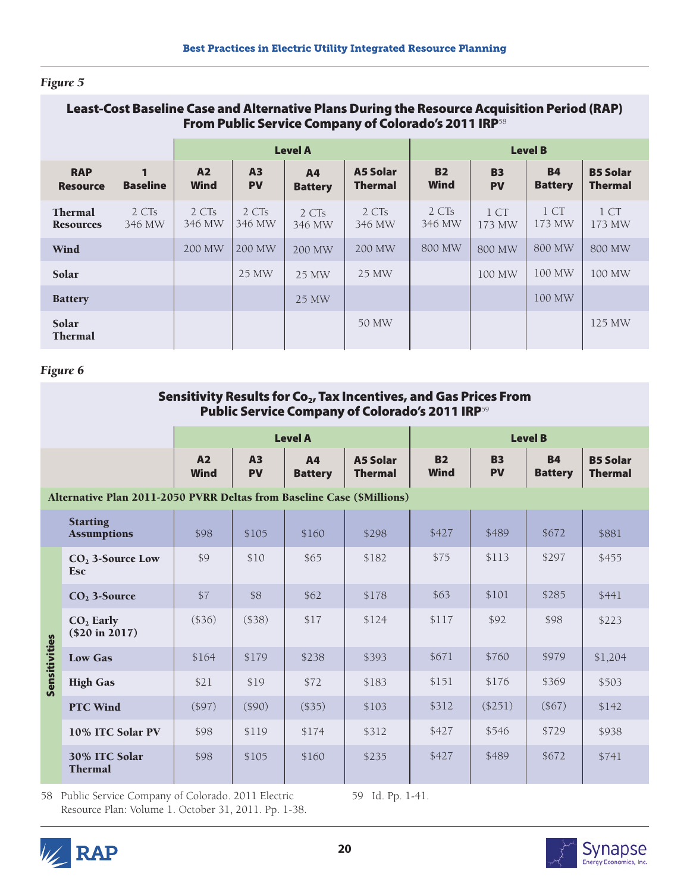*Figure 5*

**Least-Cost Baseline Case and Alternative Plans During the Resource Acquisition Period (RAP) From Public Service Company of Colorado's 2011 IRP**[58]

| | | Level A | | | | Level B | | | |
|---|---|---|---|---|---|---|---|---|---|
| **RAP Resource** | **1 Baseline** | **A2 Wind** | **A3 PV** | **A4 Battery** | **A5 Solar Thermal** | **B2 Wind** | **B3 PV** | **B4 Battery** | **B5 Solar Thermal** |
| **Thermal Resources** | 2 CTs 346 MW | 2 CTs 346 MW | 2 CTs 346 MW | 2 CTs 346 MW | 2 CTs 346 MW | 2 CTs 346 MW | 1 CT 173 MW | 1 CT 173 MW | 1 CT 173 MW |
| **Wind** | | 200 MW | 200 MW | 200 MW | 200 MW | 800 MW | 800 MW | 800 MW | 800 MW |
| **Solar** | | | 25 MW | 25 MW | 25 MW | | 100 MW | 100 MW | 100 MW |
| **Battery** | | | | 25 MW | | | | 100 MW | |
| **Solar Thermal** | | | | | 50 MW | | | | 125 MW |

*Figure 6*

**Sensitivity Results for $CO_2$, Tax Incentives, and Gas Prices From Public Service Company of Colorado's 2011 IRP**[59]

| | | Level A | | | | Level B | | | |
|---|---|---|---|---|---|---|---|---|---|
| | | **A2 Wind** | **A3 PV** | **A4 Battery** | **A5 Solar Thermal** | **B2 Wind** | **B3 PV** | **B4 Battery** | **B5 Solar Thermal** |
| **Alternative Plan 2011-2050 PVRR Deltas from Baseline Case ($Millions)** | | | | | | | | | |
| | **Starting Assumptions** | $98 | $105 | $160 | $298 | $427 | $489 | $672 | $881 |
| **Sensitivities** | **$CO_2$ 3-Source Low Esc** | $9 | $10 | $65 | $182 | $75 | $113 | $297 | $455 |
| | **$CO_2$ 3-Source** | $7 | $8 | $62 | $178 | $63 | $101 | $285 | $441 |
| | **$CO_2$ Early ($20 in 2017)** | ($36) | ($38) | $17 | $124 | $117 | $92 | $98 | $223 |
| | **Low Gas** | $164 | $179 | $238 | $393 | $671 | $760 | $979 | $1,204 |
| | **High Gas** | $21 | $19 | $72 | $183 | $151 | $176 | $369 | $503 |
| | **PTC Wind** | ($97) | ($90) | ($35) | $103 | $312 | ($251) | ($67) | $142 |
| | **10% ITC Solar PV** | $98 | $119 | $174 | $312 | $427 | $546 | $729 | $938 |
| | **30% ITC Solar Thermal** | $98 | $105 | $160 | $235 | $427 | $489 | $672 | $741 |

58 Public Service Company of Colorado. 2011 Electric Resource Plan: Volume 1. October 31, 2011. Pp. 1-38.

59 Id. Pp. 1-41.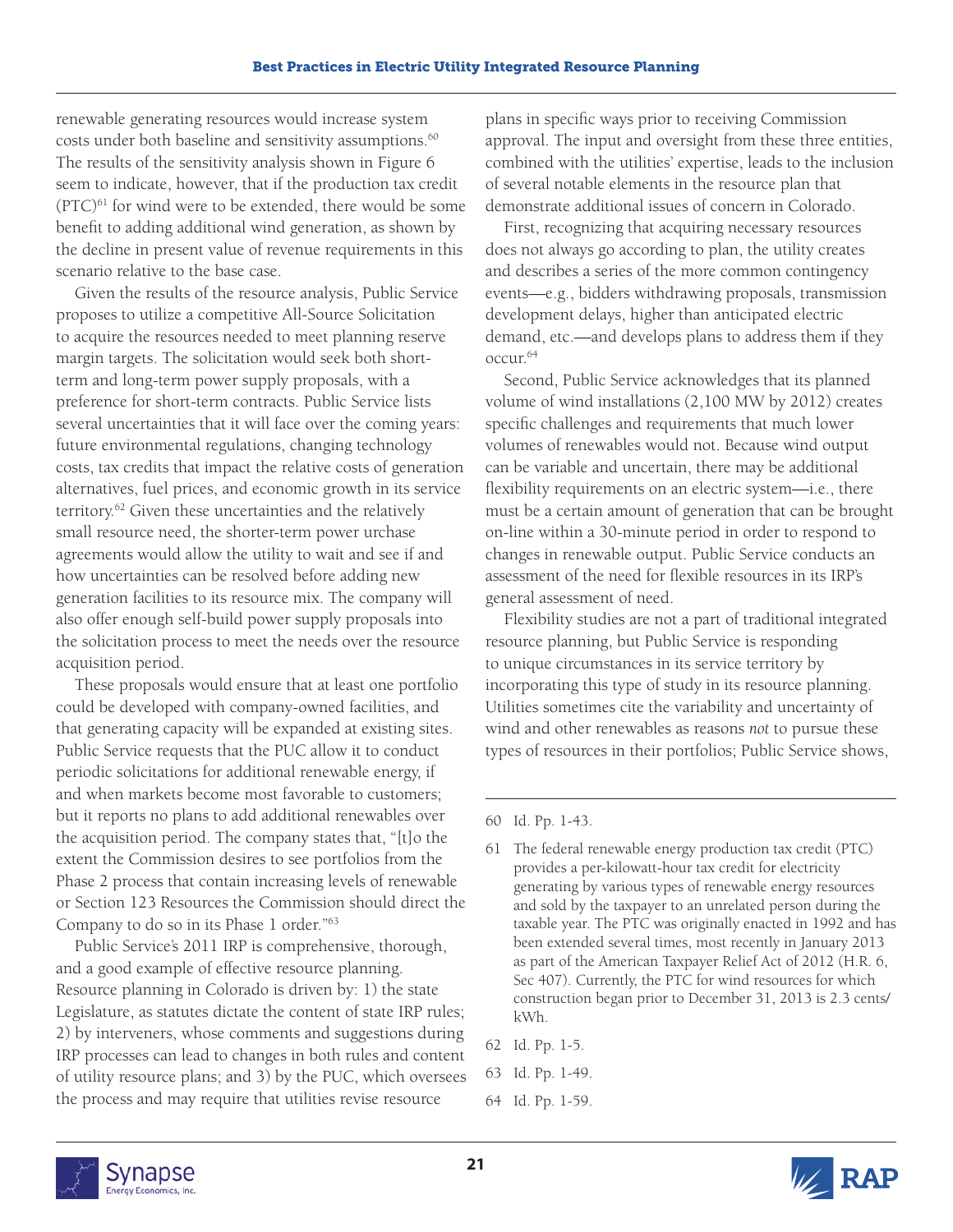renewable generating resources would increase system costs under both baseline and sensitivity assumptions.[60] The results of the sensitivity analysis shown in Figure 6 seem to indicate, however, that if the production tax credit (PTC)[61] for wind were to be extended, there would be some benefit to adding additional wind generation, as shown by the decline in present value of revenue requirements in this scenario relative to the base case.

Given the results of the resource analysis, Public Service proposes to utilize a competitive All-Source Solicitation to acquire the resources needed to meet planning reserve margin targets. The solicitation would seek both short-term and long-term power supply proposals, with a preference for short-term contracts. Public Service lists several uncertainties that it will face over the coming years: future environmental regulations, changing technology costs, tax credits that impact the relative costs of generation alternatives, fuel prices, and economic growth in its service territory.[62] Given these uncertainties and the relatively small resource need, the shorter-term power urchase agreements would allow the utility to wait and see if and how uncertainties can be resolved before adding new generation facilities to its resource mix. The company will also offer enough self-build power supply proposals into the solicitation process to meet the needs over the resource acquisition period.

These proposals would ensure that at least one portfolio could be developed with company-owned facilities, and that generating capacity will be expanded at existing sites. Public Service requests that the PUC allow it to conduct periodic solicitations for additional renewable energy, if and when markets become most favorable to customers; but it reports no plans to add additional renewables over the acquisition period. The company states that, "[t]o the extent the Commission desires to see portfolios from the Phase 2 process that contain increasing levels of renewable or Section 123 Resources the Commission should direct the Company to do so in its Phase 1 order."[63]

Public Service's 2011 IRP is comprehensive, thorough, and a good example of effective resource planning. Resource planning in Colorado is driven by: 1) the state Legislature, as statutes dictate the content of state IRP rules; 2) by interveners, whose comments and suggestions during IRP processes can lead to changes in both rules and content of utility resource plans; and 3) by the PUC, which oversees the process and may require that utilities revise resource plans in specific ways prior to receiving Commission approval. The input and oversight from these three entities, combined with the utilities' expertise, leads to the inclusion of several notable elements in the resource plan that demonstrate additional issues of concern in Colorado.

First, recognizing that acquiring necessary resources does not always go according to plan, the utility creates and describes a series of the more common contingency events—e.g., bidders withdrawing proposals, transmission development delays, higher than anticipated electric demand, etc.—and develops plans to address them if they occur.[64]

Second, Public Service acknowledges that its planned volume of wind installations (2,100 MW by 2012) creates specific challenges and requirements that much lower volumes of renewables would not. Because wind output can be variable and uncertain, there may be additional flexibility requirements on an electric system—i.e., there must be a certain amount of generation that can be brought on-line within a 30-minute period in order to respond to changes in renewable output. Public Service conducts an assessment of the need for flexible resources in its IRP's general assessment of need.

Flexibility studies are not a part of traditional integrated resource planning, but Public Service is responding to unique circumstances in its service territory by incorporating this type of study in its resource planning. Utilities sometimes cite the variability and uncertainty of wind and other renewables as reasons *not* to pursue these types of resources in their portfolios; Public Service shows,

---

60 Id. Pp. 1-43.

61 The federal renewable energy production tax credit (PTC) provides a per-kilowatt-hour tax credit for electricity generating by various types of renewable energy resources and sold by the taxpayer to an unrelated person during the taxable year. The PTC was originally enacted in 1992 and has been extended several times, most recently in January 2013 as part of the American Taxpayer Relief Act of 2012 (H.R. 6, Sec 407). Currently, the PTC for wind resources for which construction began prior to December 31, 2013 is 2.3 cents/kWh.

62 Id. Pp. 1-5.

63 Id. Pp. 1-49.

64 Id. Pp. 1-59.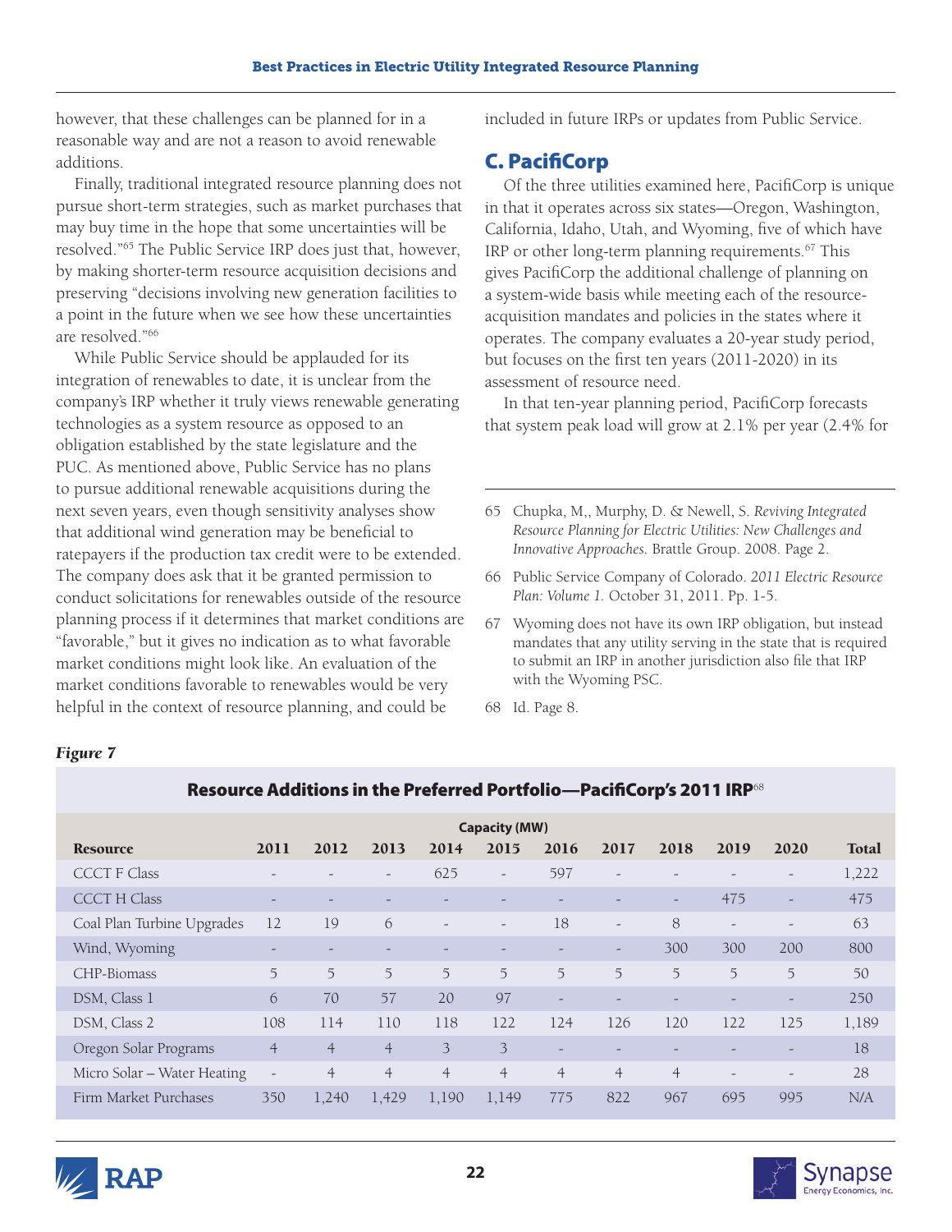however, that these challenges can be planned for in a reasonable way and are not a reason to avoid renewable additions.

Finally, traditional integrated resource planning does not pursue short-term strategies, such as market purchases that may buy time in the hope that some uncertainties will be resolved."[65] The Public Service IRP does just that, however, by making shorter-term resource acquisition decisions and preserving "decisions involving new generation facilities to a point in the future when we see how these uncertainties are resolved."[66]

While Public Service should be applauded for its integration of renewables to date, it is unclear from the company's IRP whether it truly views renewable generating technologies as a system resource as opposed to an obligation established by the state legislature and the PUC. As mentioned above, Public Service has no plans to pursue additional renewable acquisitions during the next seven years, even though sensitivity analyses show that additional wind generation may be beneficial to ratepayers if the production tax credit were to be extended. The company does ask that it be granted permission to conduct solicitations for renewables outside of the resource planning process if it determines that market conditions are "favorable," but it gives no indication as to what favorable market conditions might look like. An evaluation of the market conditions favorable to renewables would be very helpful in the context of resource planning, and could be included in future IRPs or updates from Public Service.

## C. PacifiCorp

Of the three utilities examined here, PacifiCorp is unique in that it operates across six states—Oregon, Washington, California, Idaho, Utah, and Wyoming, five of which have IRP or other long-term planning requirements.[67] This gives PacifiCorp the additional challenge of planning on a system-wide basis while meeting each of the resource-acquisition mandates and policies in the states where it operates. The company evaluates a 20-year study period, but focuses on the first ten years (2011-2020) in its assessment of resource need.

In that ten-year planning period, PacifiCorp forecasts that system peak load will grow at 2.1% per year (2.4% for

---

65 Chupka, M,, Murphy, D. & Newell, S. *Reviving Integrated Resource Planning for Electric Utilities: New Challenges and Innovative Approaches.* Brattle Group. 2008. Page 2.

66 Public Service Company of Colorado. *2011 Electric Resource Plan: Volume 1.* October 31, 2011. Pp. 1-5.

67 Wyoming does not have its own IRP obligation, but instead mandates that any utility serving in the state that is required to submit an IRP in another jurisdiction also file that IRP with the Wyoming PSC.

68 Id. Page 8.

*Figure 7*

**Resource Additions in the Preferred Portfolio—PacifiCorp's 2011 IRP**[68]

| | Capacity (MW) | | | | | | | | | | |
|---|---|---|---|---|---|---|---|---|---|---|---|
| **Resource** | **2011** | **2012** | **2013** | **2014** | **2015** | **2016** | **2017** | **2018** | **2019** | **2020** | **Total** |
| CCCT F Class | - | - | - | 625 | - | 597 | - | - | - | - | 1,222 |
| CCCT H Class | - | - | - | - | - | - | - | - | 475 | - | 475 |
| Coal Plan Turbine Upgrades | 12 | 19 | 6 | - | - | 18 | - | 8 | - | - | 63 |
| Wind, Wyoming | - | - | - | - | - | - | - | 300 | 300 | 200 | 800 |
| CHP-Biomass | 5 | 5 | 5 | 5 | 5 | 5 | 5 | 5 | 5 | 5 | 50 |
| DSM, Class 1 | 6 | 70 | 57 | 20 | 97 | - | - | - | - | - | 250 |
| DSM, Class 2 | 108 | 114 | 110 | 118 | 122 | 124 | 126 | 120 | 122 | 125 | 1,189 |
| Oregon Solar Programs | 4 | 4 | 4 | 3 | 3 | - | - | - | - | - | 18 |
| Micro Solar – Water Heating | - | 4 | 4 | 4 | 4 | 4 | 4 | 4 | - | - | 28 |
| Firm Market Purchases | 350 | 1,240 | 1,429 | 1,190 | 1,149 | 775 | 822 | 967 | 695 | 995 | N/A |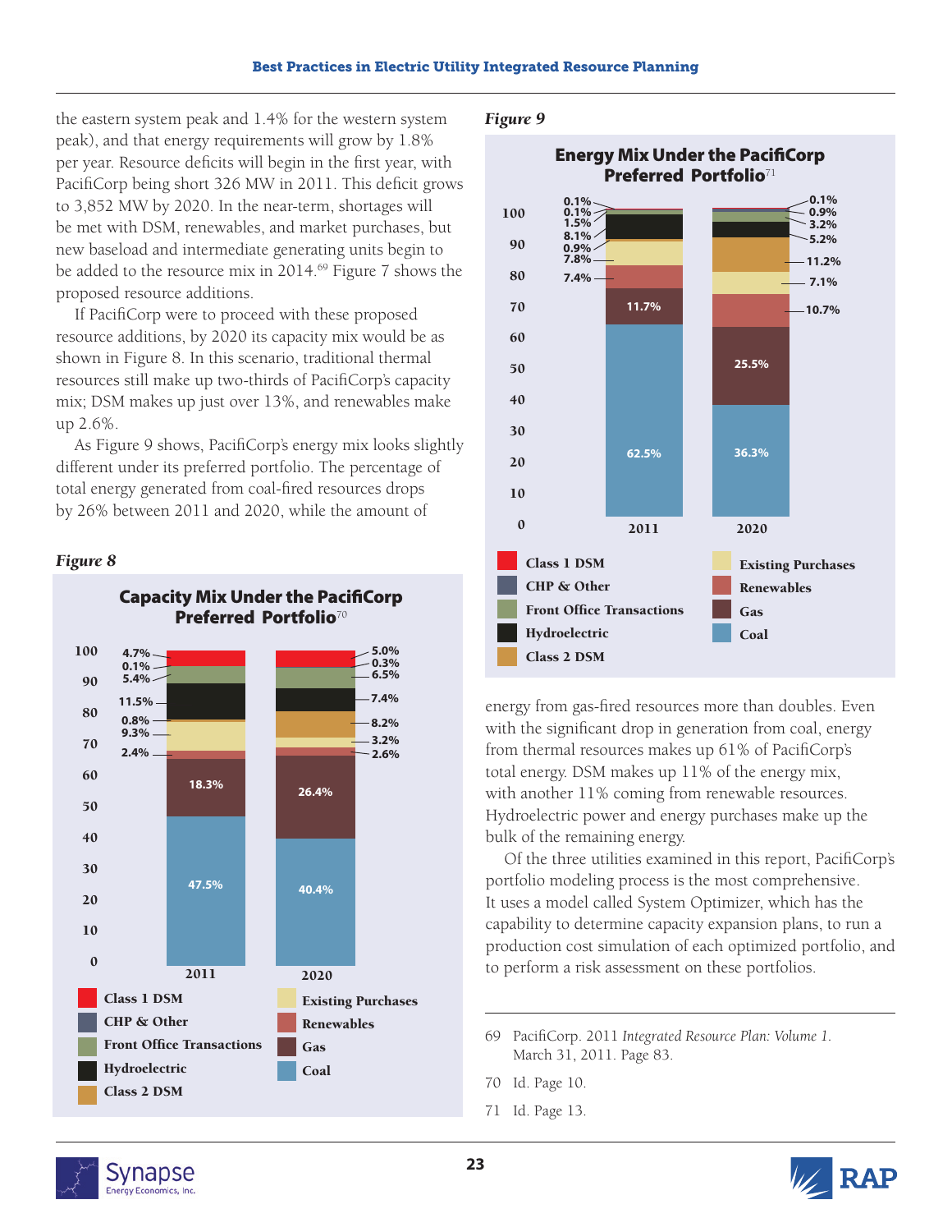the eastern system peak and 1.4% for the western system peak), and that energy requirements will grow by 1.8% per year. Resource deficits will begin in the first year, with PacifiCorp being short 326 MW in 2011. This deficit grows to 3,852 MW by 2020. In the near-term, shortages will be met with DSM, renewables, and market purchases, but new baseload and intermediate generating units begin to be added to the resource mix in 2014.[69] Figure 7 shows the proposed resource additions.

If PacifiCorp were to proceed with these proposed resource additions, by 2020 its capacity mix would be as shown in Figure 8. In this scenario, traditional thermal resources still make up two-thirds of PacifiCorp's capacity mix; DSM makes up just over 13%, and renewables make up 2.6%.

As Figure 9 shows, PacifiCorp's energy mix looks slightly different under its preferred portfolio. The percentage of total energy generated from coal-fired resources drops by 26% between 2011 and 2020, while the amount of energy from gas-fired resources more than doubles. Even with the significant drop in generation from coal, energy from thermal resources makes up 61% of PacifiCorp's total energy. DSM makes up 11% of the energy mix, with another 11% coming from renewable resources. Hydroelectric power and energy purchases make up the bulk of the remaining energy.

Of the three utilities examined in this report, PacifiCorp's portfolio modeling process is the most comprehensive. It uses a model called System Optimizer, which has the capability to determine capacity expansion plans, to run a production cost simulation of each optimized portfolio, and to perform a risk assessment on these portfolios.

*Figure 8*

**Capacity Mix Under the PacifiCorp Preferred Portfolio**[70]

0, 10, 20, 30, 40, 50, 60, 70, 80, 90, 100

2011: 4.7%, 0.1%, 5.4%, 11.5%, 0.8%, 9.3%, 2.4%, 18.3%, 47.5%

2020: 5.0%, 0.3%, 6.5%, 7.4%, 8.2%, 3.2%, 2.6%, 26.4%, 40.4%

Class 1 DSM, CHP & Other, Front Office Transactions, Hydroelectric, Class 2 DSM, Existing Purchases, Renewables, Gas, Coal

*Figure 9*

**Energy Mix Under the PacifiCorp Preferred Portfolio**[71]

0, 10, 20, 30, 40, 50, 60, 70, 80, 90, 100

2011: 0.1%, 0.1%, 1.5%, 8.1%, 0.9%, 7.8%, 7.4%, 11.7%, 62.5%

2020: 0.1%, 0.9%, 3.2%, 5.2%, 11.2%, 7.1%, 10.7%, 25.5%, 36.3%

Class 1 DSM, CHP & Other, Front Office Transactions, Hydroelectric, Class 2 DSM, Existing Purchases, Renewables, Gas, Coal

---

69 PacifiCorp. 2011 *Integrated Resource Plan: Volume 1.* March 31, 2011. Page 83.

70 Id. Page 10.

71 Id. Page 13.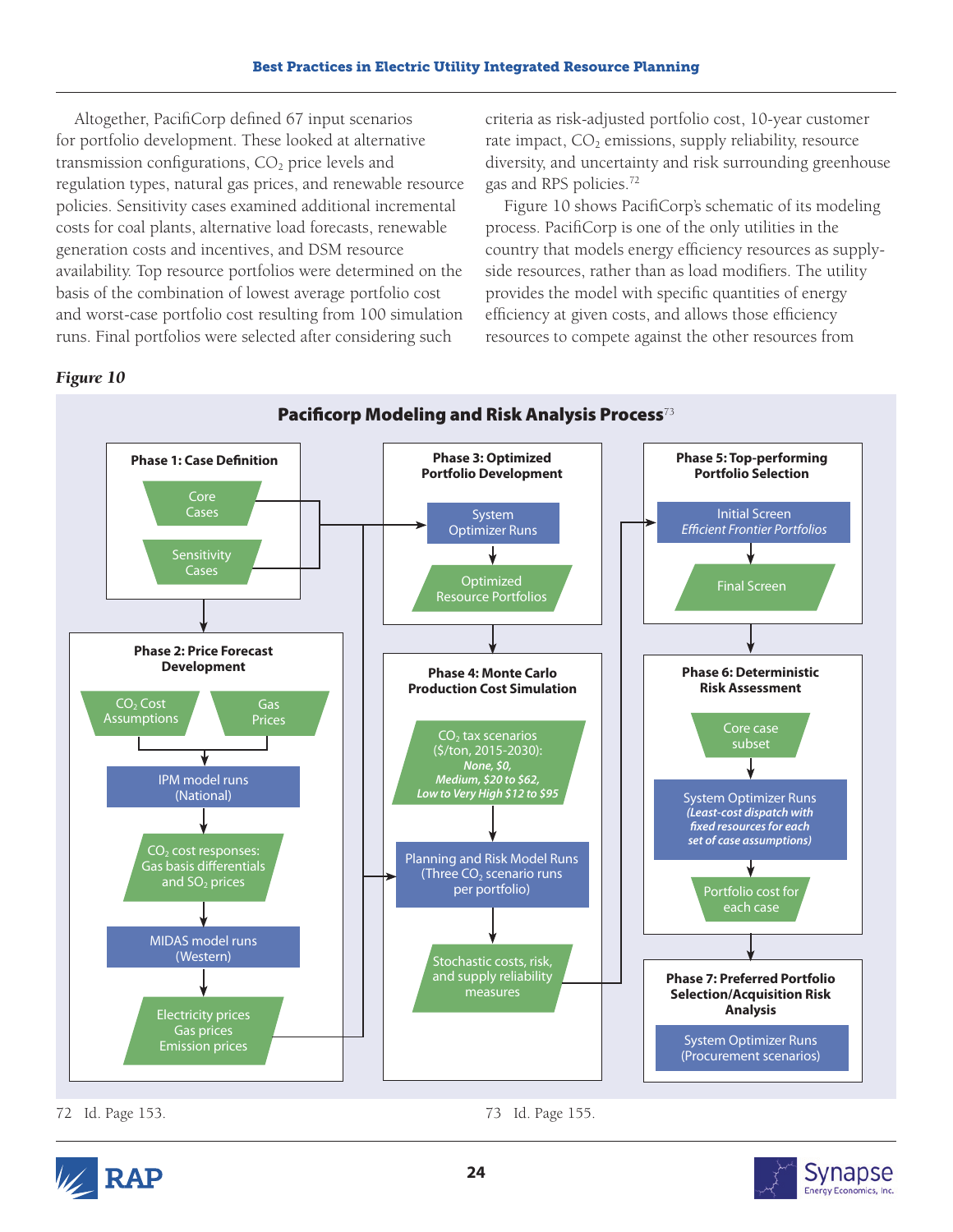Altogether, PacifiCorp defined 67 input scenarios for portfolio development. These looked at alternative transmission configurations, $CO_2$ price levels and regulation types, natural gas prices, and renewable resource policies. Sensitivity cases examined additional incremental costs for coal plants, alternative load forecasts, renewable generation costs and incentives, and DSM resource availability. Top resource portfolios were determined on the basis of the combination of lowest average portfolio cost and worst-case portfolio cost resulting from 100 simulation runs. Final portfolios were selected after considering such criteria as risk-adjusted portfolio cost, 10-year customer rate impact, $CO_2$ emissions, supply reliability, resource diversity, and uncertainty and risk surrounding greenhouse gas and RPS policies.[72]

Figure 10 shows PacifiCorp's schematic of its modeling process. PacifiCorp is one of the only utilities in the country that models energy efficiency resources as supply-side resources, rather than as load modifiers. The utility provides the model with specific quantities of energy efficiency at given costs, and allows those efficiency resources to compete against the other resources from

*Figure 10*

**Pacificorp Modeling and Risk Analysis Process**[73]

Phase 1: Case Definition
Core Cases
Sensitivity Cases

Phase 2: Price Forecast Development
$CO_2$ Cost Assumptions
Gas Prices
IPM model runs (National)
$CO_2$ cost responses: Gas basis differentials and $SO_2$ prices
MIDAS model runs (Western)
Electricity prices
Gas prices
Emission prices

Phase 3: Optimized Portfolio Development
System Optimizer Runs
Optimized Resource Portfolios

Phase 4: Monte Carlo Production Cost Simulation
$CO_2$ tax scenarios ($/ton, 2015-2030): *None, $0, Medium, $20 to $62, Low to Very High $12 to $95*
Planning and Risk Model Runs (Three $CO_2$ scenario runs per portfolio)
Stochastic costs, risk, and supply reliability measures

Phase 5: Top-performing Portfolio Selection
Initial Screen *Efficient Frontier Portfolios*
Final Screen

Phase 6: Deterministic Risk Assessment
Core case subset
System Optimizer Runs *(Least-cost dispatch with fixed resources for each set of case assumptions)*
Portfolio cost for each case

Phase 7: Preferred Portfolio Selection/Acquisition Risk Analysis
System Optimizer Runs (Procurement scenarios)

72 Id. Page 153.

73 Id. Page 155.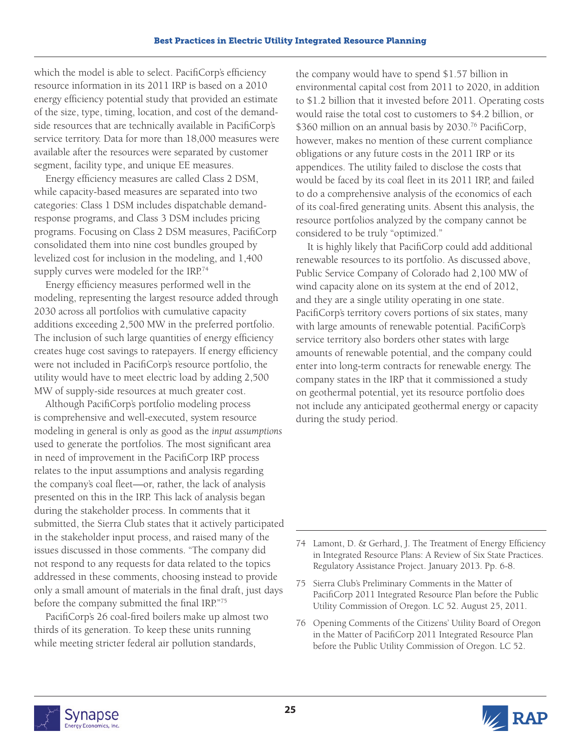which the model is able to select. PacifiCorp's efficiency resource information in its 2011 IRP is based on a 2010 energy efficiency potential study that provided an estimate of the size, type, timing, location, and cost of the demand-side resources that are technically available in PacifiCorp's service territory. Data for more than 18,000 measures were available after the resources were separated by customer segment, facility type, and unique EE measures.

Energy efficiency measures are called Class 2 DSM, while capacity-based measures are separated into two categories: Class 1 DSM includes dispatchable demand-response programs, and Class 3 DSM includes pricing programs. Focusing on Class 2 DSM measures, PacifiCorp consolidated them into nine cost bundles grouped by levelized cost for inclusion in the modeling, and 1,400 supply curves were modeled for the IRP.[74]

Energy efficiency measures performed well in the modeling, representing the largest resource added through 2030 across all portfolios with cumulative capacity additions exceeding 2,500 MW in the preferred portfolio. The inclusion of such large quantities of energy efficiency creates huge cost savings to ratepayers. If energy efficiency were not included in PacifiCorp's resource portfolio, the utility would have to meet electric load by adding 2,500 MW of supply-side resources at much greater cost.

Although PacifiCorp's portfolio modeling process is comprehensive and well-executed, system resource modeling in general is only as good as the *input assumptions* used to generate the portfolios. The most significant area in need of improvement in the PacifiCorp IRP process relates to the input assumptions and analysis regarding the company's coal fleet—or, rather, the lack of analysis presented on this in the IRP. This lack of analysis began during the stakeholder process. In comments that it submitted, the Sierra Club states that it actively participated in the stakeholder input process, and raised many of the issues discussed in those comments. "The company did not respond to any requests for data related to the topics addressed in these comments, choosing instead to provide only a small amount of materials in the final draft, just days before the company submitted the final IRP."[75]

PacifiCorp's 26 coal-fired boilers make up almost two thirds of its generation. To keep these units running while meeting stricter federal air pollution standards, the company would have to spend $1.57 billion in environmental capital cost from 2011 to 2020, in addition to $1.2 billion that it invested before 2011. Operating costs would raise the total cost to customers to $4.2 billion, or $360 million on an annual basis by 2030.[76] PacifiCorp, however, makes no mention of these current compliance obligations or any future costs in the 2011 IRP or its appendices. The utility failed to disclose the costs that would be faced by its coal fleet in its 2011 IRP, and failed to do a comprehensive analysis of the economics of each of its coal-fired generating units. Absent this analysis, the resource portfolios analyzed by the company cannot be considered to be truly "optimized."

It is highly likely that PacifiCorp could add additional renewable resources to its portfolio. As discussed above, Public Service Company of Colorado had 2,100 MW of wind capacity alone on its system at the end of 2012, and they are a single utility operating in one state. PacifiCorp's territory covers portions of six states, many with large amounts of renewable potential. PacifiCorp's service territory also borders other states with large amounts of renewable potential, and the company could enter into long-term contracts for renewable energy. The company states in the IRP that it commissioned a study on geothermal potential, yet its resource portfolio does not include any anticipated geothermal energy or capacity during the study period.

---

74 Lamont, D. & Gerhard, J. The Treatment of Energy Efficiency in Integrated Resource Plans: A Review of Six State Practices. Regulatory Assistance Project. January 2013. Pp. 6-8.

75 Sierra Club's Preliminary Comments in the Matter of PacifiCorp 2011 Integrated Resource Plan before the Public Utility Commission of Oregon. LC 52. August 25, 2011.

76 Opening Comments of the Citizens' Utility Board of Oregon in the Matter of PacifiCorp 2011 Integrated Resource Plan before the Public Utility Commission of Oregon. LC 52.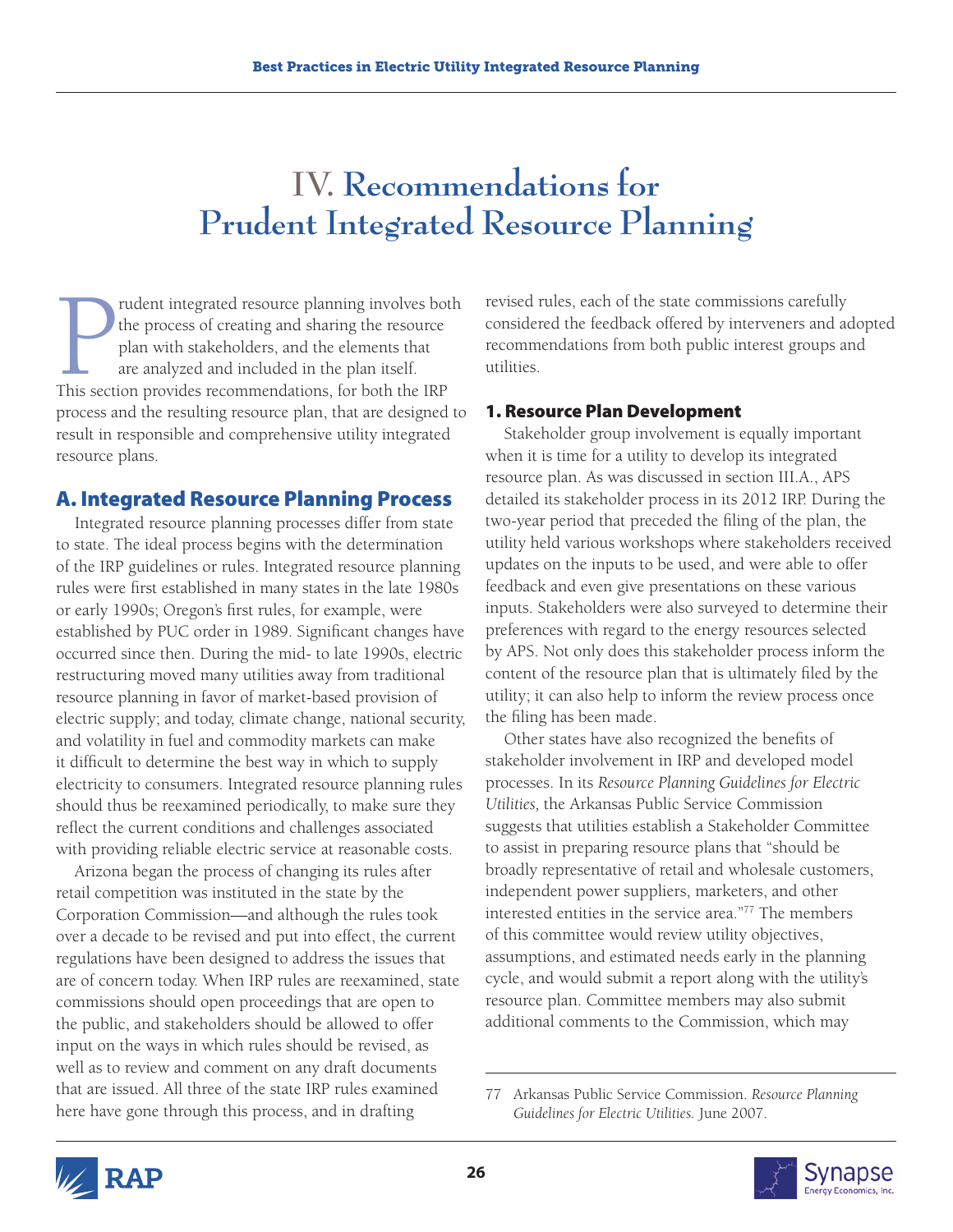# IV. Recommendations for Prudent Integrated Resource Planning

Prudent integrated resource planning involves both the process of creating and sharing the resource plan with stakeholders, and the elements that are analyzed and included in the plan itself. This section provides recommendations, for both the IRP process and the resulting resource plan, that are designed to result in responsible and comprehensive utility integrated resource plans.

## A. Integrated Resource Planning Process

Integrated resource planning processes differ from state to state. The ideal process begins with the determination of the IRP guidelines or rules. Integrated resource planning rules were first established in many states in the late 1980s or early 1990s; Oregon's first rules, for example, were established by PUC order in 1989. Significant changes have occurred since then. During the mid- to late 1990s, electric restructuring moved many utilities away from traditional resource planning in favor of market-based provision of electric supply; and today, climate change, national security, and volatility in fuel and commodity markets can make it difficult to determine the best way in which to supply electricity to consumers. Integrated resource planning rules should thus be reexamined periodically, to make sure they reflect the current conditions and challenges associated with providing reliable electric service at reasonable costs.

Arizona began the process of changing its rules after retail competition was instituted in the state by the Corporation Commission—and although the rules took over a decade to be revised and put into effect, the current regulations have been designed to address the issues that are of concern today. When IRP rules are reexamined, state commissions should open proceedings that are open to the public, and stakeholders should be allowed to offer input on the ways in which rules should be revised, as well as to review and comment on any draft documents that are issued. All three of the state IRP rules examined here have gone through this process, and in drafting revised rules, each of the state commissions carefully considered the feedback offered by interveners and adopted recommendations from both public interest groups and utilities.

### 1. Resource Plan Development

Stakeholder group involvement is equally important when it is time for a utility to develop its integrated resource plan. As was discussed in section III.A., APS detailed its stakeholder process in its 2012 IRP. During the two-year period that preceded the filing of the plan, the utility held various workshops where stakeholders received updates on the inputs to be used, and were able to offer feedback and even give presentations on these various inputs. Stakeholders were also surveyed to determine their preferences with regard to the energy resources selected by APS. Not only does this stakeholder process inform the content of the resource plan that is ultimately filed by the utility; it can also help to inform the review process once the filing has been made.

Other states have also recognized the benefits of stakeholder involvement in IRP and developed model processes. In its *Resource Planning Guidelines for Electric Utilities,* the Arkansas Public Service Commission suggests that utilities establish a Stakeholder Committee to assist in preparing resource plans that "should be broadly representative of retail and wholesale customers, independent power suppliers, marketers, and other interested entities in the service area."[77] The members of this committee would review utility objectives, assumptions, and estimated needs early in the planning cycle, and would submit a report along with the utility's resource plan. Committee members may also submit additional comments to the Commission, which may

77 Arkansas Public Service Commission. *Resource Planning Guidelines for Electric Utilities.* June 2007.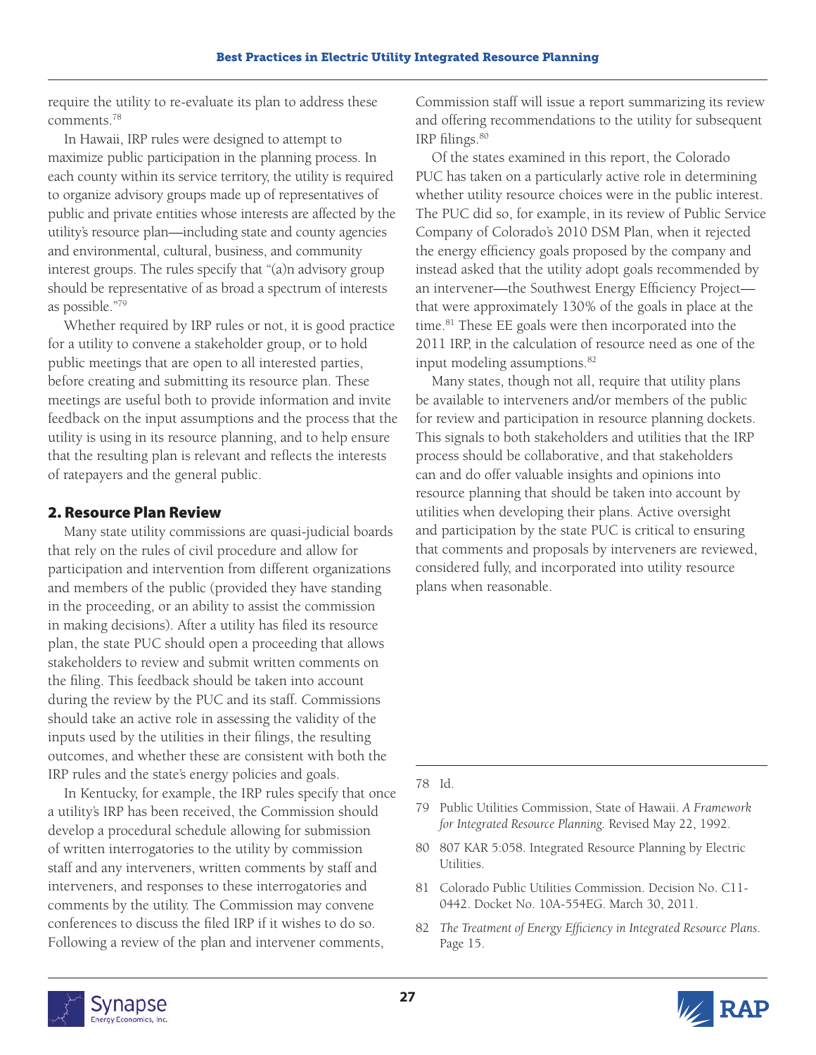require the utility to re-evaluate its plan to address these comments.[78]

In Hawaii, IRP rules were designed to attempt to maximize public participation in the planning process. In each county within its service territory, the utility is required to organize advisory groups made up of representatives of public and private entities whose interests are affected by the utility's resource plan—including state and county agencies and environmental, cultural, business, and community interest groups. The rules specify that "(a)n advisory group should be representative of as broad a spectrum of interests as possible."[79]

Whether required by IRP rules or not, it is good practice for a utility to convene a stakeholder group, or to hold public meetings that are open to all interested parties, before creating and submitting its resource plan. These meetings are useful both to provide information and invite feedback on the input assumptions and the process that the utility is using in its resource planning, and to help ensure that the resulting plan is relevant and reflects the interests of ratepayers and the general public.

## 2. Resource Plan Review

Many state utility commissions are quasi-judicial boards that rely on the rules of civil procedure and allow for participation and intervention from different organizations and members of the public (provided they have standing in the proceeding, or an ability to assist the commission in making decisions). After a utility has filed its resource plan, the state PUC should open a proceeding that allows stakeholders to review and submit written comments on the filing. This feedback should be taken into account during the review by the PUC and its staff. Commissions should take an active role in assessing the validity of the inputs used by the utilities in their filings, the resulting outcomes, and whether these are consistent with both the IRP rules and the state's energy policies and goals.

In Kentucky, for example, the IRP rules specify that once a utility's IRP has been received, the Commission should develop a procedural schedule allowing for submission of written interrogatories to the utility by commission staff and any interveners, written comments by staff and interveners, and responses to these interrogatories and comments by the utility. The Commission may convene conferences to discuss the filed IRP if it wishes to do so. Following a review of the plan and intervener comments, Commission staff will issue a report summarizing its review and offering recommendations to the utility for subsequent IRP filings.[80]

Of the states examined in this report, the Colorado PUC has taken on a particularly active role in determining whether utility resource choices were in the public interest. The PUC did so, for example, in its review of Public Service Company of Colorado's 2010 DSM Plan, when it rejected the energy efficiency goals proposed by the company and instead asked that the utility adopt goals recommended by an intervener—the Southwest Energy Efficiency Project—that were approximately 130% of the goals in place at the time.[81] These EE goals were then incorporated into the 2011 IRP, in the calculation of resource need as one of the input modeling assumptions.[82]

Many states, though not all, require that utility plans be available to interveners and/or members of the public for review and participation in resource planning dockets. This signals to both stakeholders and utilities that the IRP process should be collaborative, and that stakeholders can and do offer valuable insights and opinions into resource planning that should be taken into account by utilities when developing their plans. Active oversight and participation by the state PUC is critical to ensuring that comments and proposals by interveners are reviewed, considered fully, and incorporated into utility resource plans when reasonable.

---

78 Id.

79 Public Utilities Commission, State of Hawaii. *A Framework for Integrated Resource Planning.* Revised May 22, 1992.

80 807 KAR 5:058. Integrated Resource Planning by Electric Utilities.

81 Colorado Public Utilities Commission. Decision No. C11-0442. Docket No. 10A-554EG. March 30, 2011.

82 *The Treatment of Energy Efficiency in Integrated Resource Plans.* Page 15.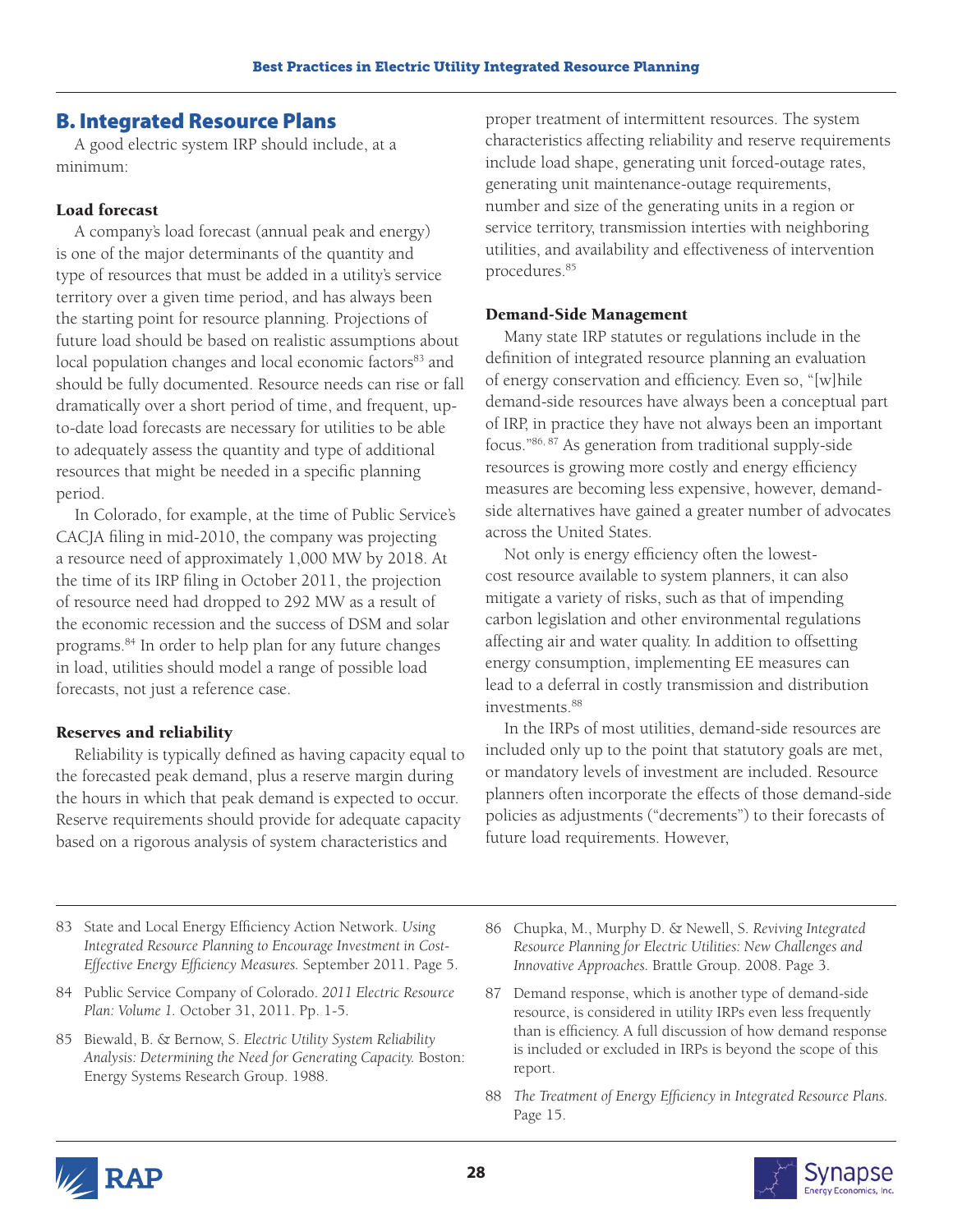## B. Integrated Resource Plans

A good electric system IRP should include, at a minimum:

### Load forecast

A company's load forecast (annual peak and energy) is one of the major determinants of the quantity and type of resources that must be added in a utility's service territory over a given time period, and has always been the starting point for resource planning. Projections of future load should be based on realistic assumptions about local population changes and local economic factors[83] and should be fully documented. Resource needs can rise or fall dramatically over a short period of time, and frequent, up-to-date load forecasts are necessary for utilities to be able to adequately assess the quantity and type of additional resources that might be needed in a specific planning period.

In Colorado, for example, at the time of Public Service's CACJA filing in mid-2010, the company was projecting a resource need of approximately 1,000 MW by 2018. At the time of its IRP filing in October 2011, the projection of resource need had dropped to 292 MW as a result of the economic recession and the success of DSM and solar programs.[84] In order to help plan for any future changes in load, utilities should model a range of possible load forecasts, not just a reference case.

### Reserves and reliability

Reliability is typically defined as having capacity equal to the forecasted peak demand, plus a reserve margin during the hours in which that peak demand is expected to occur. Reserve requirements should provide for adequate capacity based on a rigorous analysis of system characteristics and proper treatment of intermittent resources. The system characteristics affecting reliability and reserve requirements include load shape, generating unit forced-outage rates, generating unit maintenance-outage requirements, number and size of the generating units in a region or service territory, transmission interties with neighboring utilities, and availability and effectiveness of intervention procedures.[85]

### Demand-Side Management

Many state IRP statutes or regulations include in the definition of integrated resource planning an evaluation of energy conservation and efficiency. Even so, "[w]hile demand-side resources have always been a conceptual part of IRP, in practice they have not always been an important focus."[86, 87] As generation from traditional supply-side resources is growing more costly and energy efficiency measures are becoming less expensive, however, demand-side alternatives have gained a greater number of advocates across the United States.

Not only is energy efficiency often the lowest-cost resource available to system planners, it can also mitigate a variety of risks, such as that of impending carbon legislation and other environmental regulations affecting air and water quality. In addition to offsetting energy consumption, implementing EE measures can lead to a deferral in costly transmission and distribution investments.[88]

In the IRPs of most utilities, demand-side resources are included only up to the point that statutory goals are met, or mandatory levels of investment are included. Resource planners often incorporate the effects of those demand-side policies as adjustments ("decrements") to their forecasts of future load requirements. However,

---

83 State and Local Energy Efficiency Action Network. *Using Integrated Resource Planning to Encourage Investment in Cost-Effective Energy Efficiency Measures.* September 2011. Page 5.

84 Public Service Company of Colorado. *2011 Electric Resource Plan: Volume 1.* October 31, 2011. Pp. 1-5.

85 Biewald, B. & Bernow, S. *Electric Utility System Reliability Analysis: Determining the Need for Generating Capacity.* Boston: Energy Systems Research Group. 1988.

86 Chupka, M., Murphy D. & Newell, S. *Reviving Integrated Resource Planning for Electric Utilities: New Challenges and Innovative Approaches.* Brattle Group. 2008. Page 3.

87 Demand response, which is another type of demand-side resource, is considered in utility IRPs even less frequently than is efficiency. A full discussion of how demand response is included or excluded in IRPs is beyond the scope of this report.

88 *The Treatment of Energy Efficiency in Integrated Resource Plans.* Page 15.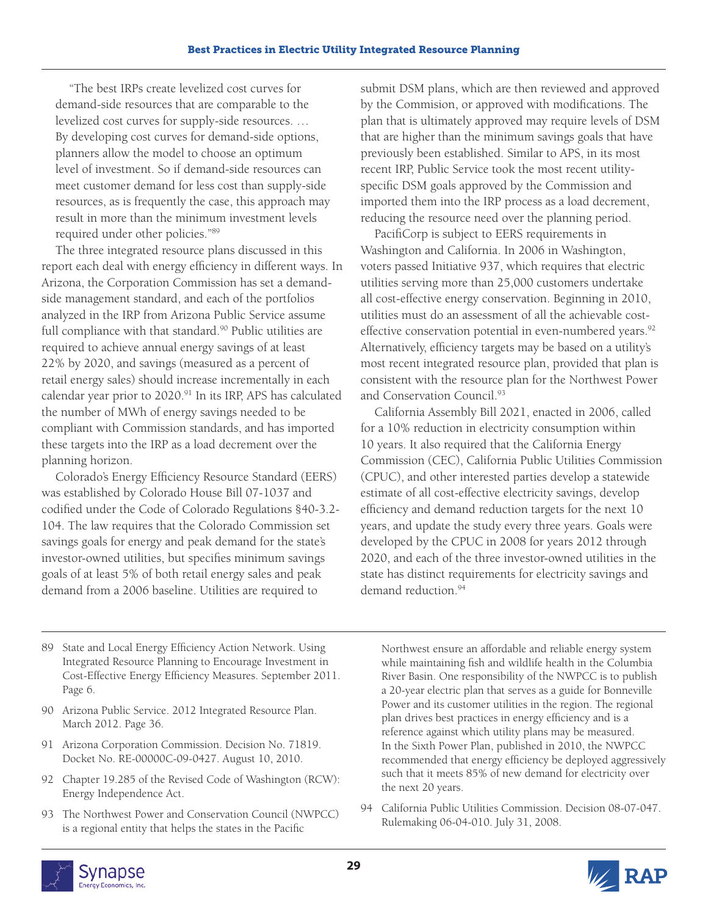"The best IRPs create levelized cost curves for demand-side resources that are comparable to the levelized cost curves for supply-side resources. … By developing cost curves for demand-side options, planners allow the model to choose an optimum level of investment. So if demand-side resources can meet customer demand for less cost than supply-side resources, as is frequently the case, this approach may result in more than the minimum investment levels required under other policies."[89]

The three integrated resource plans discussed in this report each deal with energy efficiency in different ways. In Arizona, the Corporation Commission has set a demand-side management standard, and each of the portfolios analyzed in the IRP from Arizona Public Service assume full compliance with that standard.[90] Public utilities are required to achieve annual energy savings of at least 22% by 2020, and savings (measured as a percent of retail energy sales) should increase incrementally in each calendar year prior to 2020.[91] In its IRP, APS has calculated the number of MWh of energy savings needed to be compliant with Commission standards, and has imported these targets into the IRP as a load decrement over the planning horizon.

Colorado's Energy Efficiency Resource Standard (EERS) was established by Colorado House Bill 07-1037 and codified under the Code of Colorado Regulations §40-3.2-104. The law requires that the Colorado Commission set savings goals for energy and peak demand for the state's investor-owned utilities, but specifies minimum savings goals of at least 5% of both retail energy sales and peak demand from a 2006 baseline. Utilities are required to submit DSM plans, which are then reviewed and approved by the Commision, or approved with modifications. The plan that is ultimately approved may require levels of DSM that are higher than the minimum savings goals that have previously been established. Similar to APS, in its most recent IRP, Public Service took the most recent utility-specific DSM goals approved by the Commission and imported them into the IRP process as a load decrement, reducing the resource need over the planning period.

PacifiCorp is subject to EERS requirements in Washington and California. In 2006 in Washington, voters passed Initiative 937, which requires that electric utilities serving more than 25,000 customers undertake all cost-effective energy conservation. Beginning in 2010, utilities must do an assessment of all the achievable cost-effective conservation potential in even-numbered years.[92] Alternatively, efficiency targets may be based on a utility's most recent integrated resource plan, provided that plan is consistent with the resource plan for the Northwest Power and Conservation Council.[93]

California Assembly Bill 2021, enacted in 2006, called for a 10% reduction in electricity consumption within 10 years. It also required that the California Energy Commission (CEC), California Public Utilities Commission (CPUC), and other interested parties develop a statewide estimate of all cost-effective electricity savings, develop efficiency and demand reduction targets for the next 10 years, and update the study every three years. Goals were developed by the CPUC in 2008 for years 2012 through 2020, and each of the three investor-owned utilities in the state has distinct requirements for electricity savings and demand reduction.[94]

---

89 State and Local Energy Efficiency Action Network. Using Integrated Resource Planning to Encourage Investment in Cost-Effective Energy Efficiency Measures. September 2011. Page 6.

90 Arizona Public Service. 2012 Integrated Resource Plan. March 2012. Page 36.

91 Arizona Corporation Commission. Decision No. 71819. Docket No. RE-00000C-09-0427. August 10, 2010.

92 Chapter 19.285 of the Revised Code of Washington (RCW): Energy Independence Act.

93 The Northwest Power and Conservation Council (NWPCC) is a regional entity that helps the states in the Pacific Northwest ensure an affordable and reliable energy system while maintaining fish and wildlife health in the Columbia River Basin. One responsibility of the NWPCC is to publish a 20-year electric plan that serves as a guide for Bonneville Power and its customer utilities in the region. The regional plan drives best practices in energy efficiency and is a reference against which utility plans may be measured. In the Sixth Power Plan, published in 2010, the NWPCC recommended that energy efficiency be deployed aggressively such that it meets 85% of new demand for electricity over the next 20 years.

94 California Public Utilities Commission. Decision 08-07-047. Rulemaking 06-04-010. July 31, 2008.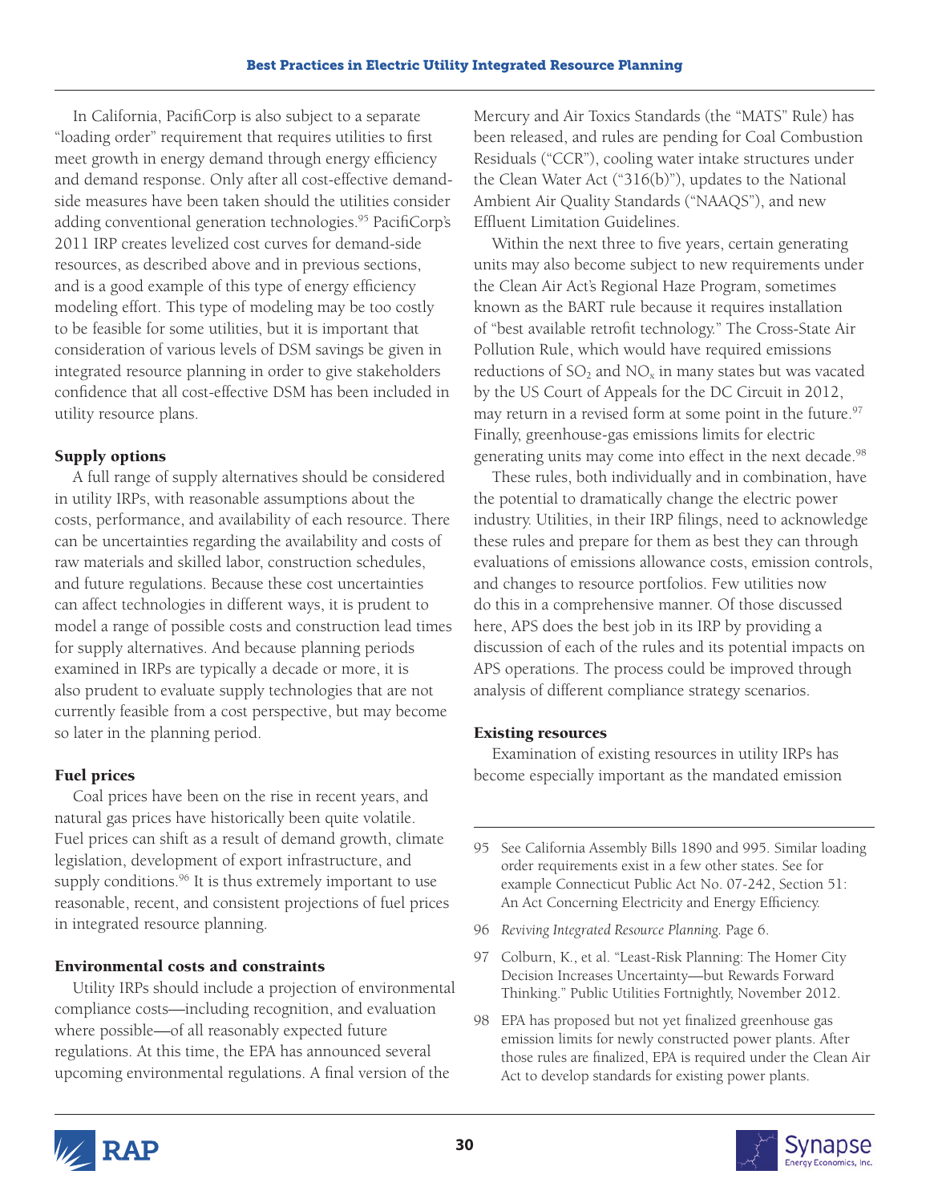In California, PacifiCorp is also subject to a separate "loading order" requirement that requires utilities to first meet growth in energy demand through energy efficiency and demand response. Only after all cost-effective demand-side measures have been taken should the utilities consider adding conventional generation technologies.[95] PacifiCorp's 2011 IRP creates levelized cost curves for demand-side resources, as described above and in previous sections, and is a good example of this type of energy efficiency modeling effort. This type of modeling may be too costly to be feasible for some utilities, but it is important that consideration of various levels of DSM savings be given in integrated resource planning in order to give stakeholders confidence that all cost-effective DSM has been included in utility resource plans.

### Supply options

A full range of supply alternatives should be considered in utility IRPs, with reasonable assumptions about the costs, performance, and availability of each resource. There can be uncertainties regarding the availability and costs of raw materials and skilled labor, construction schedules, and future regulations. Because these cost uncertainties can affect technologies in different ways, it is prudent to model a range of possible costs and construction lead times for supply alternatives. And because planning periods examined in IRPs are typically a decade or more, it is also prudent to evaluate supply technologies that are not currently feasible from a cost perspective, but may become so later in the planning period.

### Fuel prices

Coal prices have been on the rise in recent years, and natural gas prices have historically been quite volatile. Fuel prices can shift as a result of demand growth, climate legislation, development of export infrastructure, and supply conditions.[96] It is thus extremely important to use reasonable, recent, and consistent projections of fuel prices in integrated resource planning.

### Environmental costs and constraints

Utility IRPs should include a projection of environmental compliance costs—including recognition, and evaluation where possible—of all reasonably expected future regulations. At this time, the EPA has announced several upcoming environmental regulations. A final version of the Mercury and Air Toxics Standards (the "MATS" Rule) has been released, and rules are pending for Coal Combustion Residuals ("CCR"), cooling water intake structures under the Clean Water Act ("316(b)"), updates to the National Ambient Air Quality Standards ("NAAQS"), and new Effluent Limitation Guidelines.

Within the next three to five years, certain generating units may also become subject to new requirements under the Clean Air Act's Regional Haze Program, sometimes known as the BART rule because it requires installation of "best available retrofit technology." The Cross-State Air Pollution Rule, which would have required emissions reductions of $SO_2$ and $NO_x$ in many states but was vacated by the US Court of Appeals for the DC Circuit in 2012, may return in a revised form at some point in the future.[97] Finally, greenhouse-gas emissions limits for electric generating units may come into effect in the next decade.[98]

These rules, both individually and in combination, have the potential to dramatically change the electric power industry. Utilities, in their IRP filings, need to acknowledge these rules and prepare for them as best they can through evaluations of emissions allowance costs, emission controls, and changes to resource portfolios. Few utilities now do this in a comprehensive manner. Of those discussed here, APS does the best job in its IRP by providing a discussion of each of the rules and its potential impacts on APS operations. The process could be improved through analysis of different compliance strategy scenarios.

### Existing resources

Examination of existing resources in utility IRPs has become especially important as the mandated emission

---

95 See California Assembly Bills 1890 and 995. Similar loading order requirements exist in a few other states. See for example Connecticut Public Act No. 07-242, Section 51: An Act Concerning Electricity and Energy Efficiency.

96 *Reviving Integrated Resource Planning.* Page 6.

97 Colburn, K., et al. "Least-Risk Planning: The Homer City Decision Increases Uncertainty—but Rewards Forward Thinking." Public Utilities Fortnightly, November 2012.

98 EPA has proposed but not yet finalized greenhouse gas emission limits for newly constructed power plants. After those rules are finalized, EPA is required under the Clean Air Act to develop standards for existing power plants.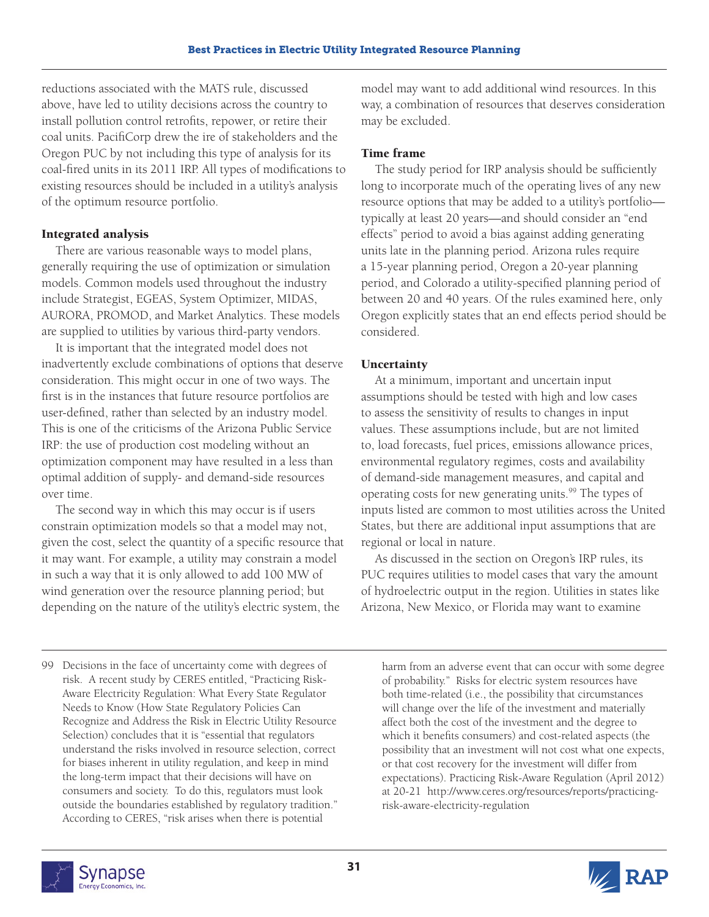reductions associated with the MATS rule, discussed above, have led to utility decisions across the country to install pollution control retrofits, repower, or retire their coal units. PacifiCorp drew the ire of stakeholders and the Oregon PUC by not including this type of analysis for its coal-fired units in its 2011 IRP. All types of modifications to existing resources should be included in a utility's analysis of the optimum resource portfolio.

### Integrated analysis

There are various reasonable ways to model plans, generally requiring the use of optimization or simulation models. Common models used throughout the industry include Strategist, EGEAS, System Optimizer, MIDAS, AURORA, PROMOD, and Market Analytics. These models are supplied to utilities by various third-party vendors.

It is important that the integrated model does not inadvertently exclude combinations of options that deserve consideration. This might occur in one of two ways. The first is in the instances that future resource portfolios are user-defined, rather than selected by an industry model. This is one of the criticisms of the Arizona Public Service IRP: the use of production cost modeling without an optimization component may have resulted in a less than optimal addition of supply- and demand-side resources over time.

The second way in which this may occur is if users constrain optimization models so that a model may not, given the cost, select the quantity of a specific resource that it may want. For example, a utility may constrain a model in such a way that it is only allowed to add 100 MW of wind generation over the resource planning period; but depending on the nature of the utility's electric system, the model may want to add additional wind resources. In this way, a combination of resources that deserves consideration may be excluded.

### Time frame

The study period for IRP analysis should be sufficiently long to incorporate much of the operating lives of any new resource options that may be added to a utility's portfolio—typically at least 20 years—and should consider an "end effects" period to avoid a bias against adding generating units late in the planning period. Arizona rules require a 15-year planning period, Oregon a 20-year planning period, and Colorado a utility-specified planning period of between 20 and 40 years. Of the rules examined here, only Oregon explicitly states that an end effects period should be considered.

### Uncertainty

At a minimum, important and uncertain input assumptions should be tested with high and low cases to assess the sensitivity of results to changes in input values. These assumptions include, but are not limited to, load forecasts, fuel prices, emissions allowance prices, environmental regulatory regimes, costs and availability of demand-side management measures, and capital and operating costs for new generating units.[99] The types of inputs listed are common to most utilities across the United States, but there are additional input assumptions that are regional or local in nature.

As discussed in the section on Oregon's IRP rules, its PUC requires utilities to model cases that vary the amount of hydroelectric output in the region. Utilities in states like Arizona, New Mexico, or Florida may want to examine

---

99 Decisions in the face of uncertainty come with degrees of risk. A recent study by CERES entitled, "Practicing Risk-Aware Electricity Regulation: What Every State Regulator Needs to Know (How State Regulatory Policies Can Recognize and Address the Risk in Electric Utility Resource Selection) concludes that it is "essential that regulators understand the risks involved in resource selection, correct for biases inherent in utility regulation, and keep in mind the long-term impact that their decisions will have on consumers and society. To do this, regulators must look outside the boundaries established by regulatory tradition." According to CERES, "risk arises when there is potential harm from an adverse event that can occur with some degree of probability." Risks for electric system resources have both time-related (i.e., the possibility that circumstances will change over the life of the investment and materially affect both the cost of the investment and the degree to which it benefits consumers) and cost-related aspects (the possibility that an investment will not cost what one expects, or that cost recovery for the investment will differ from expectations). Practicing Risk-Aware Regulation (April 2012) at 20-21 http://www.ceres.org/resources/reports/practicing-risk-aware-electricity-regulation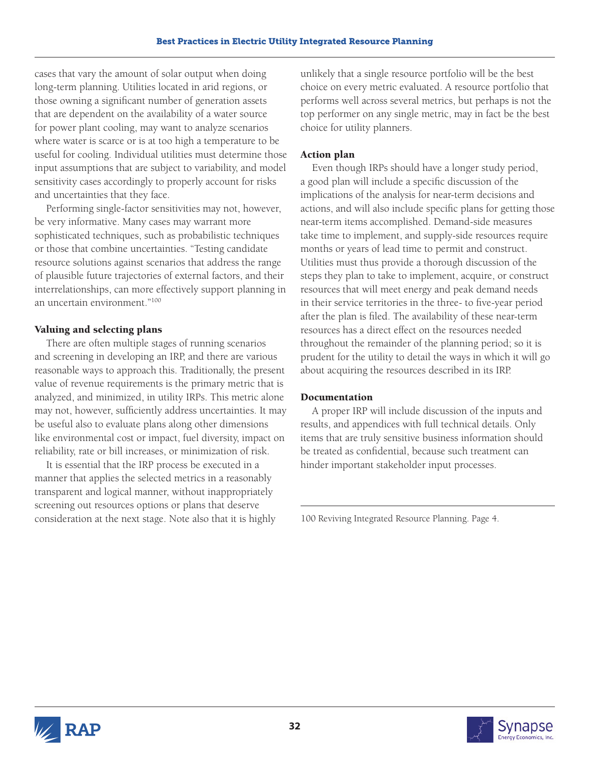cases that vary the amount of solar output when doing long-term planning. Utilities located in arid regions, or those owning a significant number of generation assets that are dependent on the availability of a water source for power plant cooling, may want to analyze scenarios where water is scarce or is at too high a temperature to be useful for cooling. Individual utilities must determine those input assumptions that are subject to variability, and model sensitivity cases accordingly to properly account for risks and uncertainties that they face.

Performing single-factor sensitivities may not, however, be very informative. Many cases may warrant more sophisticated techniques, such as probabilistic techniques or those that combine uncertainties. "Testing candidate resource solutions against scenarios that address the range of plausible future trajectories of external factors, and their interrelationships, can more effectively support planning in an uncertain environment."[100]

### Valuing and selecting plans

There are often multiple stages of running scenarios and screening in developing an IRP, and there are various reasonable ways to approach this. Traditionally, the present value of revenue requirements is the primary metric that is analyzed, and minimized, in utility IRPs. This metric alone may not, however, sufficiently address uncertainties. It may be useful also to evaluate plans along other dimensions like environmental cost or impact, fuel diversity, impact on reliability, rate or bill increases, or minimization of risk.

It is essential that the IRP process be executed in a manner that applies the selected metrics in a reasonably transparent and logical manner, without inappropriately screening out resources options or plans that deserve consideration at the next stage. Note also that it is highly unlikely that a single resource portfolio will be the best choice on every metric evaluated. A resource portfolio that performs well across several metrics, but perhaps is not the top performer on any single metric, may in fact be the best choice for utility planners.

### Action plan

Even though IRPs should have a longer study period, a good plan will include a specific discussion of the implications of the analysis for near-term decisions and actions, and will also include specific plans for getting those near-term items accomplished. Demand-side measures take time to implement, and supply-side resources require months or years of lead time to permit and construct. Utilities must thus provide a thorough discussion of the steps they plan to take to implement, acquire, or construct resources that will meet energy and peak demand needs in their service territories in the three- to five-year period after the plan is filed. The availability of these near-term resources has a direct effect on the resources needed throughout the remainder of the planning period; so it is prudent for the utility to detail the ways in which it will go about acquiring the resources described in its IRP.

### Documentation

A proper IRP will include discussion of the inputs and results, and appendices with full technical details. Only items that are truly sensitive business information should be treated as confidential, because such treatment can hinder important stakeholder input processes.

---

100 Reviving Integrated Resource Planning. Page 4.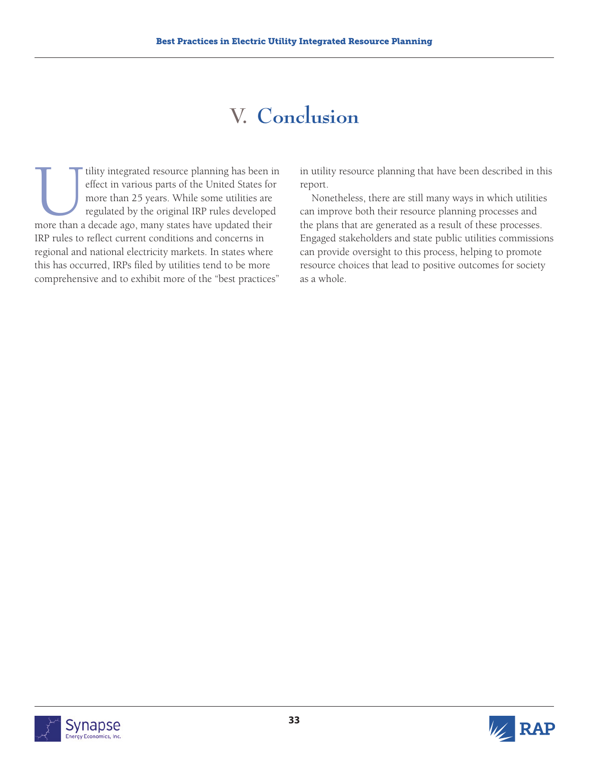# V. Conclusion

Utility integrated resource planning has been in effect in various parts of the United States for more than 25 years. While some utilities are regulated by the original IRP rules developed more than a decade ago, many states have updated their IRP rules to reflect current conditions and concerns in regional and national electricity markets. In states where this has occurred, IRPs filed by utilities tend to be more comprehensive and to exhibit more of the "best practices" in utility resource planning that have been described in this report.

Nonetheless, there are still many ways in which utilities can improve both their resource planning processes and the plans that are generated as a result of these processes. Engaged stakeholders and state public utilities commissions can provide oversight to this process, helping to promote resource choices that lead to positive outcomes for society as a whole.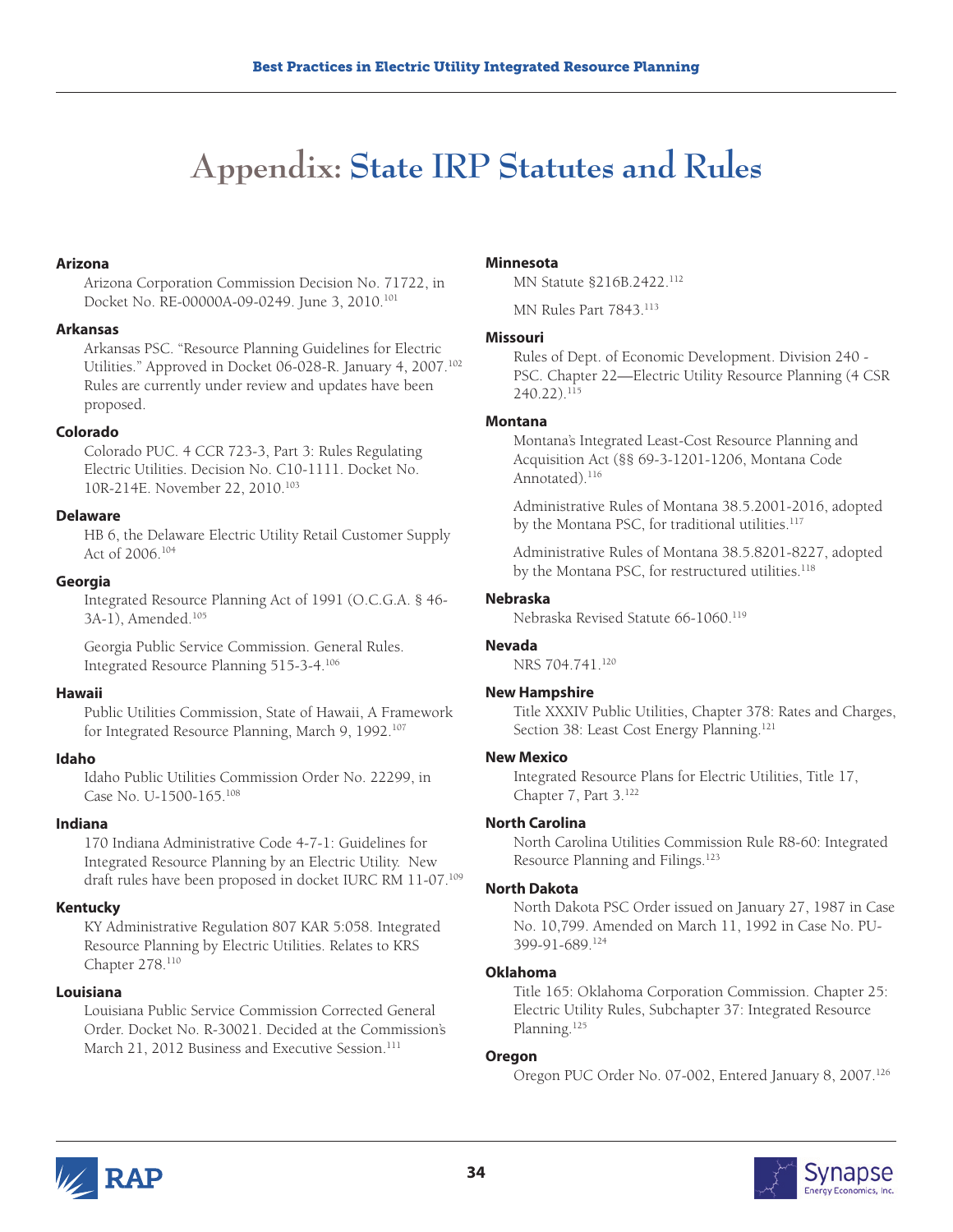# Appendix: State IRP Statutes and Rules

**Arizona**

Arizona Corporation Commission Decision No. 71722, in Docket No. RE-00000A-09-0249. June 3, 2010.[101]

**Arkansas**

Arkansas PSC. "Resource Planning Guidelines for Electric Utilities." Approved in Docket 06-028-R. January 4, 2007.[102] Rules are currently under review and updates have been proposed.

**Colorado**

Colorado PUC. 4 CCR 723-3, Part 3: Rules Regulating Electric Utilities. Decision No. C10-1111. Docket No. 10R-214E. November 22, 2010.[103]

**Delaware**

HB 6, the Delaware Electric Utility Retail Customer Supply Act of 2006.[104]

**Georgia**

Integrated Resource Planning Act of 1991 (O.C.G.A. § 46-3A-1), Amended.[105]

Georgia Public Service Commission. General Rules. Integrated Resource Planning 515-3-4.[106]

**Hawaii**

Public Utilities Commission, State of Hawaii, A Framework for Integrated Resource Planning, March 9, 1992.[107]

**Idaho**

Idaho Public Utilities Commission Order No. 22299, in Case No. U-1500-165.[108]

**Indiana**

170 Indiana Administrative Code 4-7-1: Guidelines for Integrated Resource Planning by an Electric Utility. New draft rules have been proposed in docket IURC RM 11-07.[109]

**Kentucky**

KY Administrative Regulation 807 KAR 5:058. Integrated Resource Planning by Electric Utilities. Relates to KRS Chapter 278.[110]

**Louisiana**

Louisiana Public Service Commission Corrected General Order. Docket No. R-30021. Decided at the Commission's March 21, 2012 Business and Executive Session.[111]

**Minnesota**

MN Statute §216B.2422.[112]

MN Rules Part 7843.[113]

**Missouri**

Rules of Dept. of Economic Development. Division 240 - PSC. Chapter 22—Electric Utility Resource Planning (4 CSR 240.22).[115]

**Montana**

Montana's Integrated Least-Cost Resource Planning and Acquisition Act (§§ 69-3-1201-1206, Montana Code Annotated).[116]

Administrative Rules of Montana 38.5.2001-2016, adopted by the Montana PSC, for traditional utilities.[117]

Administrative Rules of Montana 38.5.8201-8227, adopted by the Montana PSC, for restructured utilities.[118]

**Nebraska**

Nebraska Revised Statute 66-1060.[119]

**Nevada**

NRS 704.741.[120]

**New Hampshire**

Title XXXIV Public Utilities, Chapter 378: Rates and Charges, Section 38: Least Cost Energy Planning.[121]

**New Mexico**

Integrated Resource Plans for Electric Utilities, Title 17, Chapter 7, Part 3.[122]

**North Carolina**

North Carolina Utilities Commission Rule R8-60: Integrated Resource Planning and Filings.[123]

**North Dakota**

North Dakota PSC Order issued on January 27, 1987 in Case No. 10,799. Amended on March 11, 1992 in Case No. PU-399-91-689.[124]

**Oklahoma**

Title 165: Oklahoma Corporation Commission. Chapter 25: Electric Utility Rules, Subchapter 37: Integrated Resource Planning.[125]

**Oregon**

Oregon PUC Order No. 07-002, Entered January 8, 2007.[126]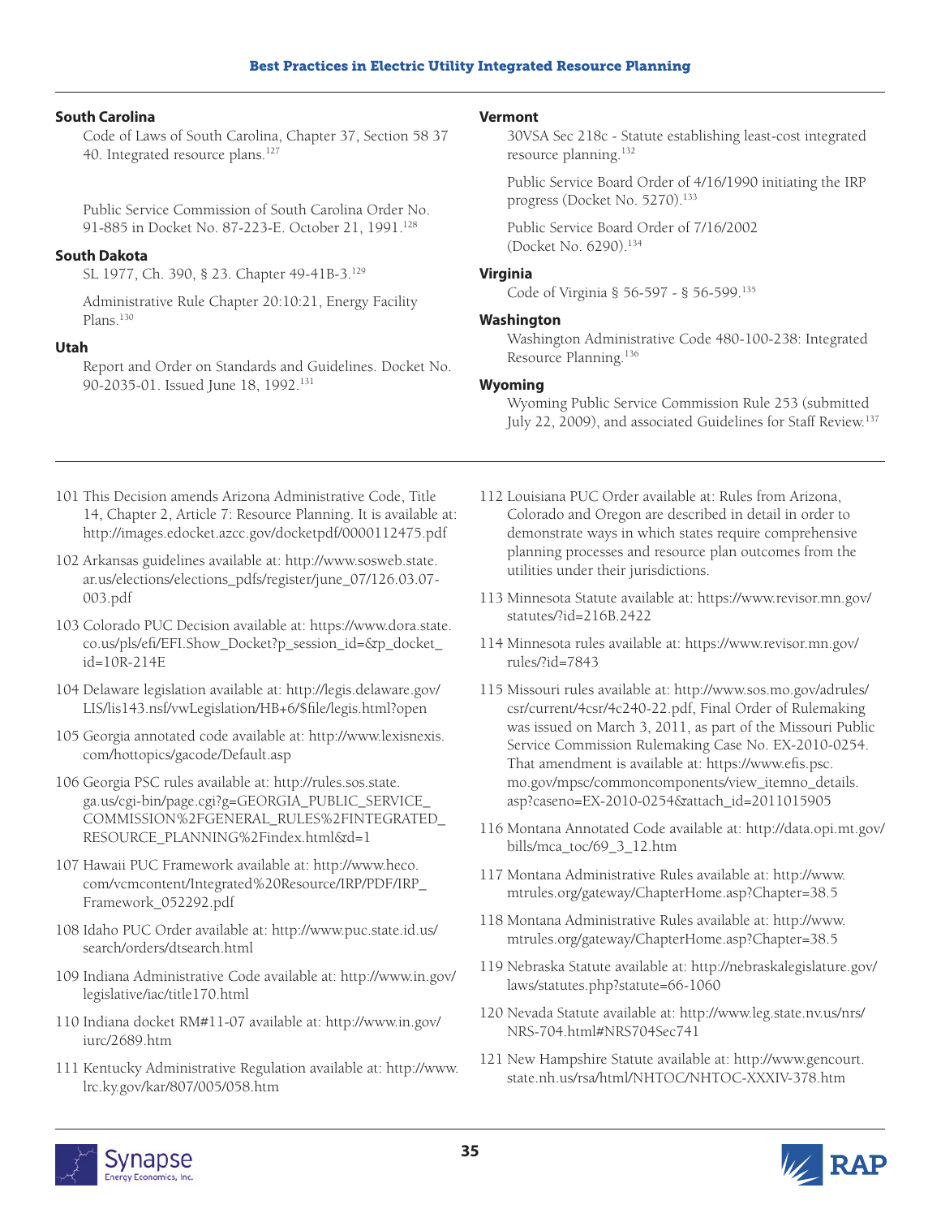**South Carolina**

Code of Laws of South Carolina, Chapter 37, Section 58 37 40. Integrated resource plans.[127]

Public Service Commission of South Carolina Order No. 91-885 in Docket No. 87-223-E. October 21, 1991.[128]

**South Dakota**

SL 1977, Ch. 390, § 23. Chapter 49-41B-3.[129]

Administrative Rule Chapter 20:10:21, Energy Facility Plans.[130]

**Utah**

Report and Order on Standards and Guidelines. Docket No. 90-2035-01. Issued June 18, 1992.[131]

**Vermont**

30VSA Sec 218c - Statute establishing least-cost integrated resource planning.[132]

Public Service Board Order of 4/16/1990 initiating the IRP progress (Docket No. 5270).[133]

Public Service Board Order of 7/16/2002 (Docket No. 6290).[134]

**Virginia**

Code of Virginia § 56-597 - § 56-599.[135]

**Washington**

Washington Administrative Code 480-100-238: Integrated Resource Planning.[136]

**Wyoming**

Wyoming Public Service Commission Rule 253 (submitted July 22, 2009), and associated Guidelines for Staff Review.[137]

---

101 This Decision amends Arizona Administrative Code, Title 14, Chapter 2, Article 7: Resource Planning. It is available at: http://images.edocket.azcc.gov/docketpdf/0000112475.pdf

102 Arkansas guidelines available at: http://www.sosweb.state.ar.us/elections/elections_pdfs/register/june_07/126.03.07-003.pdf

103 Colorado PUC Decision available at: https://www.dora.state.co.us/pls/efi/EFI.Show_Docket?p_session_id=&p_docket_id=10R-214E

104 Delaware legislation available at: http://legis.delaware.gov/LIS/lis143.nsf/vwLegislation/HB+6/$file/legis.html?open

105 Georgia annotated code available at: http://www.lexisnexis.com/hottopics/gacode/Default.asp

106 Georgia PSC rules available at: http://rules.sos.state.ga.us/cgi-bin/page.cgi?g=GEORGIA_PUBLIC_SERVICE_COMMISSION%2FGENERAL_RULES%2FINTEGRATED_RESOURCE_PLANNING%2Findex.html&d=1

107 Hawaii PUC Framework available at: http://www.heco.com/vcmcontent/Integrated%20Resource/IRP/PDF/IRP_Framework_052292.pdf

108 Idaho PUC Order available at: http://www.puc.state.id.us/search/orders/dtsearch.html

109 Indiana Administrative Code available at: http://www.in.gov/legislative/iac/title170.html

110 Indiana docket RM#11-07 available at: http://www.in.gov/iurc/2689.htm

111 Kentucky Administrative Regulation available at: http://www.lrc.ky.gov/kar/807/005/058.htm

112 Louisiana PUC Order available at: Rules from Arizona, Colorado and Oregon are described in detail in order to demonstrate ways in which states require comprehensive planning processes and resource plan outcomes from the utilities under their jurisdictions.

113 Minnesota Statute available at: https://www.revisor.mn.gov/statutes/?id=216B.2422

114 Minnesota rules available at: https://www.revisor.mn.gov/rules/?id=7843

115 Missouri rules available at: http://www.sos.mo.gov/adrules/csr/current/4csr/4c240-22.pdf, Final Order of Rulemaking was issued on March 3, 2011, as part of the Missouri Public Service Commission Rulemaking Case No. EX-2010-0254. That amendment is available at: https://www.efis.psc.mo.gov/mpsc/commoncomponents/view_itemno_details.asp?caseno=EX-2010-0254&attach_id=2011015905

116 Montana Annotated Code available at: http://data.opi.mt.gov/bills/mca_toc/69_3_12.htm

117 Montana Administrative Rules available at: http://www.mtrules.org/gateway/ChapterHome.asp?Chapter=38.5

118 Montana Administrative Rules available at: http://www.mtrules.org/gateway/ChapterHome.asp?Chapter=38.5

119 Nebraska Statute available at: http://nebraskalegislature.gov/laws/statutes.php?statute=66-1060

120 Nevada Statute available at: http://www.leg.state.nv.us/nrs/NRS-704.html#NRS704Sec741

121 New Hampshire Statute available at: http://www.gencourt.state.nh.us/rsa/html/NHTOC/NHTOC-XXXIV-378.htm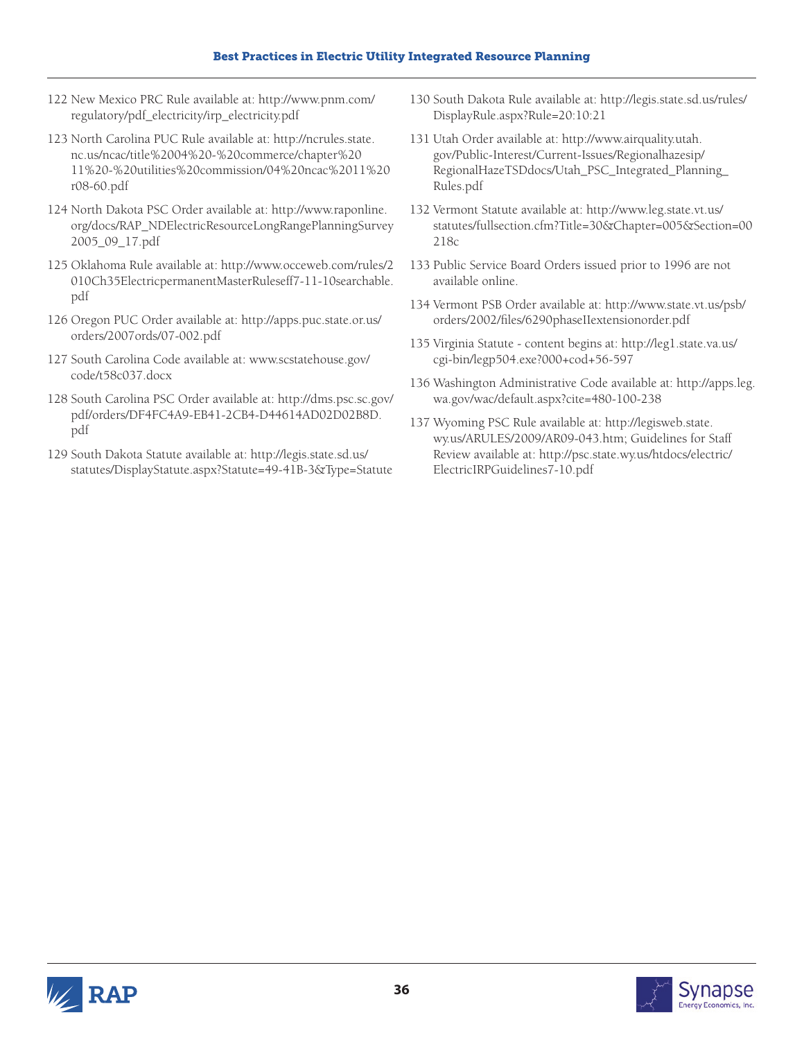122 New Mexico PRC Rule available at: http://www.pnm.com/regulatory/pdf_electricity/irp_electricity.pdf

123 North Carolina PUC Rule available at: http://ncrules.state.nc.us/ncac/title%2004%20-%20commerce/chapter%2011%20-%20utilities%20commission/04%20ncac%2011%20r08-60.pdf

124 North Dakota PSC Order available at: http://www.raponline.org/docs/RAP_NDElectricResourceLongRangePlanningSurvey2005_09_17.pdf

125 Oklahoma Rule available at: http://www.occeweb.com/rules/2010Ch35ElectricpermanentMasterRuleseff7-11-10searchable.pdf

126 Oregon PUC Order available at: http://apps.puc.state.or.us/orders/2007ords/07-002.pdf

127 South Carolina Code available at: www.scstatehouse.gov/code/t58c037.docx

128 South Carolina PSC Order available at: http://dms.psc.sc.gov/pdf/orders/DF4FC4A9-EB41-2CB4-D44614AD02D02B8D.pdf

129 South Dakota Statute available at: http://legis.state.sd.us/statutes/DisplayStatute.aspx?Statute=49-41B-3&Type=Statute

130 South Dakota Rule available at: http://legis.state.sd.us/rules/DisplayRule.aspx?Rule=20:10:21

131 Utah Order available at: http://www.airquality.utah.gov/Public-Interest/Current-Issues/Regionalhazesip/RegionalHazeTSDdocs/Utah_PSC_Integrated_Planning_Rules.pdf

132 Vermont Statute available at: http://www.leg.state.vt.us/statutes/fullsection.cfm?Title=30&Chapter=005&Section=00218c

133 Public Service Board Orders issued prior to 1996 are not available online.

134 Vermont PSB Order available at: http://www.state.vt.us/psb/orders/2002/files/6290phaseIIextensionorder.pdf

135 Virginia Statute - content begins at: http://leg1.state.va.us/cgi-bin/legp504.exe?000+cod+56-597

136 Washington Administrative Code available at: http://apps.leg.wa.gov/wac/default.aspx?cite=480-100-238

137 Wyoming PSC Rule available at: http://legisweb.state.wy.us/ARULES/2009/AR09-043.htm; Guidelines for Staff Review available at: http://psc.state.wy.us/htdocs/electric/ElectricIRPGuidelines7-10.pdf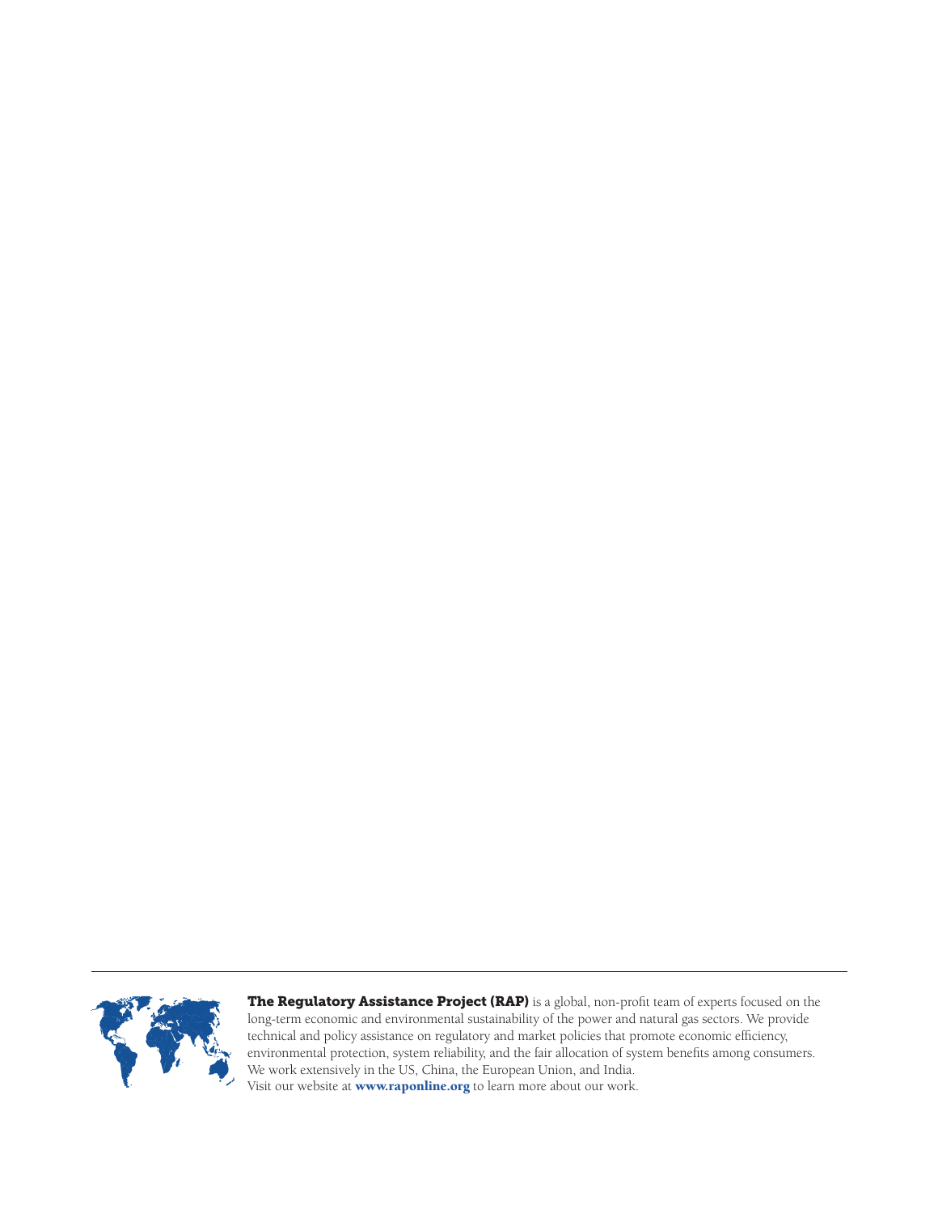**The Regulatory Assistance Project (RAP)** is a global, non-profit team of experts focused on the long-term economic and environmental sustainability of the power and natural gas sectors. We provide technical and policy assistance on regulatory and market policies that promote economic efficiency, environmental protection, system reliability, and the fair allocation of system benefits among consumers. We work extensively in the US, China, the European Union, and India.
Visit our website at **www.raponline.org** to learn more about our work.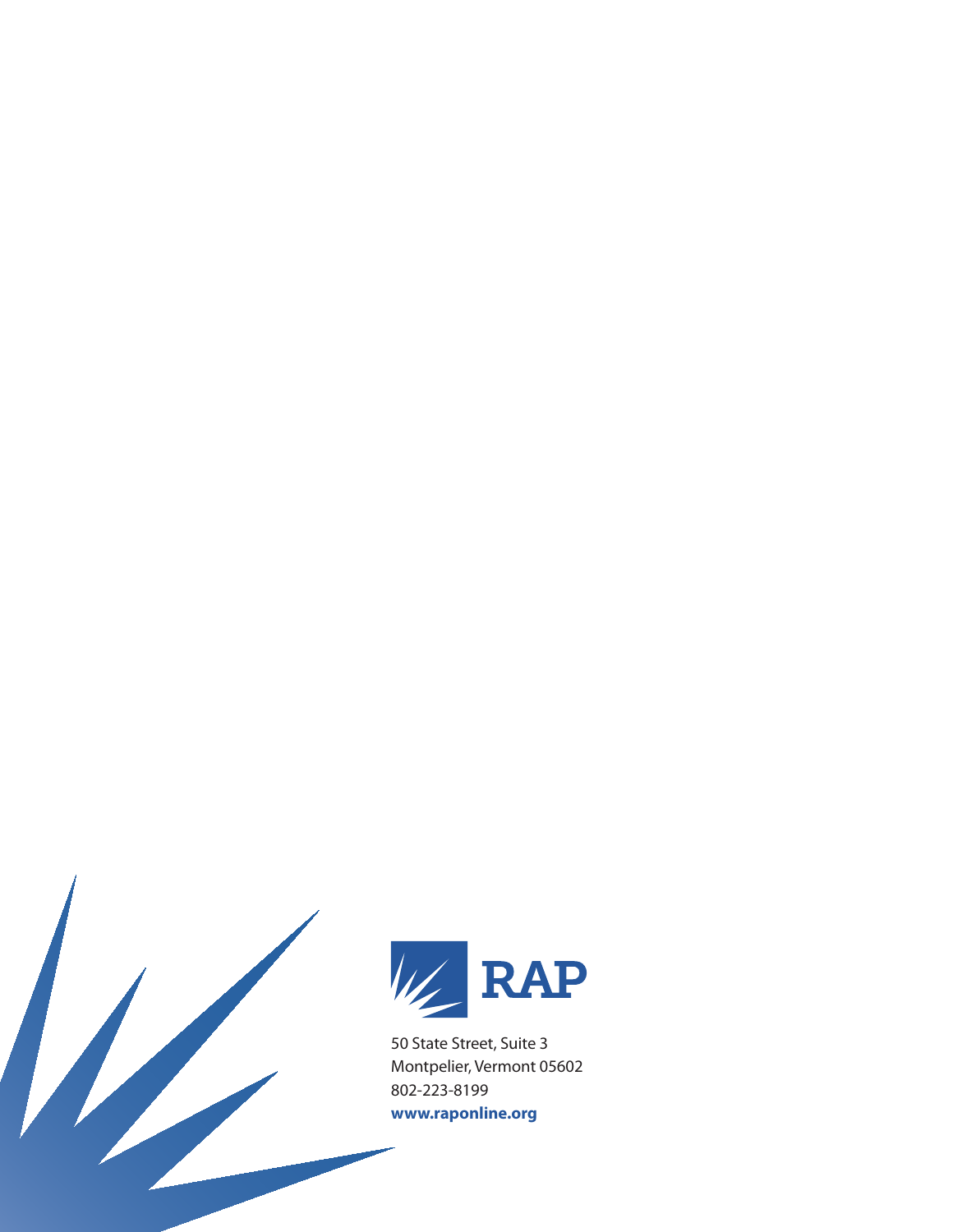RAP

50 State Street, Suite 3
Montpelier, Vermont 05602
802-223-8199
**www.raponline.org**